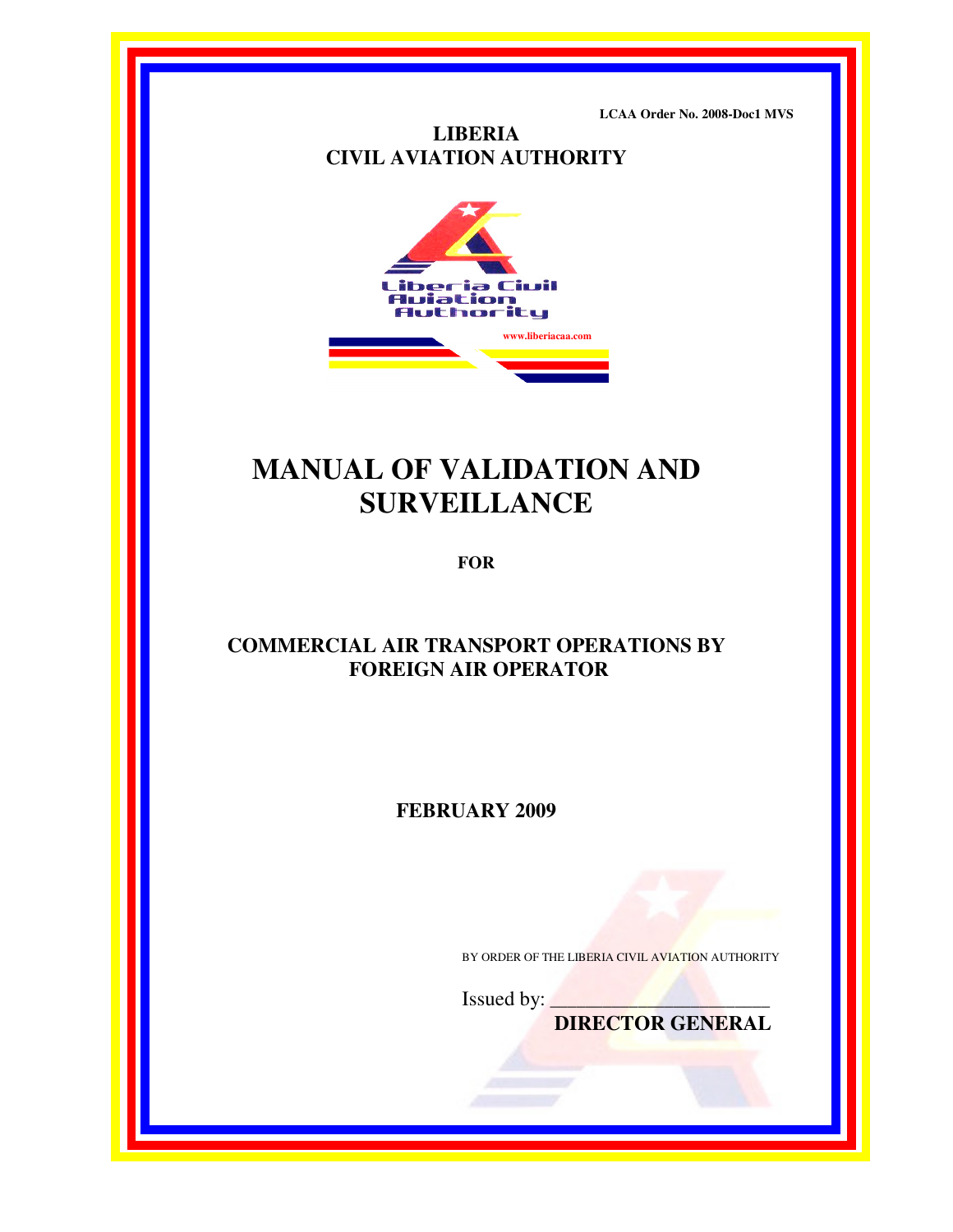LCAA Order No. 2008-Doc1 MVS

**LIBERIA**
**CIVIL AVIATION AUTHORITY**

Liberia Civil Aviation Authority

www.liberiacaa.com

# MANUAL OF VALIDATION AND SURVEILLANCE

**FOR**

**COMMERCIAL AIR TRANSPORT OPERATIONS BY FOREIGN AIR OPERATOR**

**FEBRUARY 2009**

BY ORDER OF THE LIBERIA CIVIL AVIATION AUTHORITY

Issued by: ______________________

**DIRECTOR GENERAL**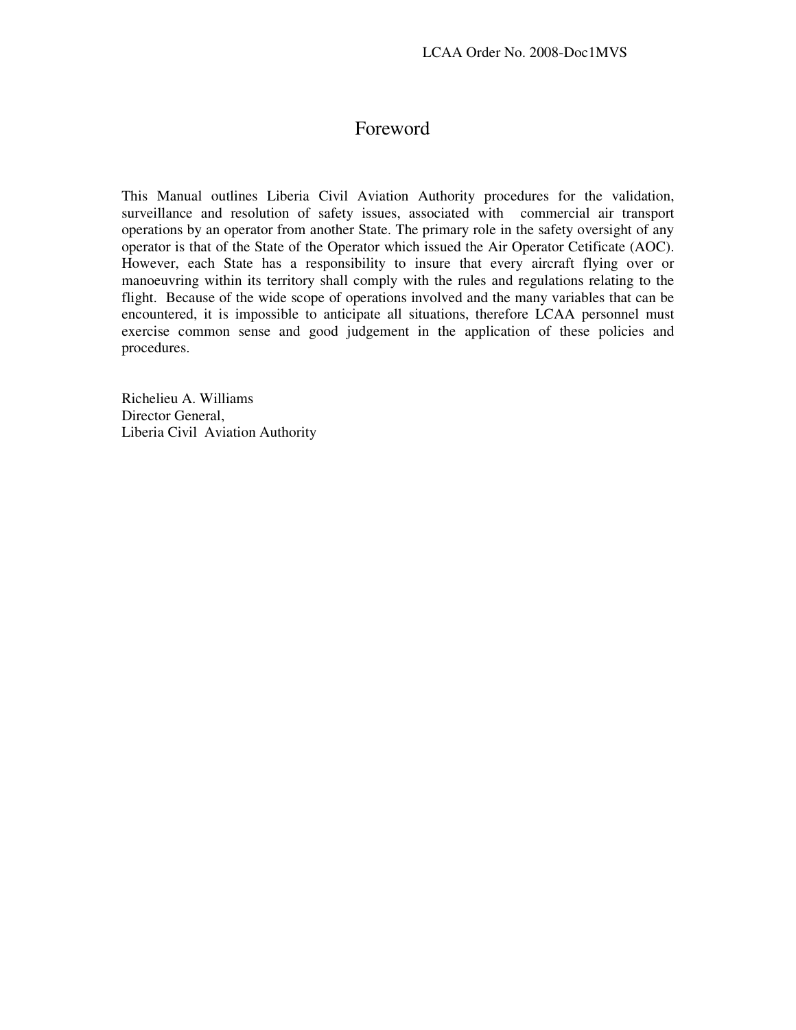# Foreword

This Manual outlines Liberia Civil Aviation Authority procedures for the validation, surveillance and resolution of safety issues, associated with commercial air transport operations by an operator from another State. The primary role in the safety oversight of any operator is that of the State of the Operator which issued the Air Operator Cetificate (AOC). However, each State has a responsibility to insure that every aircraft flying over or manoeuvring within its territory shall comply with the rules and regulations relating to the flight. Because of the wide scope of operations involved and the many variables that can be encountered, it is impossible to anticipate all situations, therefore LCAA personnel must exercise common sense and good judgement in the application of these policies and procedures.

Richelieu A. Williams
Director General,
Liberia Civil Aviation Authority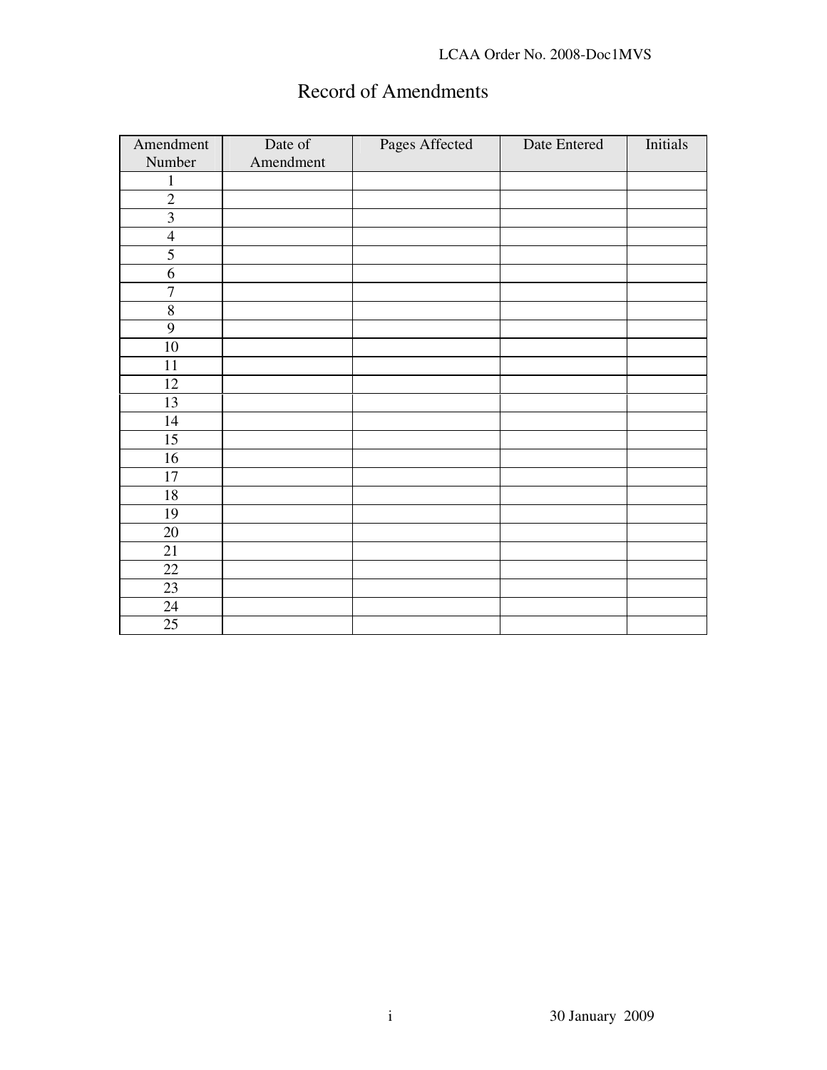# Record of Amendments

| Amendment Number | Date of Amendment | Pages Affected | Date Entered | Initials |
|---|---|---|---|---|
| 1 | | | | |
| 2 | | | | |
| 3 | | | | |
| 4 | | | | |
| 5 | | | | |
| 6 | | | | |
| 7 | | | | |
| 8 | | | | |
| 9 | | | | |
| 10 | | | | |
| 11 | | | | |
| 12 | | | | |
| 13 | | | | |
| 14 | | | | |
| 15 | | | | |
| 16 | | | | |
| 17 | | | | |
| 18 | | | | |
| 19 | | | | |
| 20 | | | | |
| 21 | | | | |
| 22 | | | | |
| 23 | | | | |
| 24 | | | | |
| 25 | | | | |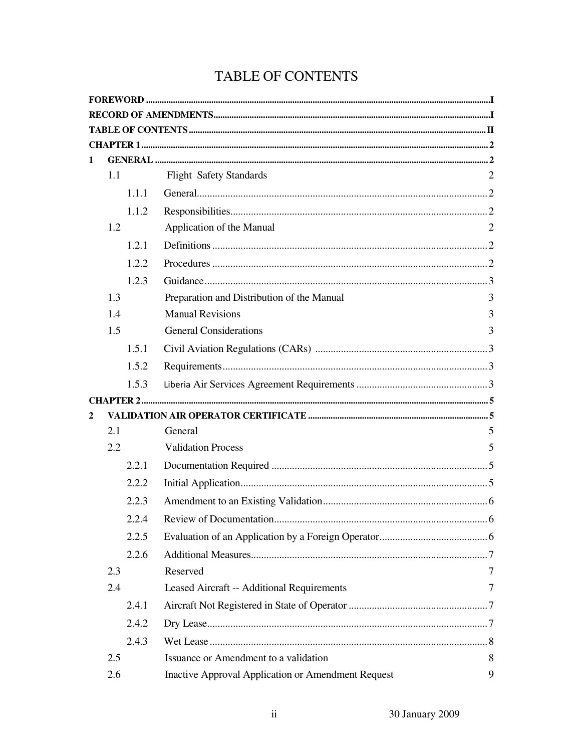# TABLE OF CONTENTS

**FOREWORD** ..... I

**RECORD OF AMENDMENTS** ..... I

**TABLE OF CONTENTS** ..... II

**CHAPTER 1** ..... 2

**1 GENERAL** ..... 2

- 1.1 Flight Safety Standards 2
  - 1.1.1 General ..... 2
  - 1.1.2 Responsibilities ..... 2
- 1.2 Application of the Manual 2
  - 1.2.1 Definitions ..... 2
  - 1.2.2 Procedures ..... 2
  - 1.2.3 Guidance ..... 3
- 1.3 Preparation and Distribution of the Manual 3
- 1.4 Manual Revisions 3
- 1.5 General Considerations 3
  - 1.5.1 Civil Aviation Regulations (CARs) ..... 3
  - 1.5.2 Requirements ..... 3
  - 1.5.3 Liberia Air Services Agreement Requirements ..... 3

**CHAPTER 2** ..... 5

**2 VALIDATION AIR OPERATOR CERTIFICATE** ..... 5

- 2.1 General 5
- 2.2 Validation Process 5
  - 2.2.1 Documentation Required ..... 5
  - 2.2.2 Initial Application ..... 5
  - 2.2.3 Amendment to an Existing Validation ..... 6
  - 2.2.4 Review of Documentation ..... 6
  - 2.2.5 Evaluation of an Application by a Foreign Operator ..... 6
  - 2.2.6 Additional Measures ..... 7
- 2.3 Reserved 7
- 2.4 Leased Aircraft -- Additional Requirements 7
  - 2.4.1 Aircraft Not Registered in State of Operator ..... 7
  - 2.4.2 Dry Lease ..... 7
  - 2.4.3 Wet Lease ..... 8
- 2.5 Issuance or Amendment to a validation 8
- 2.6 Inactive Approval Application or Amendment Request 9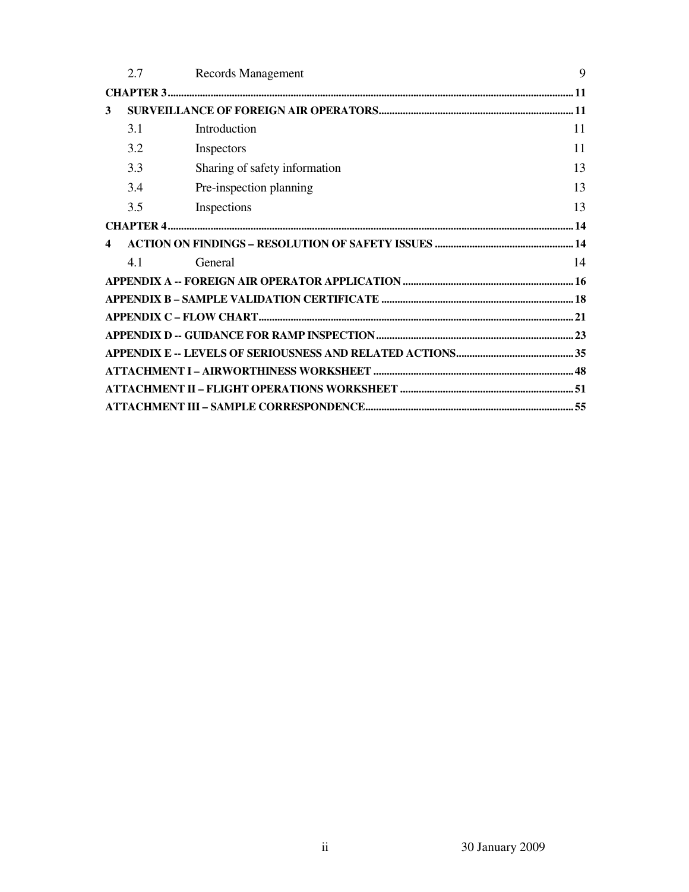| | | |
|---|---|---|
| 2.7 | Records Management | 9 |
| **CHAPTER 3** | | **11** |
| **3** | **SURVEILLANCE OF FOREIGN AIR OPERATORS** | **11** |
| 3.1 | Introduction | 11 |
| 3.2 | Inspectors | 11 |
| 3.3 | Sharing of safety information | 13 |
| 3.4 | Pre-inspection planning | 13 |
| 3.5 | Inspections | 13 |
| **CHAPTER 4** | | **14** |
| **4** | **ACTION ON FINDINGS – RESOLUTION OF SAFETY ISSUES** | **14** |
| 4.1 | General | 14 |
| **APPENDIX A -- FOREIGN AIR OPERATOR APPLICATION** | | **16** |
| **APPENDIX B – SAMPLE VALIDATION CERTIFICATE** | | **18** |
| **APPENDIX C – FLOW CHART** | | **21** |
| **APPENDIX D -- GUIDANCE FOR RAMP INSPECTION** | | **23** |
| **APPENDIX E -- LEVELS OF SERIOUSNESS AND RELATED ACTIONS** | | **35** |
| **ATTACHMENT I – AIRWORTHINESS WORKSHEET** | | **48** |
| **ATTACHMENT II – FLIGHT OPERATIONS WORKSHEET** | | **51** |
| **ATTACHMENT III – SAMPLE CORRESPONDENCE** | | **55** |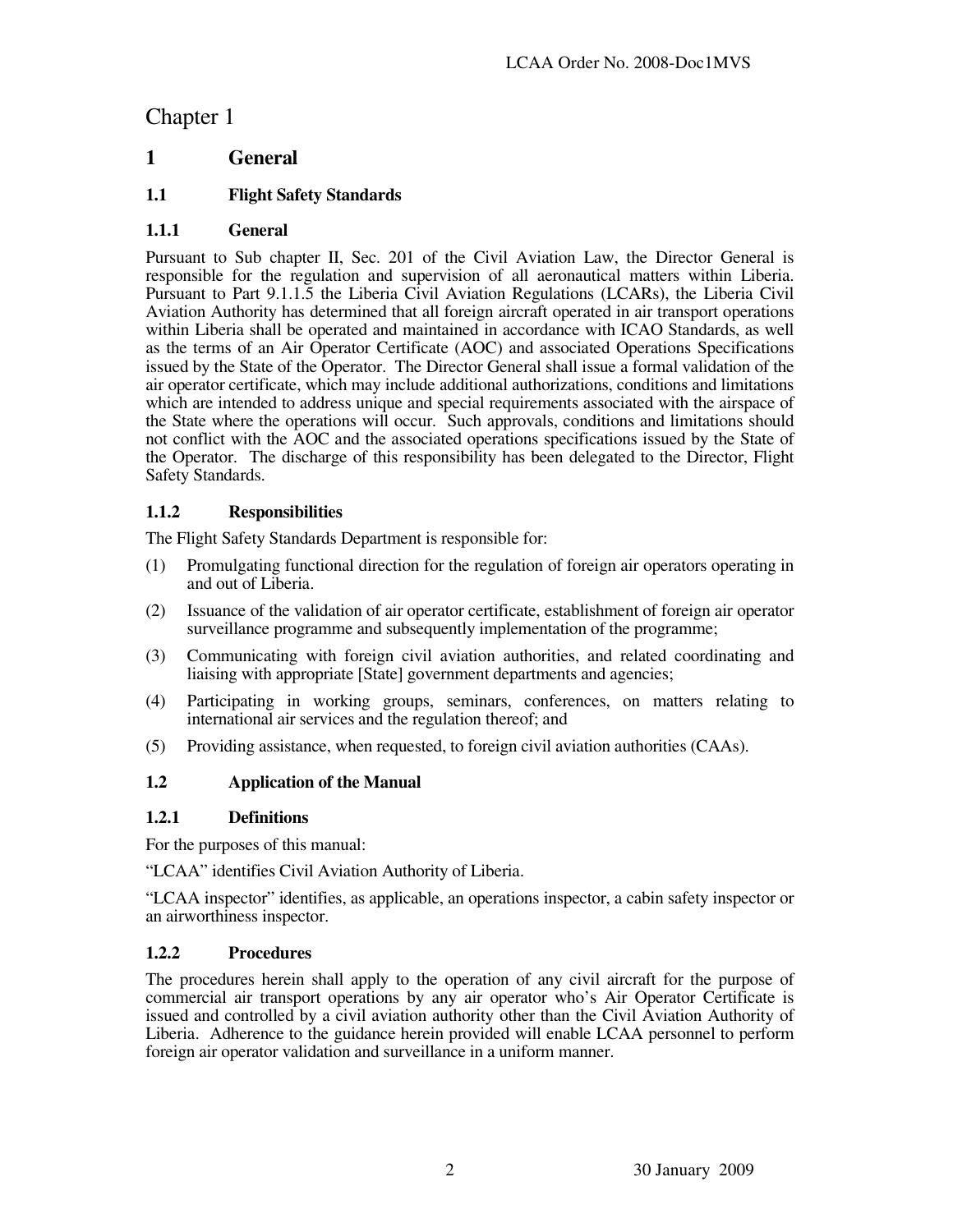# Chapter 1

## 1 General

### 1.1 Flight Safety Standards

#### 1.1.1 General

Pursuant to Sub chapter II, Sec. 201 of the Civil Aviation Law, the Director General is responsible for the regulation and supervision of all aeronautical matters within Liberia. Pursuant to Part 9.1.1.5 the Liberia Civil Aviation Regulations (LCARs), the Liberia Civil Aviation Authority has determined that all foreign aircraft operated in air transport operations within Liberia shall be operated and maintained in accordance with ICAO Standards, as well as the terms of an Air Operator Certificate (AOC) and associated Operations Specifications issued by the State of the Operator. The Director General shall issue a formal validation of the air operator certificate, which may include additional authorizations, conditions and limitations which are intended to address unique and special requirements associated with the airspace of the State where the operations will occur. Such approvals, conditions and limitations should not conflict with the AOC and the associated operations specifications issued by the State of the Operator. The discharge of this responsibility has been delegated to the Director, Flight Safety Standards.

#### 1.1.2 Responsibilities

The Flight Safety Standards Department is responsible for:

(1) Promulgating functional direction for the regulation of foreign air operators operating in and out of Liberia.

(2) Issuance of the validation of air operator certificate, establishment of foreign air operator surveillance programme and subsequently implementation of the programme;

(3) Communicating with foreign civil aviation authorities, and related coordinating and liaising with appropriate [State] government departments and agencies;

(4) Participating in working groups, seminars, conferences, on matters relating to international air services and the regulation thereof; and

(5) Providing assistance, when requested, to foreign civil aviation authorities (CAAs).

### 1.2 Application of the Manual

#### 1.2.1 Definitions

For the purposes of this manual:

"LCAA" identifies Civil Aviation Authority of Liberia.

"LCAA inspector" identifies, as applicable, an operations inspector, a cabin safety inspector or an airworthiness inspector.

#### 1.2.2 Procedures

The procedures herein shall apply to the operation of any civil aircraft for the purpose of commercial air transport operations by any air operator who's Air Operator Certificate is issued and controlled by a civil aviation authority other than the Civil Aviation Authority of Liberia. Adherence to the guidance herein provided will enable LCAA personnel to perform foreign air operator validation and surveillance in a uniform manner.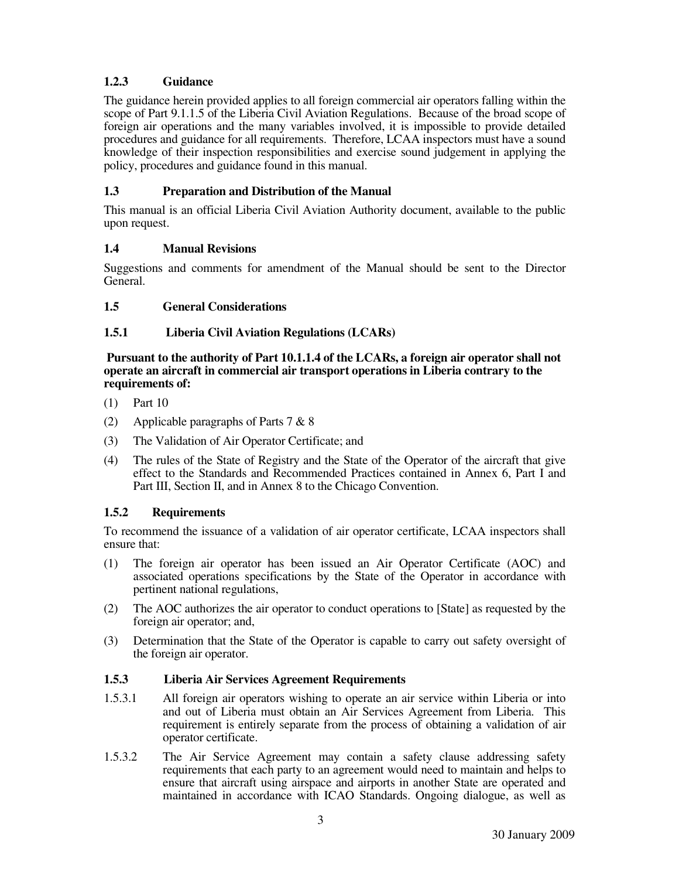### 1.2.3 Guidance

The guidance herein provided applies to all foreign commercial air operators falling within the scope of Part 9.1.1.5 of the Liberia Civil Aviation Regulations. Because of the broad scope of foreign air operations and the many variables involved, it is impossible to provide detailed procedures and guidance for all requirements. Therefore, LCAA inspectors must have a sound knowledge of their inspection responsibilities and exercise sound judgement in applying the policy, procedures and guidance found in this manual.

## 1.3 Preparation and Distribution of the Manual

This manual is an official Liberia Civil Aviation Authority document, available to the public upon request.

## 1.4 Manual Revisions

Suggestions and comments for amendment of the Manual should be sent to the Director General.

## 1.5 General Considerations

### 1.5.1 Liberia Civil Aviation Regulations (LCARs)

**Pursuant to the authority of Part 10.1.1.4 of the LCARs, a foreign air operator shall not operate an aircraft in commercial air transport operations in Liberia contrary to the requirements of:**

(1) Part 10

(2) Applicable paragraphs of Parts 7 & 8

(3) The Validation of Air Operator Certificate; and

(4) The rules of the State of Registry and the State of the Operator of the aircraft that give effect to the Standards and Recommended Practices contained in Annex 6, Part I and Part III, Section II, and in Annex 8 to the Chicago Convention.

### 1.5.2 Requirements

To recommend the issuance of a validation of air operator certificate, LCAA inspectors shall ensure that:

(1) The foreign air operator has been issued an Air Operator Certificate (AOC) and associated operations specifications by the State of the Operator in accordance with pertinent national regulations,

(2) The AOC authorizes the air operator to conduct operations to [State] as requested by the foreign air operator; and,

(3) Determination that the State of the Operator is capable to carry out safety oversight of the foreign air operator.

### 1.5.3 Liberia Air Services Agreement Requirements

1.5.3.1 All foreign air operators wishing to operate an air service within Liberia or into and out of Liberia must obtain an Air Services Agreement from Liberia. This requirement is entirely separate from the process of obtaining a validation of air operator certificate.

1.5.3.2 The Air Service Agreement may contain a safety clause addressing safety requirements that each party to an agreement would need to maintain and helps to ensure that aircraft using airspace and airports in another State are operated and maintained in accordance with ICAO Standards. Ongoing dialogue, as well as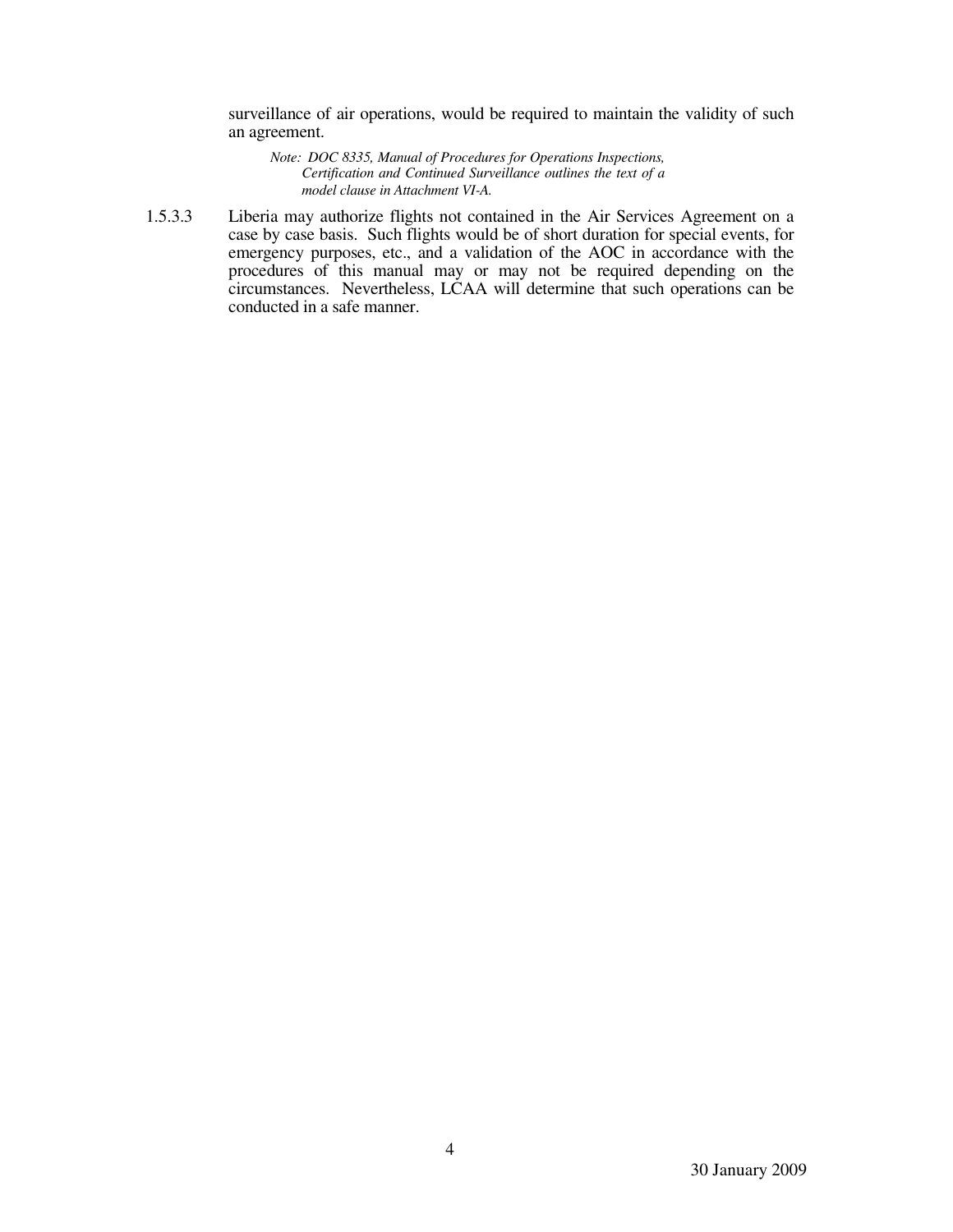surveillance of air operations, would be required to maintain the validity of such an agreement.

*Note: DOC 8335, Manual of Procedures for Operations Inspections, Certification and Continued Surveillance outlines the text of a model clause in Attachment VI-A.*

1.5.3.3 Liberia may authorize flights not contained in the Air Services Agreement on a case by case basis. Such flights would be of short duration for special events, for emergency purposes, etc., and a validation of the AOC in accordance with the procedures of this manual may or may not be required depending on the circumstances. Nevertheless, LCAA will determine that such operations can be conducted in a safe manner.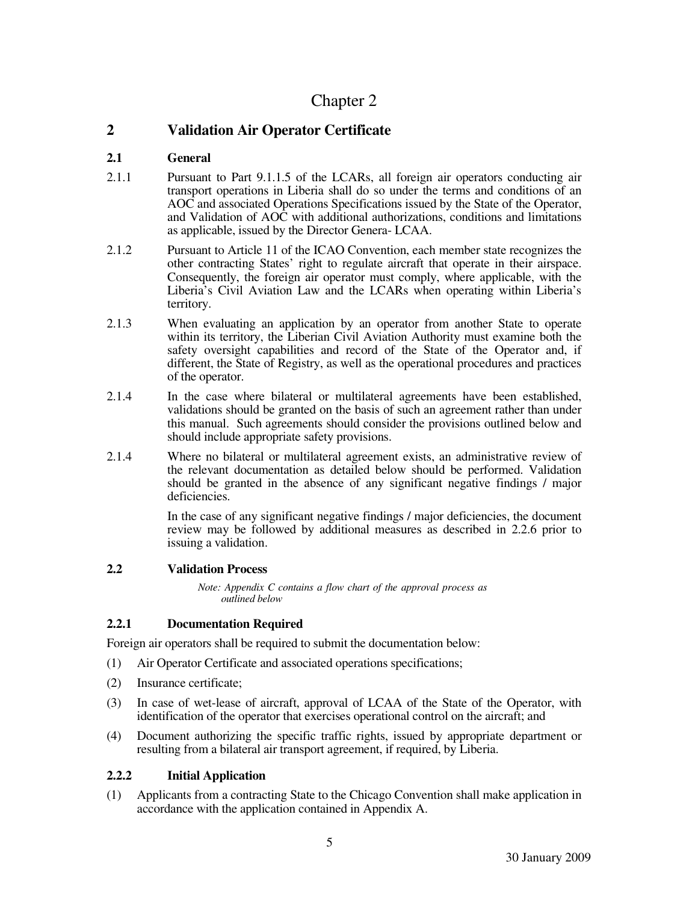# Chapter 2

## 2 Validation Air Operator Certificate

### 2.1 General

2.1.1 Pursuant to Part 9.1.1.5 of the LCARs, all foreign air operators conducting air transport operations in Liberia shall do so under the terms and conditions of an AOC and associated Operations Specifications issued by the State of the Operator, and Validation of AOC with additional authorizations, conditions and limitations as applicable, issued by the Director Genera- LCAA.

2.1.2 Pursuant to Article 11 of the ICAO Convention, each member state recognizes the other contracting States' right to regulate aircraft that operate in their airspace. Consequently, the foreign air operator must comply, where applicable, with the Liberia's Civil Aviation Law and the LCARs when operating within Liberia's territory.

2.1.3 When evaluating an application by an operator from another State to operate within its territory, the Liberian Civil Aviation Authority must examine both the safety oversight capabilities and record of the State of the Operator and, if different, the State of Registry, as well as the operational procedures and practices of the operator.

2.1.4 In the case where bilateral or multilateral agreements have been established, validations should be granted on the basis of such an agreement rather than under this manual. Such agreements should consider the provisions outlined below and should include appropriate safety provisions.

2.1.4 Where no bilateral or multilateral agreement exists, an administrative review of the relevant documentation as detailed below should be performed. Validation should be granted in the absence of any significant negative findings / major deficiencies.

In the case of any significant negative findings / major deficiencies, the document review may be followed by additional measures as described in 2.2.6 prior to issuing a validation.

### 2.2 Validation Process

*Note: Appendix C contains a flow chart of the approval process as outlined below*

#### 2.2.1 Documentation Required

Foreign air operators shall be required to submit the documentation below:

(1) Air Operator Certificate and associated operations specifications;

(2) Insurance certificate;

(3) In case of wet-lease of aircraft, approval of LCAA of the State of the Operator, with identification of the operator that exercises operational control on the aircraft; and

(4) Document authorizing the specific traffic rights, issued by appropriate department or resulting from a bilateral air transport agreement, if required, by Liberia.

#### 2.2.2 Initial Application

(1) Applicants from a contracting State to the Chicago Convention shall make application in accordance with the application contained in Appendix A.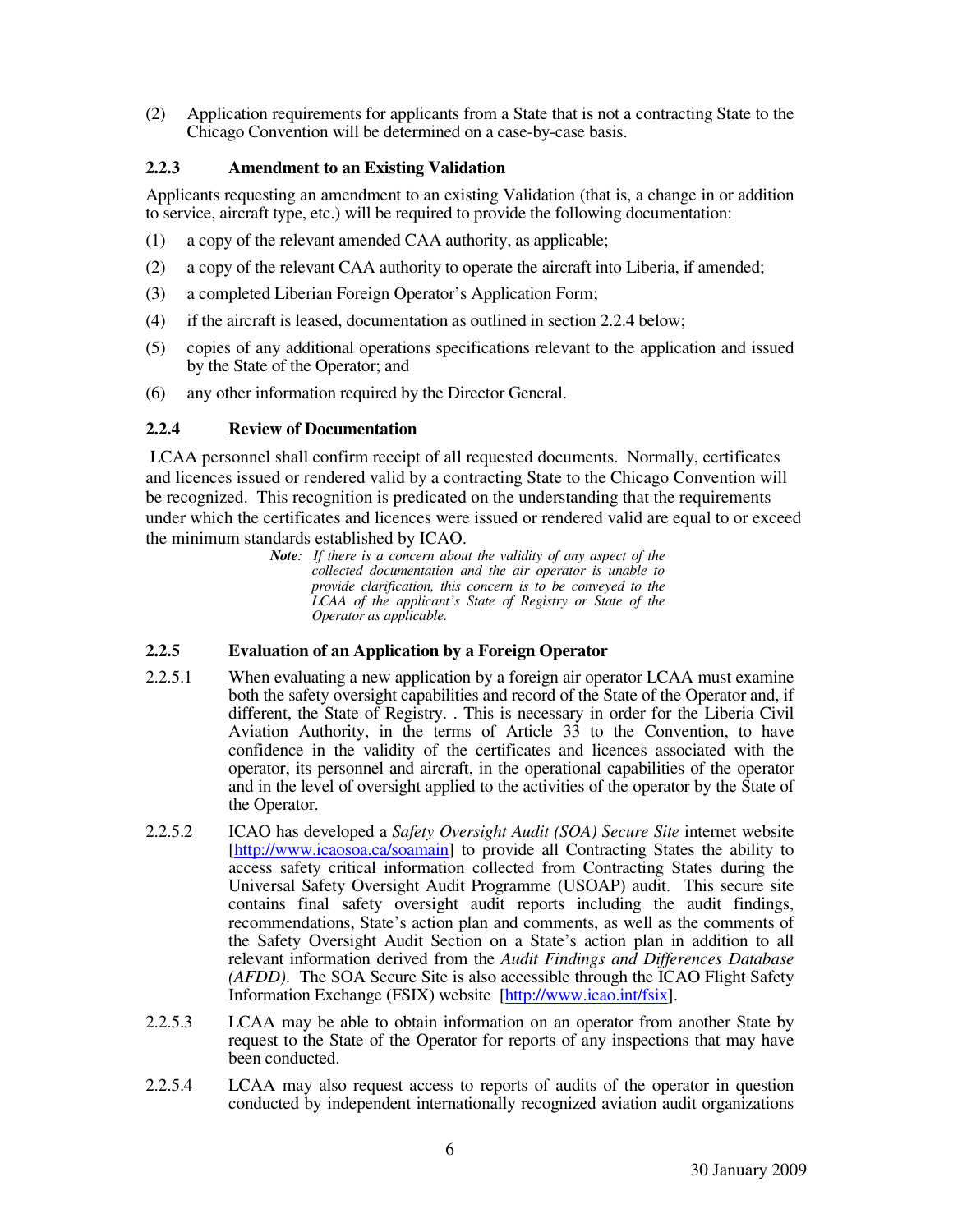(2) Application requirements for applicants from a State that is not a contracting State to the Chicago Convention will be determined on a case-by-case basis.

### 2.2.3 Amendment to an Existing Validation

Applicants requesting an amendment to an existing Validation (that is, a change in or addition to service, aircraft type, etc.) will be required to provide the following documentation:

(1) a copy of the relevant amended CAA authority, as applicable;

(2) a copy of the relevant CAA authority to operate the aircraft into Liberia, if amended;

(3) a completed Liberian Foreign Operator's Application Form;

(4) if the aircraft is leased, documentation as outlined in section 2.2.4 below;

(5) copies of any additional operations specifications relevant to the application and issued by the State of the Operator; and

(6) any other information required by the Director General.

### 2.2.4 Review of Documentation

LCAA personnel shall confirm receipt of all requested documents. Normally, certificates and licences issued or rendered valid by a contracting State to the Chicago Convention will be recognized. This recognition is predicated on the understanding that the requirements under which the certificates and licences were issued or rendered valid are equal to or exceed the minimum standards established by ICAO.

> ***Note**: If there is a concern about the validity of any aspect of the collected documentation and the air operator is unable to provide clarification, this concern is to be conveyed to the LCAA of the applicant's State of Registry or State of the Operator as applicable.*

### 2.2.5 Evaluation of an Application by a Foreign Operator

2.2.5.1 When evaluating a new application by a foreign air operator LCAA must examine both the safety oversight capabilities and record of the State of the Operator and, if different, the State of Registry. . This is necessary in order for the Liberia Civil Aviation Authority, in the terms of Article 33 to the Convention, to have confidence in the validity of the certificates and licences associated with the operator, its personnel and aircraft, in the operational capabilities of the operator and in the level of oversight applied to the activities of the operator by the State of the Operator.

2.2.5.2 ICAO has developed a *Safety Oversight Audit (SOA) Secure Site* internet website [http://www.icaosoa.ca/soamain] to provide all Contracting States the ability to access safety critical information collected from Contracting States during the Universal Safety Oversight Audit Programme (USOAP) audit. This secure site contains final safety oversight audit reports including the audit findings, recommendations, State's action plan and comments, as well as the comments of the Safety Oversight Audit Section on a State's action plan in addition to all relevant information derived from the *Audit Findings and Differences Database (AFDD)*. The SOA Secure Site is also accessible through the ICAO Flight Safety Information Exchange (FSIX) website [http://www.icao.int/fsix].

2.2.5.3 LCAA may be able to obtain information on an operator from another State by request to the State of the Operator for reports of any inspections that may have been conducted.

2.2.5.4 LCAA may also request access to reports of audits of the operator in question conducted by independent internationally recognized aviation audit organizations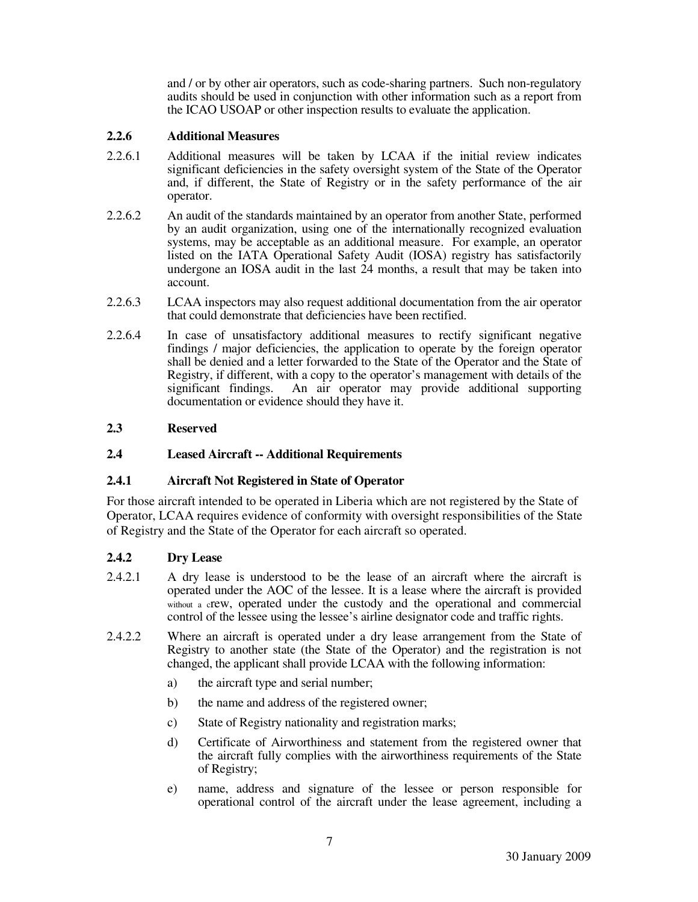and / or by other air operators, such as code-sharing partners. Such non-regulatory audits should be used in conjunction with other information such as a report from the ICAO USOAP or other inspection results to evaluate the application.

### 2.2.6 Additional Measures

2.2.6.1 Additional measures will be taken by LCAA if the initial review indicates significant deficiencies in the safety oversight system of the State of the Operator and, if different, the State of Registry or in the safety performance of the air operator.

2.2.6.2 An audit of the standards maintained by an operator from another State, performed by an audit organization, using one of the internationally recognized evaluation systems, may be acceptable as an additional measure. For example, an operator listed on the IATA Operational Safety Audit (IOSA) registry has satisfactorily undergone an IOSA audit in the last 24 months, a result that may be taken into account.

2.2.6.3 LCAA inspectors may also request additional documentation from the air operator that could demonstrate that deficiencies have been rectified.

2.2.6.4 In case of unsatisfactory additional measures to rectify significant negative findings / major deficiencies, the application to operate by the foreign operator shall be denied and a letter forwarded to the State of the Operator and the State of Registry, if different, with a copy to the operator's management with details of the significant findings. An air operator may provide additional supporting documentation or evidence should they have it.

## 2.3 Reserved

## 2.4 Leased Aircraft -- Additional Requirements

### 2.4.1 Aircraft Not Registered in State of Operator

For those aircraft intended to be operated in Liberia which are not registered by the State of Operator, LCAA requires evidence of conformity with oversight responsibilities of the State of Registry and the State of the Operator for each aircraft so operated.

### 2.4.2 Dry Lease

2.4.2.1 A dry lease is understood to be the lease of an aircraft where the aircraft is operated under the AOC of the lessee. It is a lease where the aircraft is provided without a crew, operated under the custody and the operational and commercial control of the lessee using the lessee's airline designator code and traffic rights.

2.4.2.2 Where an aircraft is operated under a dry lease arrangement from the State of Registry to another state (the State of the Operator) and the registration is not changed, the applicant shall provide LCAA with the following information:

a) the aircraft type and serial number;

b) the name and address of the registered owner;

c) State of Registry nationality and registration marks;

d) Certificate of Airworthiness and statement from the registered owner that the aircraft fully complies with the airworthiness requirements of the State of Registry;

e) name, address and signature of the lessee or person responsible for operational control of the aircraft under the lease agreement, including a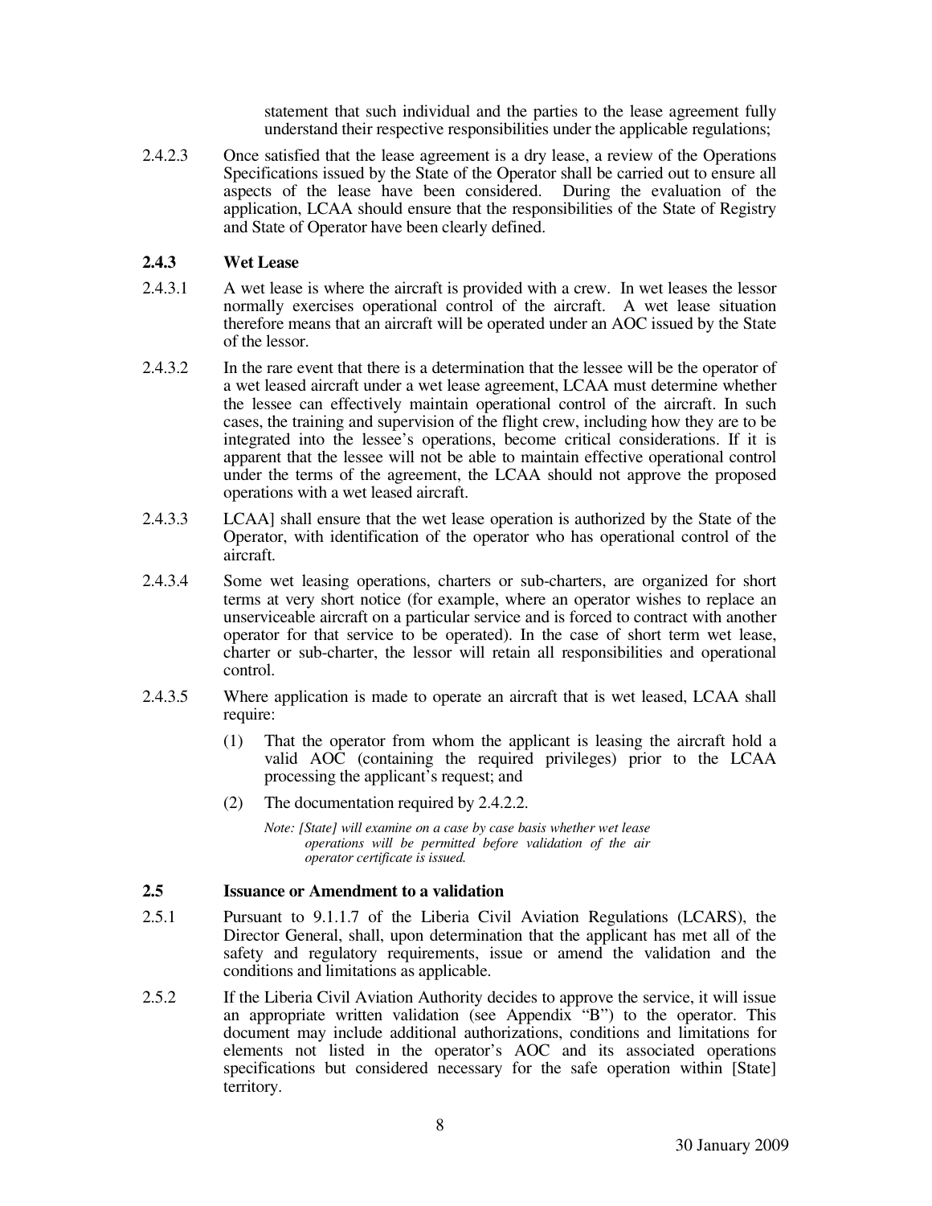statement that such individual and the parties to the lease agreement fully understand their respective responsibilities under the applicable regulations;

2.4.2.3 Once satisfied that the lease agreement is a dry lease, a review of the Operations Specifications issued by the State of the Operator shall be carried out to ensure all aspects of the lease have been considered. During the evaluation of the application, LCAA should ensure that the responsibilities of the State of Registry and State of Operator have been clearly defined.

### 2.4.3 Wet Lease

2.4.3.1 A wet lease is where the aircraft is provided with a crew. In wet leases the lessor normally exercises operational control of the aircraft. A wet lease situation therefore means that an aircraft will be operated under an AOC issued by the State of the lessor.

2.4.3.2 In the rare event that there is a determination that the lessee will be the operator of a wet leased aircraft under a wet lease agreement, LCAA must determine whether the lessee can effectively maintain operational control of the aircraft. In such cases, the training and supervision of the flight crew, including how they are to be integrated into the lessee's operations, become critical considerations. If it is apparent that the lessee will not be able to maintain effective operational control under the terms of the agreement, the LCAA should not approve the proposed operations with a wet leased aircraft.

2.4.3.3 LCAA] shall ensure that the wet lease operation is authorized by the State of the Operator, with identification of the operator who has operational control of the aircraft.

2.4.3.4 Some wet leasing operations, charters or sub-charters, are organized for short terms at very short notice (for example, where an operator wishes to replace an unserviceable aircraft on a particular service and is forced to contract with another operator for that service to be operated). In the case of short term wet lease, charter or sub-charter, the lessor will retain all responsibilities and operational control.

2.4.3.5 Where application is made to operate an aircraft that is wet leased, LCAA shall require:

(1) That the operator from whom the applicant is leasing the aircraft hold a valid AOC (containing the required privileges) prior to the LCAA processing the applicant's request; and

(2) The documentation required by 2.4.2.2.

*Note: [State] will examine on a case by case basis whether wet lease operations will be permitted before validation of the air operator certificate is issued.*

## 2.5 Issuance or Amendment to a validation

2.5.1 Pursuant to 9.1.1.7 of the Liberia Civil Aviation Regulations (LCARS), the Director General, shall, upon determination that the applicant has met all of the safety and regulatory requirements, issue or amend the validation and the conditions and limitations as applicable.

2.5.2 If the Liberia Civil Aviation Authority decides to approve the service, it will issue an appropriate written validation (see Appendix "B") to the operator. This document may include additional authorizations, conditions and limitations for elements not listed in the operator's AOC and its associated operations specifications but considered necessary for the safe operation within [State] territory.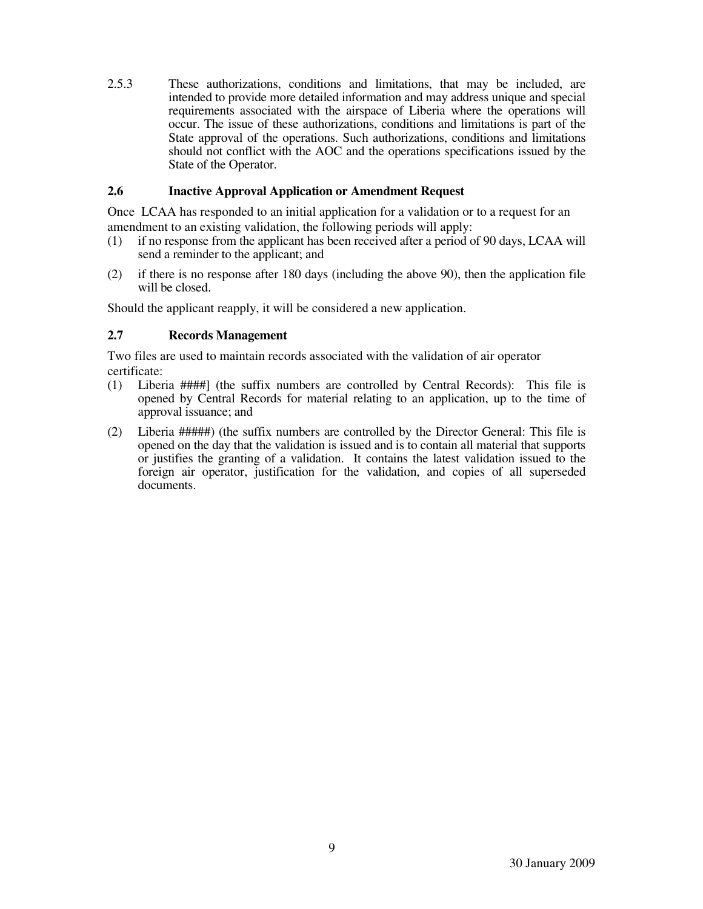2.5.3 These authorizations, conditions and limitations, that may be included, are intended to provide more detailed information and may address unique and special requirements associated with the airspace of Liberia where the operations will occur. The issue of these authorizations, conditions and limitations is part of the State approval of the operations. Such authorizations, conditions and limitations should not conflict with the AOC and the operations specifications issued by the State of the Operator.

### 2.6 Inactive Approval Application or Amendment Request

Once LCAA has responded to an initial application for a validation or to a request for an amendment to an existing validation, the following periods will apply:

(1) if no response from the applicant has been received after a period of 90 days, LCAA will send a reminder to the applicant; and

(2) if there is no response after 180 days (including the above 90), then the application file will be closed.

Should the applicant reapply, it will be considered a new application.

### 2.7 Records Management

Two files are used to maintain records associated with the validation of air operator certificate:

(1) Liberia ####] (the suffix numbers are controlled by Central Records): This file is opened by Central Records for material relating to an application, up to the time of approval issuance; and

(2) Liberia #####) (the suffix numbers are controlled by the Director General: This file is opened on the day that the validation is issued and is to contain all material that supports or justifies the granting of a validation. It contains the latest validation issued to the foreign air operator, justification for the validation, and copies of all superseded documents.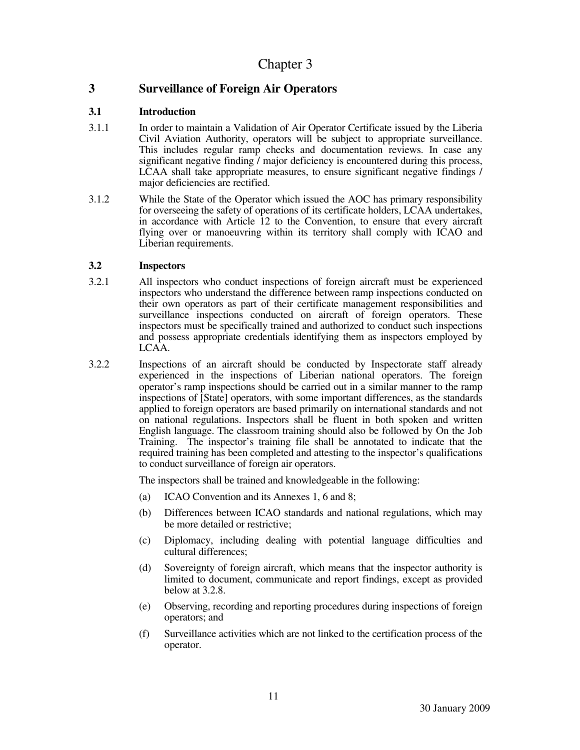# Chapter 3

## 3 Surveillance of Foreign Air Operators

### 3.1 Introduction

3.1.1 In order to maintain a Validation of Air Operator Certificate issued by the Liberia Civil Aviation Authority, operators will be subject to appropriate surveillance. This includes regular ramp checks and documentation reviews. In case any significant negative finding / major deficiency is encountered during this process, LCAA shall take appropriate measures, to ensure significant negative findings / major deficiencies are rectified.

3.1.2 While the State of the Operator which issued the AOC has primary responsibility for overseeing the safety of operations of its certificate holders, LCAA undertakes, in accordance with Article 12 to the Convention, to ensure that every aircraft flying over or manoeuvring within its territory shall comply with ICAO and Liberian requirements.

### 3.2 Inspectors

3.2.1 All inspectors who conduct inspections of foreign aircraft must be experienced inspectors who understand the difference between ramp inspections conducted on their own operators as part of their certificate management responsibilities and surveillance inspections conducted on aircraft of foreign operators. These inspectors must be specifically trained and authorized to conduct such inspections and possess appropriate credentials identifying them as inspectors employed by LCAA.

3.2.2 Inspections of an aircraft should be conducted by Inspectorate staff already experienced in the inspections of Liberian national operators. The foreign operator's ramp inspections should be carried out in a similar manner to the ramp inspections of [State] operators, with some important differences, as the standards applied to foreign operators are based primarily on international standards and not on national regulations. Inspectors shall be fluent in both spoken and written English language. The classroom training should also be followed by On the Job Training. The inspector's training file shall be annotated to indicate that the required training has been completed and attesting to the inspector's qualifications to conduct surveillance of foreign air operators.

The inspectors shall be trained and knowledgeable in the following:

(a) ICAO Convention and its Annexes 1, 6 and 8;

(b) Differences between ICAO standards and national regulations, which may be more detailed or restrictive;

(c) Diplomacy, including dealing with potential language difficulties and cultural differences;

(d) Sovereignty of foreign aircraft, which means that the inspector authority is limited to document, communicate and report findings, except as provided below at 3.2.8.

(e) Observing, recording and reporting procedures during inspections of foreign operators; and

(f) Surveillance activities which are not linked to the certification process of the operator.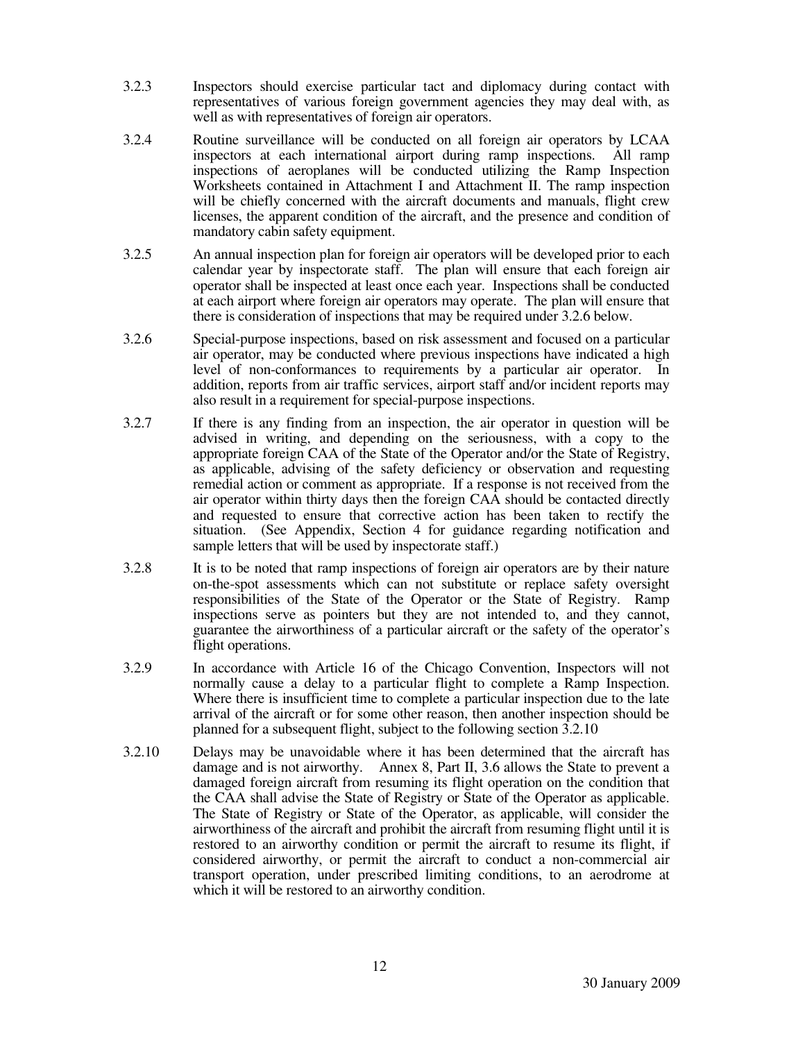3.2.3 Inspectors should exercise particular tact and diplomacy during contact with representatives of various foreign government agencies they may deal with, as well as with representatives of foreign air operators.

3.2.4 Routine surveillance will be conducted on all foreign air operators by LCAA inspectors at each international airport during ramp inspections. All ramp inspections of aeroplanes will be conducted utilizing the Ramp Inspection Worksheets contained in Attachment I and Attachment II. The ramp inspection will be chiefly concerned with the aircraft documents and manuals, flight crew licenses, the apparent condition of the aircraft, and the presence and condition of mandatory cabin safety equipment.

3.2.5 An annual inspection plan for foreign air operators will be developed prior to each calendar year by inspectorate staff. The plan will ensure that each foreign air operator shall be inspected at least once each year. Inspections shall be conducted at each airport where foreign air operators may operate. The plan will ensure that there is consideration of inspections that may be required under 3.2.6 below.

3.2.6 Special-purpose inspections, based on risk assessment and focused on a particular air operator, may be conducted where previous inspections have indicated a high level of non-conformances to requirements by a particular air operator. In addition, reports from air traffic services, airport staff and/or incident reports may also result in a requirement for special-purpose inspections.

3.2.7 If there is any finding from an inspection, the air operator in question will be advised in writing, and depending on the seriousness, with a copy to the appropriate foreign CAA of the State of the Operator and/or the State of Registry, as applicable, advising of the safety deficiency or observation and requesting remedial action or comment as appropriate. If a response is not received from the air operator within thirty days then the foreign CAA should be contacted directly and requested to ensure that corrective action has been taken to rectify the situation. (See Appendix, Section 4 for guidance regarding notification and sample letters that will be used by inspectorate staff.)

3.2.8 It is to be noted that ramp inspections of foreign air operators are by their nature on-the-spot assessments which can not substitute or replace safety oversight responsibilities of the State of the Operator or the State of Registry. Ramp inspections serve as pointers but they are not intended to, and they cannot, guarantee the airworthiness of a particular aircraft or the safety of the operator's flight operations.

3.2.9 In accordance with Article 16 of the Chicago Convention, Inspectors will not normally cause a delay to a particular flight to complete a Ramp Inspection. Where there is insufficient time to complete a particular inspection due to the late arrival of the aircraft or for some other reason, then another inspection should be planned for a subsequent flight, subject to the following section 3.2.10

3.2.10 Delays may be unavoidable where it has been determined that the aircraft has damage and is not airworthy. Annex 8, Part II, 3.6 allows the State to prevent a damaged foreign aircraft from resuming its flight operation on the condition that the CAA shall advise the State of Registry or State of the Operator as applicable. The State of Registry or State of the Operator, as applicable, will consider the airworthiness of the aircraft and prohibit the aircraft from resuming flight until it is restored to an airworthy condition or permit the aircraft to resume its flight, if considered airworthy, or permit the aircraft to conduct a non-commercial air transport operation, under prescribed limiting conditions, to an aerodrome at which it will be restored to an airworthy condition.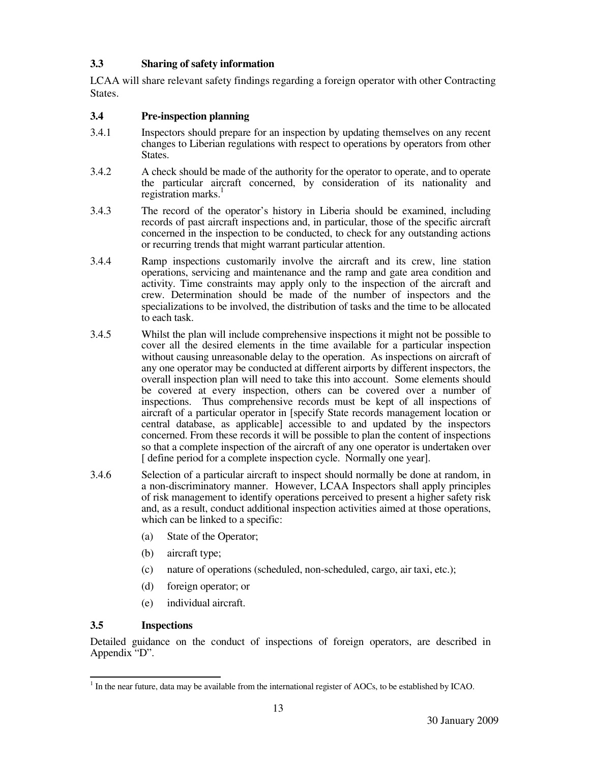### 3.3 Sharing of safety information

LCAA will share relevant safety findings regarding a foreign operator with other Contracting States.

### 3.4 Pre-inspection planning

3.4.1 Inspectors should prepare for an inspection by updating themselves on any recent changes to Liberian regulations with respect to operations by operators from other States.

3.4.2 A check should be made of the authority for the operator to operate, and to operate the particular aircraft concerned, by consideration of its nationality and registration marks.[1]

3.4.3 The record of the operator's history in Liberia should be examined, including records of past aircraft inspections and, in particular, those of the specific aircraft concerned in the inspection to be conducted, to check for any outstanding actions or recurring trends that might warrant particular attention.

3.4.4 Ramp inspections customarily involve the aircraft and its crew, line station operations, servicing and maintenance and the ramp and gate area condition and activity. Time constraints may apply only to the inspection of the aircraft and crew. Determination should be made of the number of inspectors and the specializations to be involved, the distribution of tasks and the time to be allocated to each task.

3.4.5 Whilst the plan will include comprehensive inspections it might not be possible to cover all the desired elements in the time available for a particular inspection without causing unreasonable delay to the operation. As inspections on aircraft of any one operator may be conducted at different airports by different inspectors, the overall inspection plan will need to take this into account. Some elements should be covered at every inspection, others can be covered over a number of inspections. Thus comprehensive records must be kept of all inspections of aircraft of a particular operator in [specify State records management location or central database, as applicable] accessible to and updated by the inspectors concerned. From these records it will be possible to plan the content of inspections so that a complete inspection of the aircraft of any one operator is undertaken over [ define period for a complete inspection cycle. Normally one year].

3.4.6 Selection of a particular aircraft to inspect should normally be done at random, in a non-discriminatory manner. However, LCAA Inspectors shall apply principles of risk management to identify operations perceived to present a higher safety risk and, as a result, conduct additional inspection activities aimed at those operations, which can be linked to a specific:

(a) State of the Operator;

(b) aircraft type;

(c) nature of operations (scheduled, non-scheduled, cargo, air taxi, etc.);

(d) foreign operator; or

(e) individual aircraft.

### 3.5 Inspections

Detailed guidance on the conduct of inspections of foreign operators, are described in Appendix "D".

[1] In the near future, data may be available from the international register of AOCs, to be established by ICAO.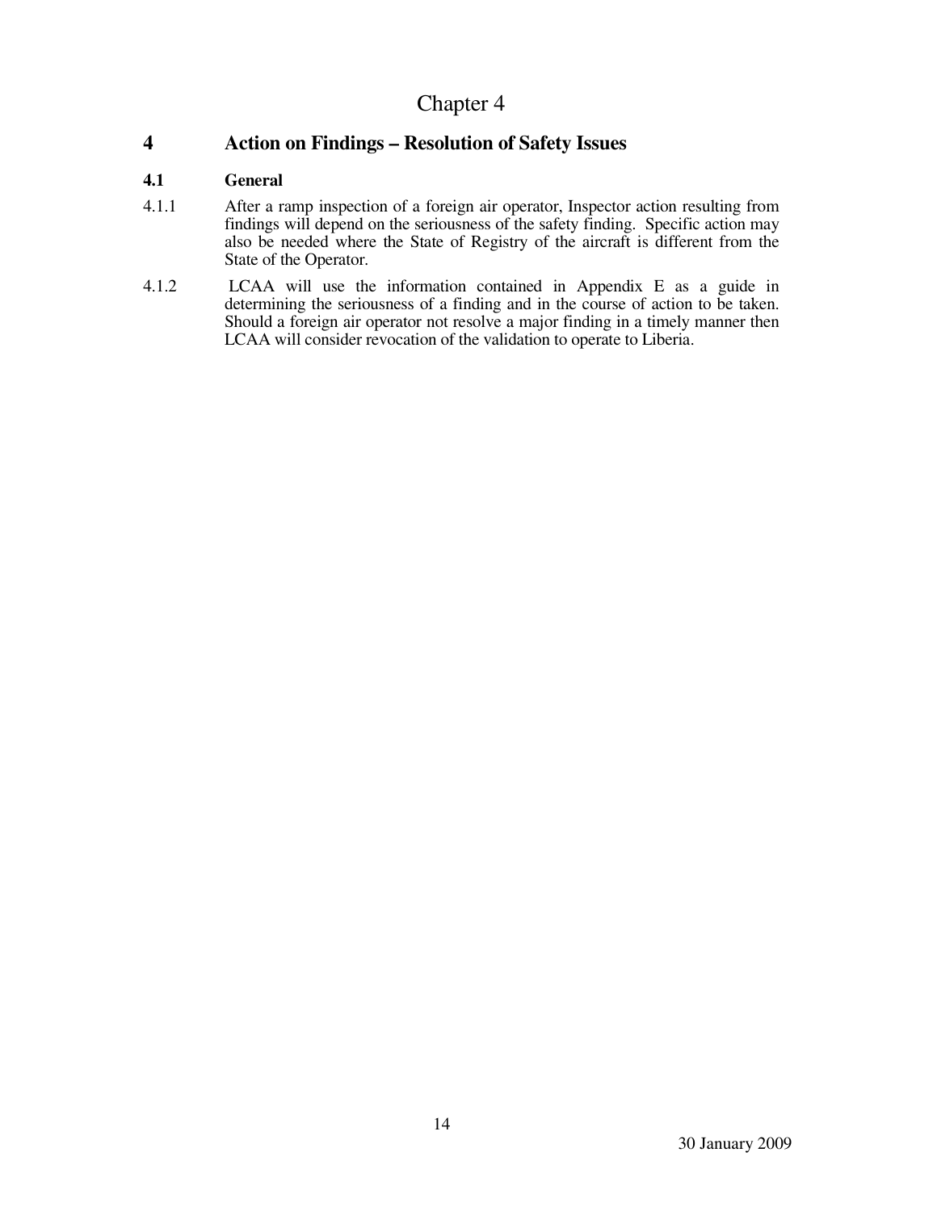# Chapter 4

## 4 Action on Findings – Resolution of Safety Issues

### 4.1 General

4.1.1 After a ramp inspection of a foreign air operator, Inspector action resulting from findings will depend on the seriousness of the safety finding. Specific action may also be needed where the State of Registry of the aircraft is different from the State of the Operator.

4.1.2 LCAA will use the information contained in Appendix E as a guide in determining the seriousness of a finding and in the course of action to be taken. Should a foreign air operator not resolve a major finding in a timely manner then LCAA will consider revocation of the validation to operate to Liberia.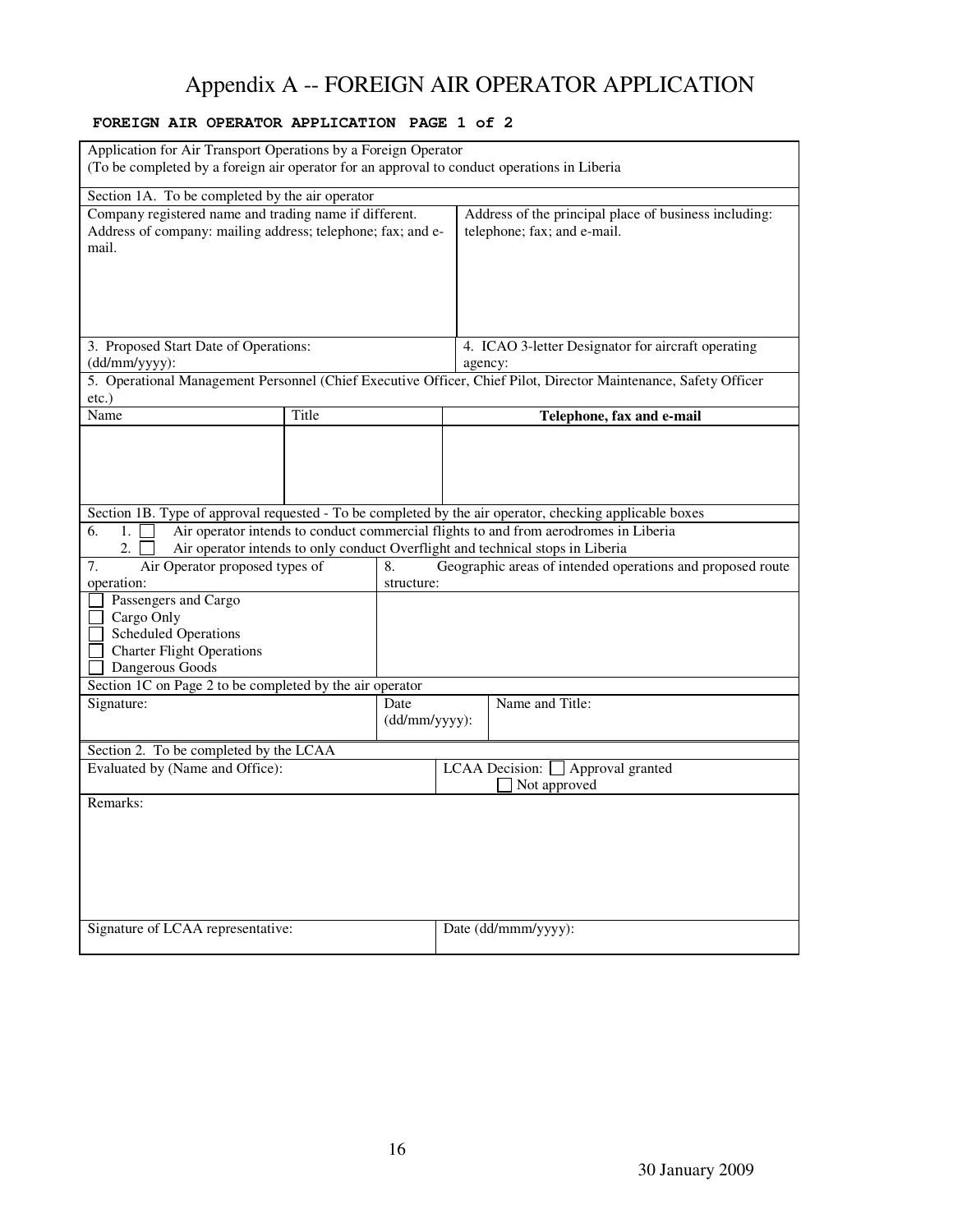# Appendix A -- FOREIGN AIR OPERATOR APPLICATION

**FOREIGN AIR OPERATOR APPLICATION PAGE 1 of 2**

Application for Air Transport Operations by a Foreign Operator
(To be completed by a foreign air operator for an approval to conduct operations in Liberia

**Section 1A. To be completed by the air operator**

| Company registered name and trading name if different. Address of company: mailing address; telephone; fax; and e-mail. | Address of the principal place of business including: telephone; fax; and e-mail. |
|---|---|
| | |
| 3. Proposed Start Date of Operations: (dd/mm/yyyy): | 4. ICAO 3-letter Designator for aircraft operating agency: |

5. Operational Management Personnel (Chief Executive Officer, Chief Pilot, Director Maintenance, Safety Officer etc.)

| Name | Title | **Telephone, fax and e-mail** |
|---|---|---|
| | | |

**Section 1B. Type of approval requested - To be completed by the air operator, checking applicable boxes**

6.
1. ☐ Air operator intends to conduct commercial flights to and from aerodromes in Liberia
2. ☐ Air operator intends to only conduct Overflight and technical stops in Liberia

| 7. Air Operator proposed types of operation: | 8. Geographic areas of intended operations and proposed route structure: |
|---|---|
| ☐ Passengers and Cargo<br>☐ Cargo Only<br>☐ Scheduled Operations<br>☐ Charter Flight Operations<br>☐ Dangerous Goods | |

Section 1C on Page 2 to be completed by the air operator

| Signature: | Date (dd/mm/yyyy): | Name and Title: |
|---|---|---|
| | | |

**Section 2. To be completed by the LCAA**

| Evaluated by (Name and Office): | LCAA Decision: ☐ Approval granted<br>☐ Not approved |
|---|---|
| Remarks: | |
| Signature of LCAA representative: | Date (dd/mmm/yyyy): |

30 January 2009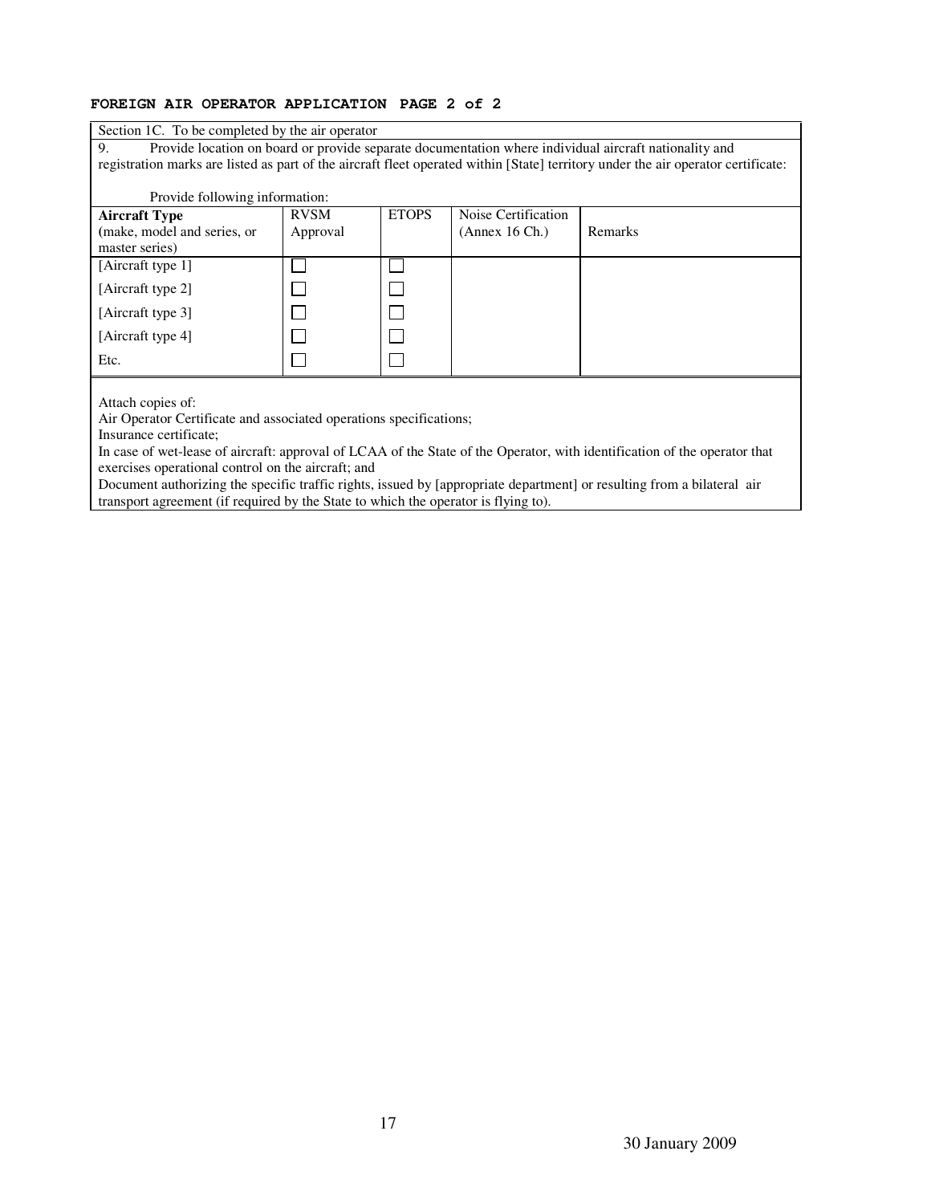**FOREIGN AIR OPERATOR APPLICATION PAGE 2 of 2**

Section 1C. To be completed by the air operator

9. Provide location on board or provide separate documentation where individual aircraft nationality and registration marks are listed as part of the aircraft fleet operated within [State] territory under the air operator certificate:

Provide following information:

| **Aircraft Type** (make, model and series, or master series) | RVSM Approval | ETOPS | Noise Certification (Annex 16 Ch.) | Remarks |
|---|---|---|---|---|
| [Aircraft type 1] | ☐ | ☐ | | |
| [Aircraft type 2] | ☐ | ☐ | | |
| [Aircraft type 3] | ☐ | ☐ | | |
| [Aircraft type 4] | ☐ | ☐ | | |
| Etc. | ☐ | ☐ | | |

Attach copies of:

Air Operator Certificate and associated operations specifications;

Insurance certificate;

In case of wet-lease of aircraft: approval of LCAA of the State of the Operator, with identification of the operator that exercises operational control on the aircraft; and

Document authorizing the specific traffic rights, issued by [appropriate department] or resulting from a bilateral air transport agreement (if required by the State to which the operator is flying to).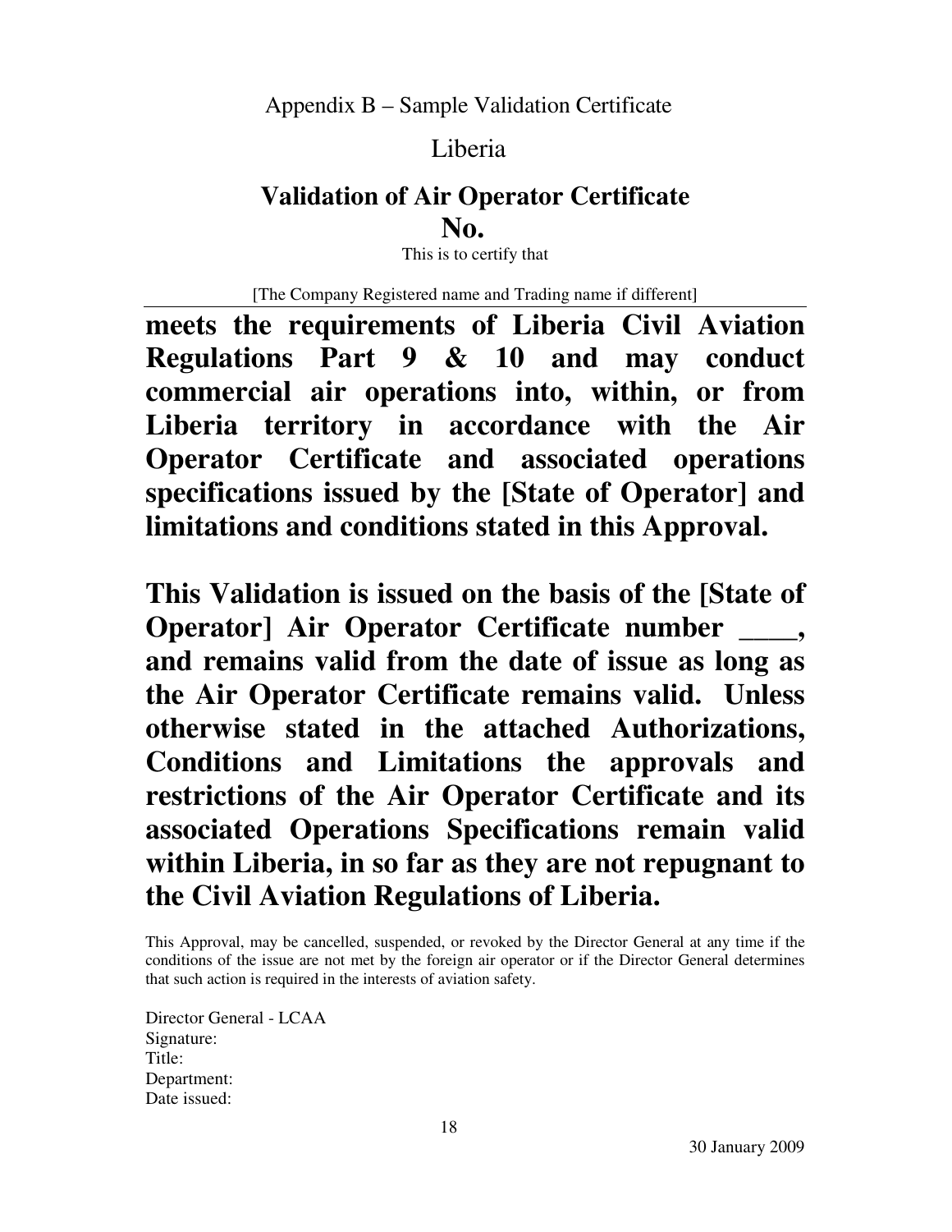Appendix B – Sample Validation Certificate

Liberia

# Validation of Air Operator Certificate No.

This is to certify that

[The Company Registered name and Trading name if different]

**meets the requirements of Liberia Civil Aviation Regulations Part 9 & 10 and may conduct commercial air operations into, within, or from Liberia territory in accordance with the Air Operator Certificate and associated operations specifications issued by the [State of Operator] and limitations and conditions stated in this Approval.**

**This Validation is issued on the basis of the [State of Operator] Air Operator Certificate number ____, and remains valid from the date of issue as long as the Air Operator Certificate remains valid. Unless otherwise stated in the attached Authorizations, Conditions and Limitations the approvals and restrictions of the Air Operator Certificate and its associated Operations Specifications remain valid within Liberia, in so far as they are not repugnant to the Civil Aviation Regulations of Liberia.**

This Approval, may be cancelled, suspended, or revoked by the Director General at any time if the conditions of the issue are not met by the foreign air operator or if the Director General determines that such action is required in the interests of aviation safety.

Director General - LCAA
Signature:
Title:
Department:
Date issued:

30 January 2009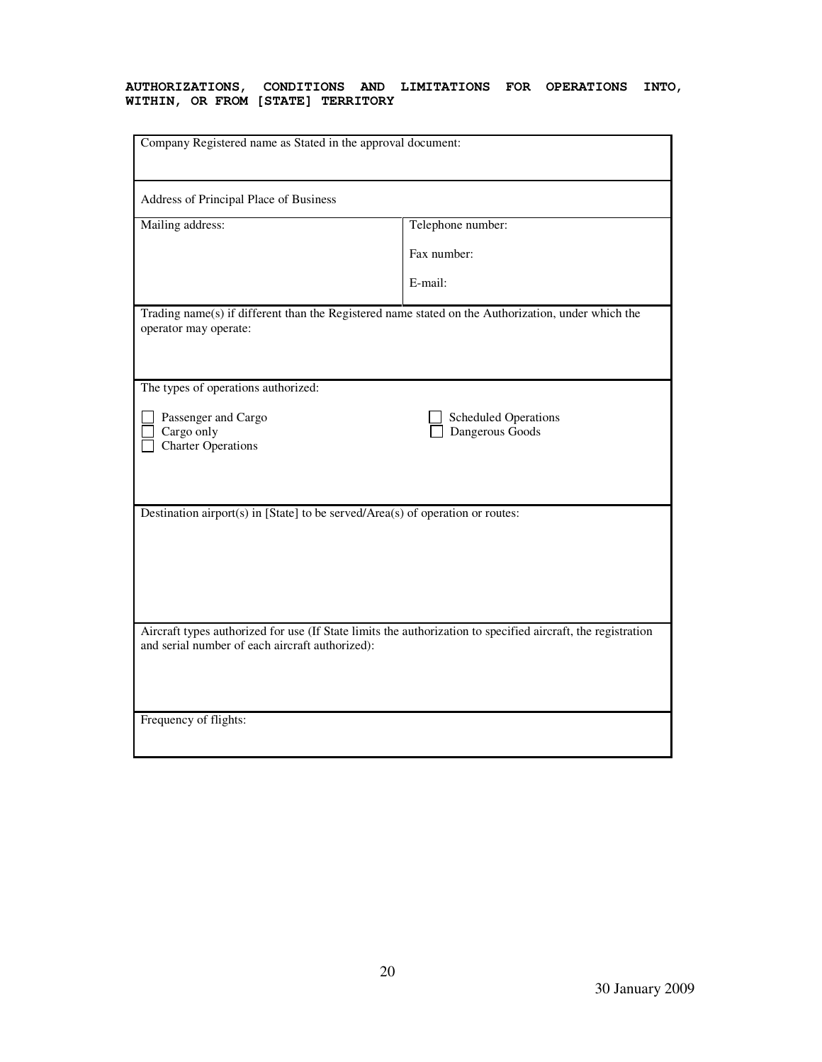**AUTHORIZATIONS, CONDITIONS AND LIMITATIONS FOR OPERATIONS INTO, WITHIN, OR FROM [STATE] TERRITORY**

| Company Registered name as Stated in the approval document: | |
|---|---|
| Address of Principal Place of Business | |
| Mailing address: | Telephone number:<br><br>Fax number:<br><br>E-mail: |
| Trading name(s) if different than the Registered name stated on the Authorization, under which the operator may operate: | |
| The types of operations authorized:<br><br>☐ Passenger and Cargo<br>☐ Cargo only<br>☐ Charter Operations | ☐ Scheduled Operations<br>☐ Dangerous Goods |
| Destination airport(s) in [State] to be served/Area(s) of operation or routes: | |
| Aircraft types authorized for use (If State limits the authorization to specified aircraft, the registration and serial number of each aircraft authorized): | |
| Frequency of flights: | |

30 January 2009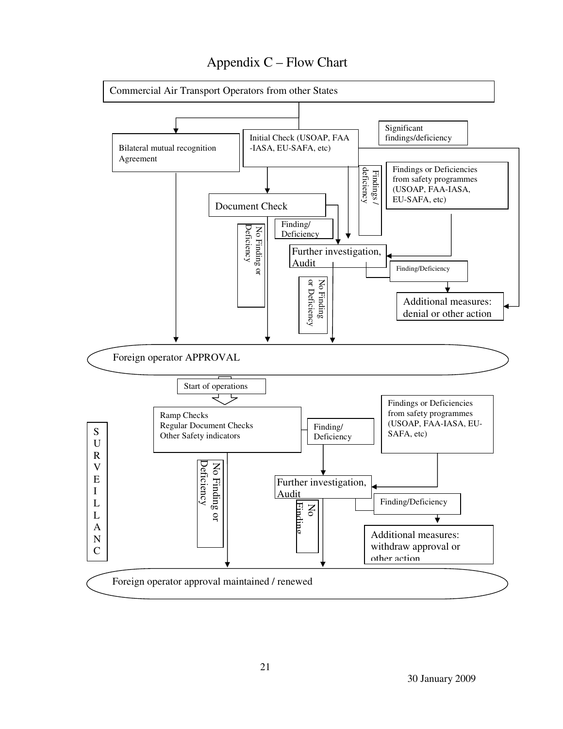# Appendix C – Flow Chart

Commercial Air Transport Operators from other States

Bilateral mutual recognition Agreement

Initial Check (USOAP, FAA -IASA, EU-SAFA, etc)

Significant findings/deficiency

Findings / deficiency

Findings or Deficiencies from safety programmes (USOAP, FAA-IASA, EU-SAFA, etc)

Document Check

No Finding or Deficiency

Finding/ Deficiency

Further investigation, Audit

Finding/Deficiency

No Finding or Deficiency

Additional measures: denial or other action

Foreign operator APPROVAL

Start of operations

SURVEILLANC

Ramp Checks
Regular Document Checks
Other Safety indicators

Finding/ Deficiency

Findings or Deficiencies from safety programmes (USOAP, FAA-IASA, EU-SAFA, etc)

No Finding or Deficiency

Further investigation, Audit

No Finding

Finding/Deficiency

Additional measures: withdraw approval or other action

Foreign operator approval maintained / renewed

30 January 2009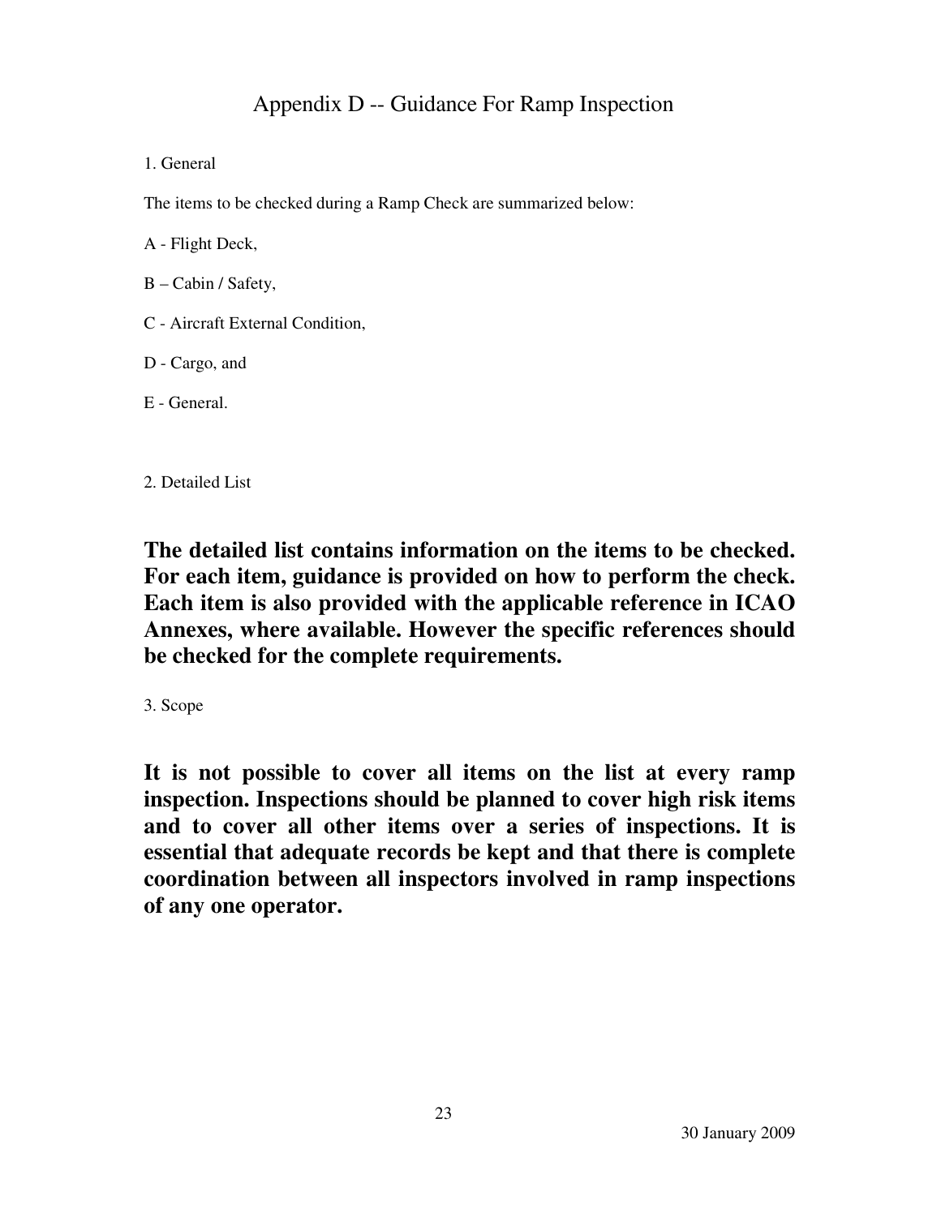# Appendix D -- Guidance For Ramp Inspection

1. General

The items to be checked during a Ramp Check are summarized below:

A - Flight Deck,

B – Cabin / Safety,

C - Aircraft External Condition,

D - Cargo, and

E - General.

2. Detailed List

**The detailed list contains information on the items to be checked. For each item, guidance is provided on how to perform the check. Each item is also provided with the applicable reference in ICAO Annexes, where available. However the specific references should be checked for the complete requirements.**

3. Scope

**It is not possible to cover all items on the list at every ramp inspection. Inspections should be planned to cover high risk items and to cover all other items over a series of inspections. It is essential that adequate records be kept and that there is complete coordination between all inspectors involved in ramp inspections of any one operator.**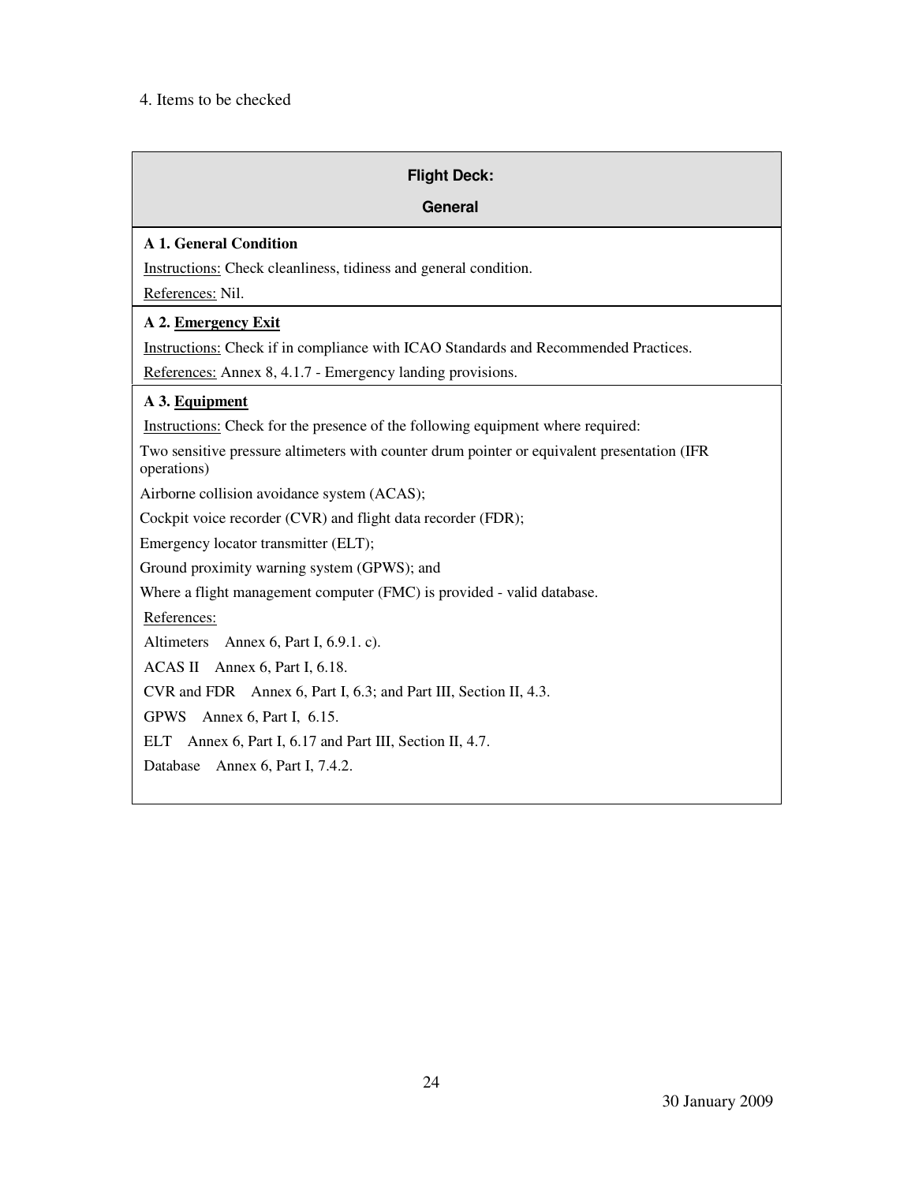4. Items to be checked

### Flight Deck:

### General

**A 1. General Condition**

Instructions: Check cleanliness, tidiness and general condition.

References: Nil.

**A 2. Emergency Exit**

Instructions: Check if in compliance with ICAO Standards and Recommended Practices.

References: Annex 8, 4.1.7 - Emergency landing provisions.

**A 3. Equipment**

Instructions: Check for the presence of the following equipment where required:

Two sensitive pressure altimeters with counter drum pointer or equivalent presentation (IFR operations)

Airborne collision avoidance system (ACAS);

Cockpit voice recorder (CVR) and flight data recorder (FDR);

Emergency locator transmitter (ELT);

Ground proximity warning system (GPWS); and

Where a flight management computer (FMC) is provided - valid database.

References:

Altimeters Annex 6, Part I, 6.9.1. c).

ACAS II Annex 6, Part I, 6.18.

CVR and FDR Annex 6, Part I, 6.3; and Part III, Section II, 4.3.

GPWS Annex 6, Part I, 6.15.

ELT Annex 6, Part I, 6.17 and Part III, Section II, 4.7.

Database Annex 6, Part I, 7.4.2.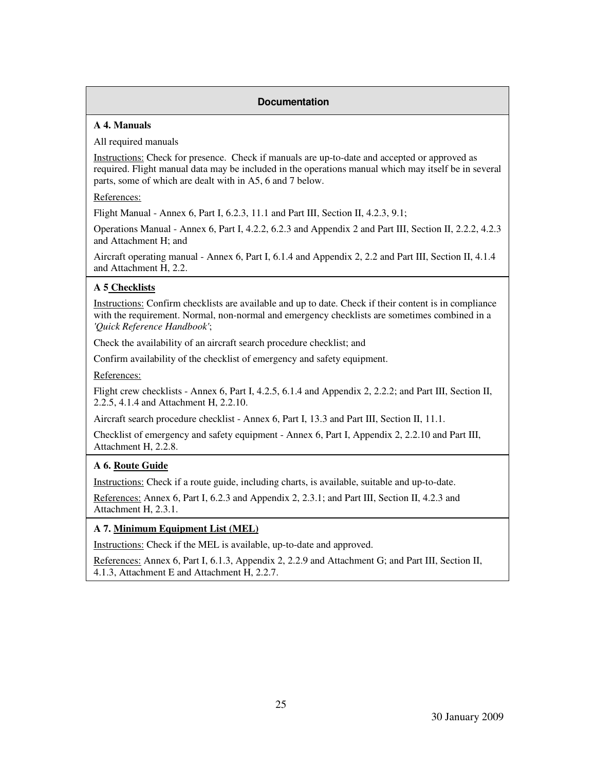## Documentation

### A 4. Manuals

All required manuals

<u>Instructions:</u> Check for presence. Check if manuals are up-to-date and accepted or approved as required. Flight manual data may be included in the operations manual which may itself be in several parts, some of which are dealt with in A5, 6 and 7 below.

<u>References:</u>

Flight Manual - Annex 6, Part I, 6.2.3, 11.1 and Part III, Section II, 4.2.3, 9.1;

Operations Manual - Annex 6, Part I, 4.2.2, 6.2.3 and Appendix 2 and Part III, Section II, 2.2.2, 4.2.3 and Attachment H; and

Aircraft operating manual - Annex 6, Part I, 6.1.4 and Appendix 2, 2.2 and Part III, Section II, 4.1.4 and Attachment H, 2.2.

### A 5 <u>Checklists</u>

<u>Instructions:</u> Confirm checklists are available and up to date. Check if their content is in compliance with the requirement. Normal, non-normal and emergency checklists are sometimes combined in a *'Quick Reference Handbook'*;

Check the availability of an aircraft search procedure checklist; and

Confirm availability of the checklist of emergency and safety equipment.

<u>References:</u>

Flight crew checklists - Annex 6, Part I, 4.2.5, 6.1.4 and Appendix 2, 2.2.2; and Part III, Section II, 2.2.5, 4.1.4 and Attachment H, 2.2.10.

Aircraft search procedure checklist - Annex 6, Part I, 13.3 and Part III, Section II, 11.1.

Checklist of emergency and safety equipment - Annex 6, Part I, Appendix 2, 2.2.10 and Part III, Attachment H, 2.2.8.

### A 6. <u>Route Guide</u>

<u>Instructions:</u> Check if a route guide, including charts, is available, suitable and up-to-date.

<u>References:</u> Annex 6, Part I, 6.2.3 and Appendix 2, 2.3.1; and Part III, Section II, 4.2.3 and Attachment H, 2.3.1.

### A 7. <u>Minimum Equipment List (MEL)</u>

<u>Instructions:</u> Check if the MEL is available, up-to-date and approved.

<u>References:</u> Annex 6, Part I, 6.1.3, Appendix 2, 2.2.9 and Attachment G; and Part III, Section II, 4.1.3, Attachment E and Attachment H, 2.2.7.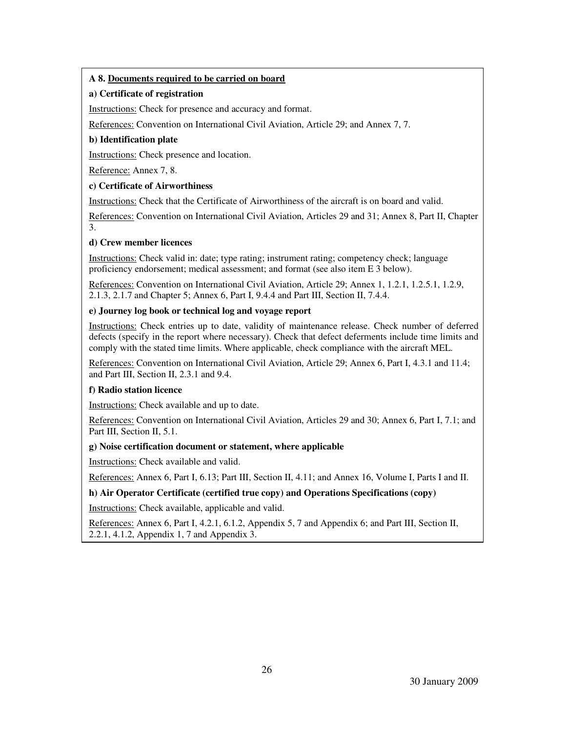**A 8. Documents required to be carried on board**

**a) Certificate of registration**

Instructions: Check for presence and accuracy and format.

References: Convention on International Civil Aviation, Article 29; and Annex 7, 7.

**b) Identification plate**

Instructions: Check presence and location.

Reference: Annex 7, 8.

**c) Certificate of Airworthiness**

Instructions: Check that the Certificate of Airworthiness of the aircraft is on board and valid.

References: Convention on International Civil Aviation, Articles 29 and 31; Annex 8, Part II, Chapter 3.

**d) Crew member licences**

Instructions: Check valid in: date; type rating; instrument rating; competency check; language proficiency endorsement; medical assessment; and format (see also item E 3 below).

References: Convention on International Civil Aviation, Article 29; Annex 1, 1.2.1, 1.2.5.1, 1.2.9, 2.1.3, 2.1.7 and Chapter 5; Annex 6, Part I, 9.4.4 and Part III, Section II, 7.4.4.

**e) Journey log book or technical log and voyage report**

Instructions: Check entries up to date, validity of maintenance release. Check number of deferred defects (specify in the report where necessary). Check that defect deferments include time limits and comply with the stated time limits. Where applicable, check compliance with the aircraft MEL.

References: Convention on International Civil Aviation, Article 29; Annex 6, Part I, 4.3.1 and 11.4; and Part III, Section II, 2.3.1 and 9.4.

**f) Radio station licence**

Instructions: Check available and up to date.

References: Convention on International Civil Aviation, Articles 29 and 30; Annex 6, Part I, 7.1; and Part III, Section II, 5.1.

**g) Noise certification document or statement, where applicable**

Instructions: Check available and valid.

References: Annex 6, Part I, 6.13; Part III, Section II, 4.11; and Annex 16, Volume I, Parts I and II.

**h) Air Operator Certificate (certified true copy) and Operations Specifications (copy)**

Instructions: Check available, applicable and valid.

References: Annex 6, Part I, 4.2.1, 6.1.2, Appendix 5, 7 and Appendix 6; and Part III, Section II, 2.2.1, 4.1.2, Appendix 1, 7 and Appendix 3.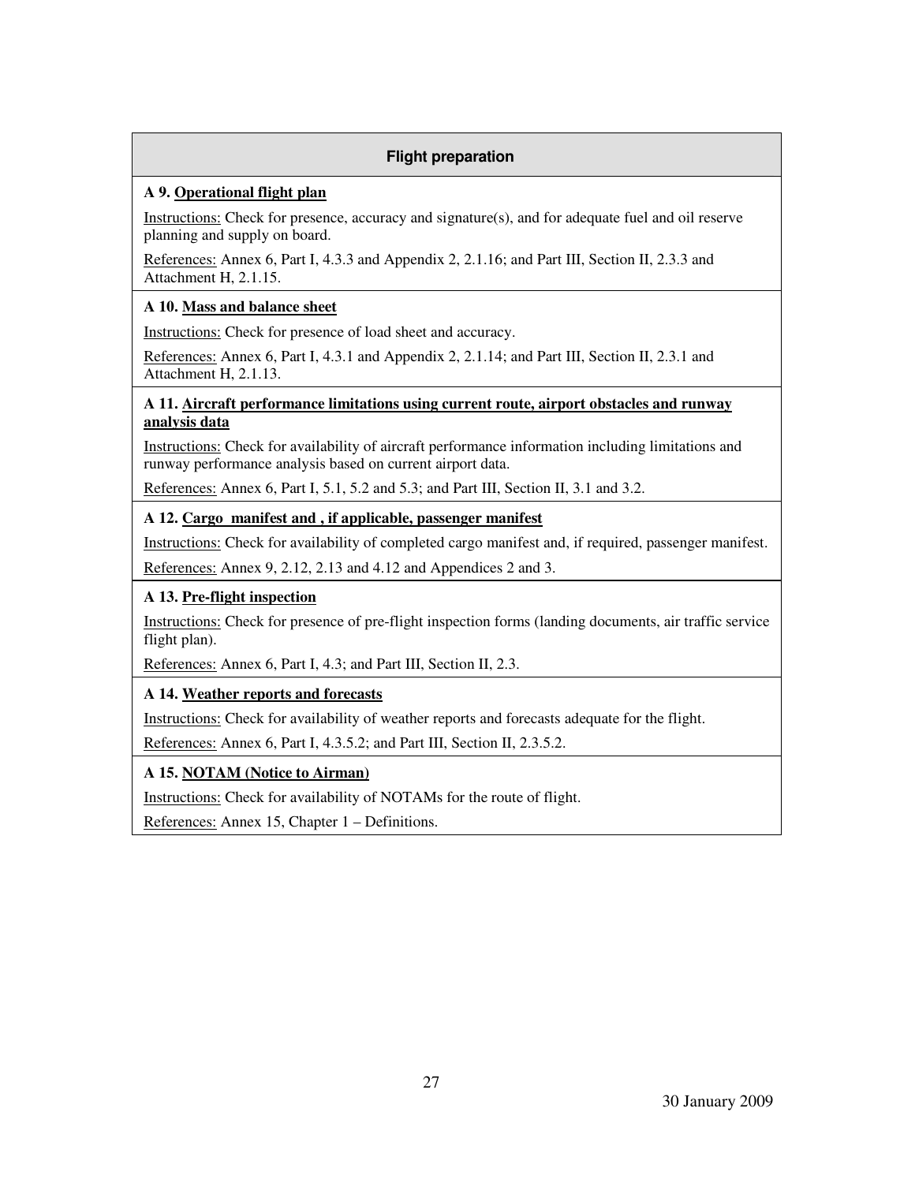## Flight preparation

**A 9. Operational flight plan**

Instructions: Check for presence, accuracy and signature(s), and for adequate fuel and oil reserve planning and supply on board.

References: Annex 6, Part I, 4.3.3 and Appendix 2, 2.1.16; and Part III, Section II, 2.3.3 and Attachment H, 2.1.15.

**A 10. Mass and balance sheet**

Instructions: Check for presence of load sheet and accuracy.

References: Annex 6, Part I, 4.3.1 and Appendix 2, 2.1.14; and Part III, Section II, 2.3.1 and Attachment H, 2.1.13.

**A 11. Aircraft performance limitations using current route, airport obstacles and runway analysis data**

Instructions: Check for availability of aircraft performance information including limitations and runway performance analysis based on current airport data.

References: Annex 6, Part I, 5.1, 5.2 and 5.3; and Part III, Section II, 3.1 and 3.2.

**A 12. Cargo manifest and , if applicable, passenger manifest**

Instructions: Check for availability of completed cargo manifest and, if required, passenger manifest.

References: Annex 9, 2.12, 2.13 and 4.12 and Appendices 2 and 3.

**A 13. Pre-flight inspection**

Instructions: Check for presence of pre-flight inspection forms (landing documents, air traffic service flight plan).

References: Annex 6, Part I, 4.3; and Part III, Section II, 2.3.

**A 14. Weather reports and forecasts**

Instructions: Check for availability of weather reports and forecasts adequate for the flight.

References: Annex 6, Part I, 4.3.5.2; and Part III, Section II, 2.3.5.2.

**A 15. NOTAM (Notice to Airman)**

Instructions: Check for availability of NOTAMs for the route of flight.

References: Annex 15, Chapter 1 – Definitions.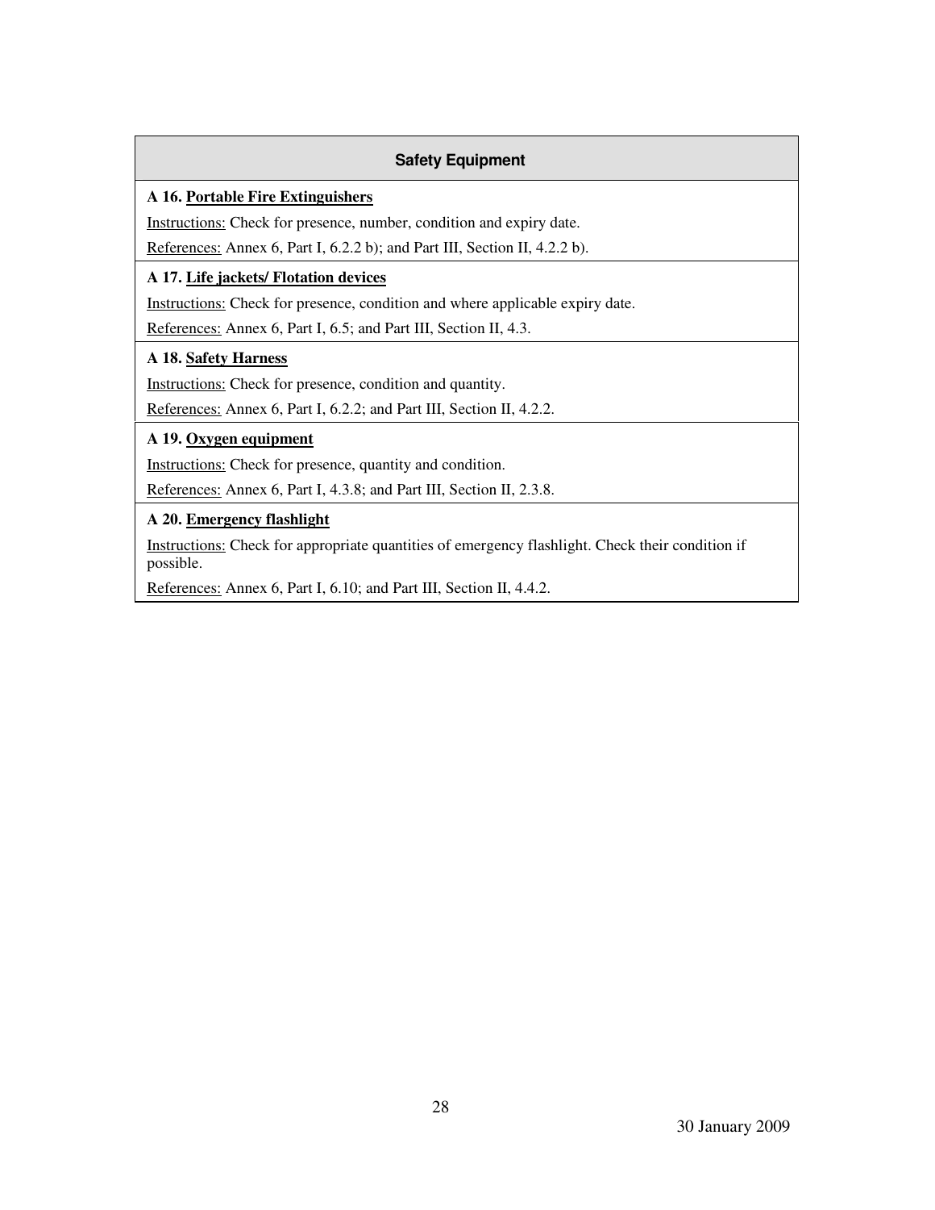## Safety Equipment

**A 16. Portable Fire Extinguishers**

Instructions: Check for presence, number, condition and expiry date.

References: Annex 6, Part I, 6.2.2 b); and Part III, Section II, 4.2.2 b).

**A 17. Life jackets/ Flotation devices**

Instructions: Check for presence, condition and where applicable expiry date.

References: Annex 6, Part I, 6.5; and Part III, Section II, 4.3.

**A 18. Safety Harness**

Instructions: Check for presence, condition and quantity.

References: Annex 6, Part I, 6.2.2; and Part III, Section II, 4.2.2.

**A 19. Oxygen equipment**

Instructions: Check for presence, quantity and condition.

References: Annex 6, Part I, 4.3.8; and Part III, Section II, 2.3.8.

**A 20. Emergency flashlight**

Instructions: Check for appropriate quantities of emergency flashlight. Check their condition if possible.

References: Annex 6, Part I, 6.10; and Part III, Section II, 4.4.2.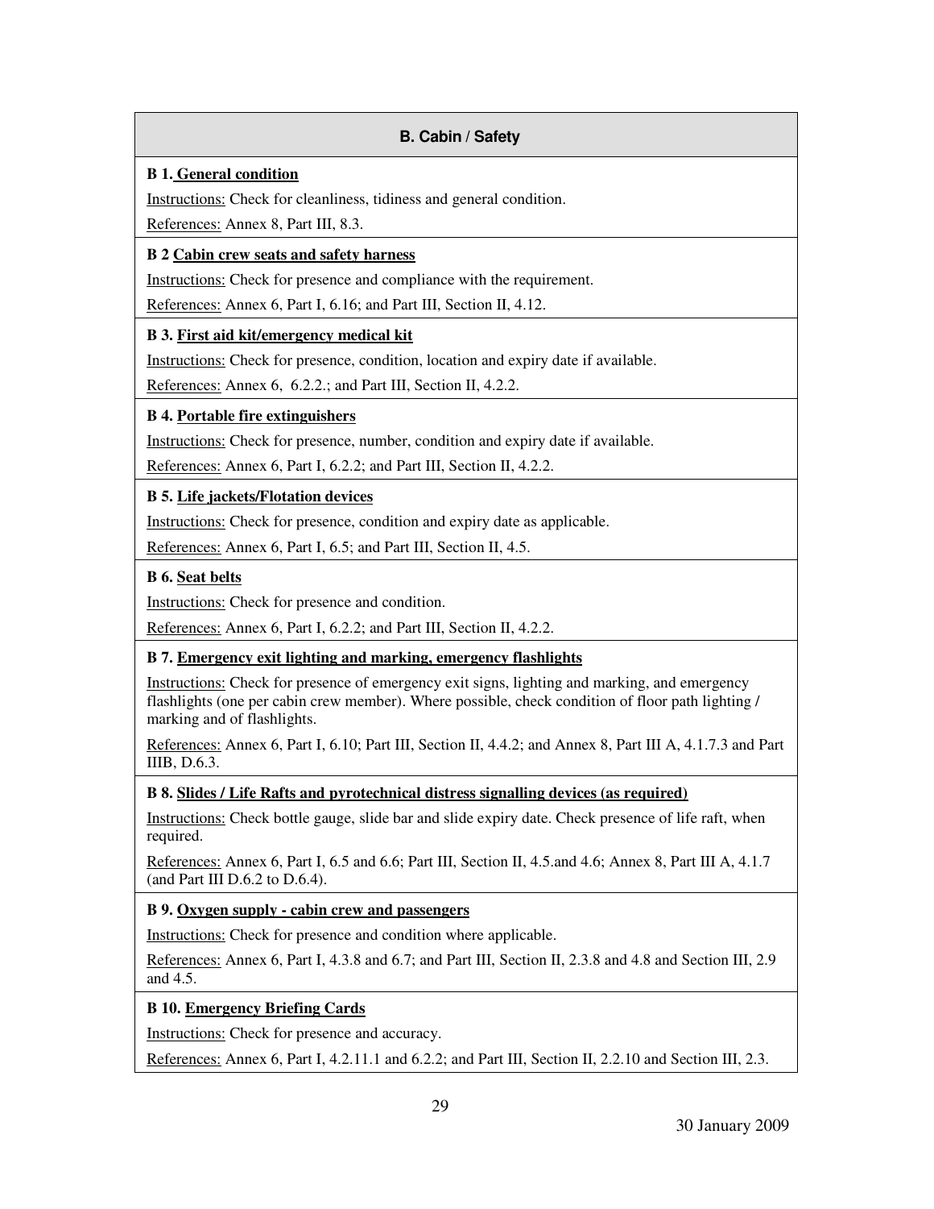## B. Cabin / Safety

**B 1. General condition**

Instructions: Check for cleanliness, tidiness and general condition.

References: Annex 8, Part III, 8.3.

**B 2 Cabin crew seats and safety harness**

Instructions: Check for presence and compliance with the requirement.

References: Annex 6, Part I, 6.16; and Part III, Section II, 4.12.

**B 3. First aid kit/emergency medical kit**

Instructions: Check for presence, condition, location and expiry date if available.

References: Annex 6, 6.2.2.; and Part III, Section II, 4.2.2.

**B 4. Portable fire extinguishers**

Instructions: Check for presence, number, condition and expiry date if available.

References: Annex 6, Part I, 6.2.2; and Part III, Section II, 4.2.2.

**B 5. Life jackets/Flotation devices**

Instructions: Check for presence, condition and expiry date as applicable.

References: Annex 6, Part I, 6.5; and Part III, Section II, 4.5.

**B 6. Seat belts**

Instructions: Check for presence and condition.

References: Annex 6, Part I, 6.2.2; and Part III, Section II, 4.2.2.

**B 7. Emergency exit lighting and marking, emergency flashlights**

Instructions: Check for presence of emergency exit signs, lighting and marking, and emergency flashlights (one per cabin crew member). Where possible, check condition of floor path lighting / marking and of flashlights.

References: Annex 6, Part I, 6.10; Part III, Section II, 4.4.2; and Annex 8, Part III A, 4.1.7.3 and Part IIIB, D.6.3.

**B 8. Slides / Life Rafts and pyrotechnical distress signalling devices (as required)**

Instructions: Check bottle gauge, slide bar and slide expiry date. Check presence of life raft, when required.

References: Annex 6, Part I, 6.5 and 6.6; Part III, Section II, 4.5.and 4.6; Annex 8, Part III A, 4.1.7 (and Part III D.6.2 to D.6.4).

**B 9. Oxygen supply - cabin crew and passengers**

Instructions: Check for presence and condition where applicable.

References: Annex 6, Part I, 4.3.8 and 6.7; and Part III, Section II, 2.3.8 and 4.8 and Section III, 2.9 and 4.5.

**B 10. Emergency Briefing Cards**

Instructions: Check for presence and accuracy.

References: Annex 6, Part I, 4.2.11.1 and 6.2.2; and Part III, Section II, 2.2.10 and Section III, 2.3.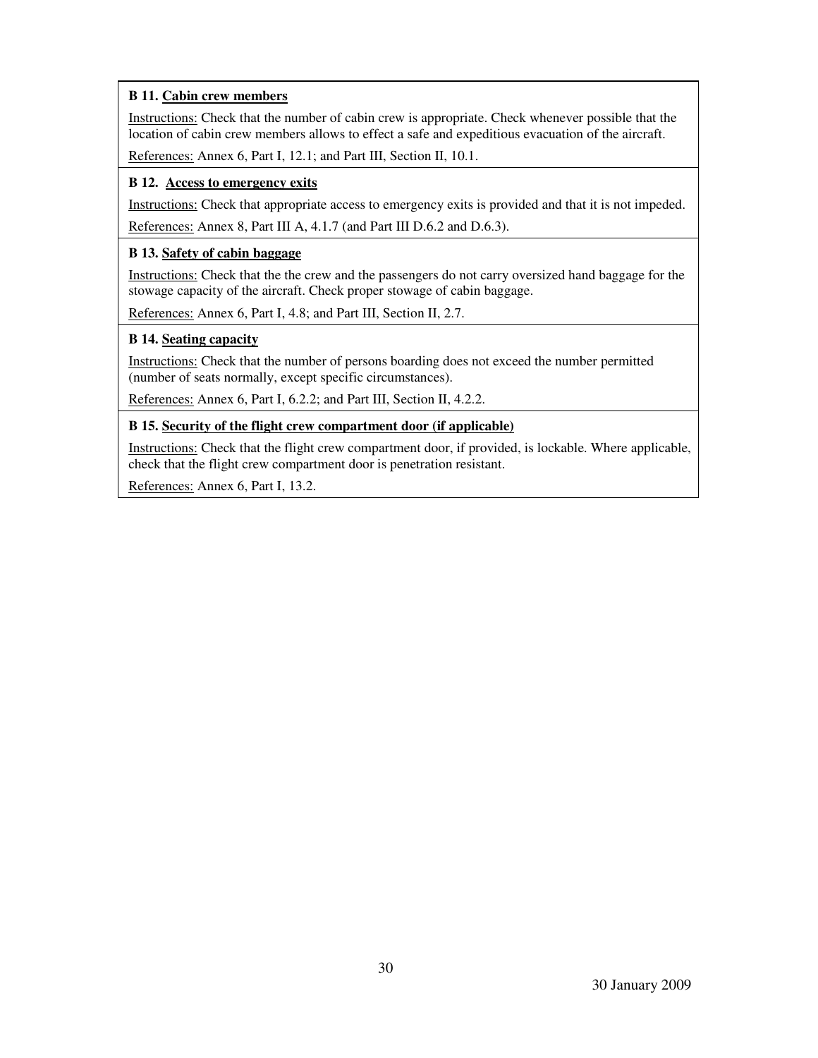**B 11. Cabin crew members**

Instructions: Check that the number of cabin crew is appropriate. Check whenever possible that the location of cabin crew members allows to effect a safe and expeditious evacuation of the aircraft.

References: Annex 6, Part I, 12.1; and Part III, Section II, 10.1.

**B 12. Access to emergency exits**

Instructions: Check that appropriate access to emergency exits is provided and that it is not impeded.

References: Annex 8, Part III A, 4.1.7 (and Part III D.6.2 and D.6.3).

**B 13. Safety of cabin baggage**

Instructions: Check that the the crew and the passengers do not carry oversized hand baggage for the stowage capacity of the aircraft. Check proper stowage of cabin baggage.

References: Annex 6, Part I, 4.8; and Part III, Section II, 2.7.

**B 14. Seating capacity**

Instructions: Check that the number of persons boarding does not exceed the number permitted (number of seats normally, except specific circumstances).

References: Annex 6, Part I, 6.2.2; and Part III, Section II, 4.2.2.

**B 15. Security of the flight crew compartment door (if applicable)**

Instructions: Check that the flight crew compartment door, if provided, is lockable. Where applicable, check that the flight crew compartment door is penetration resistant.

References: Annex 6, Part I, 13.2.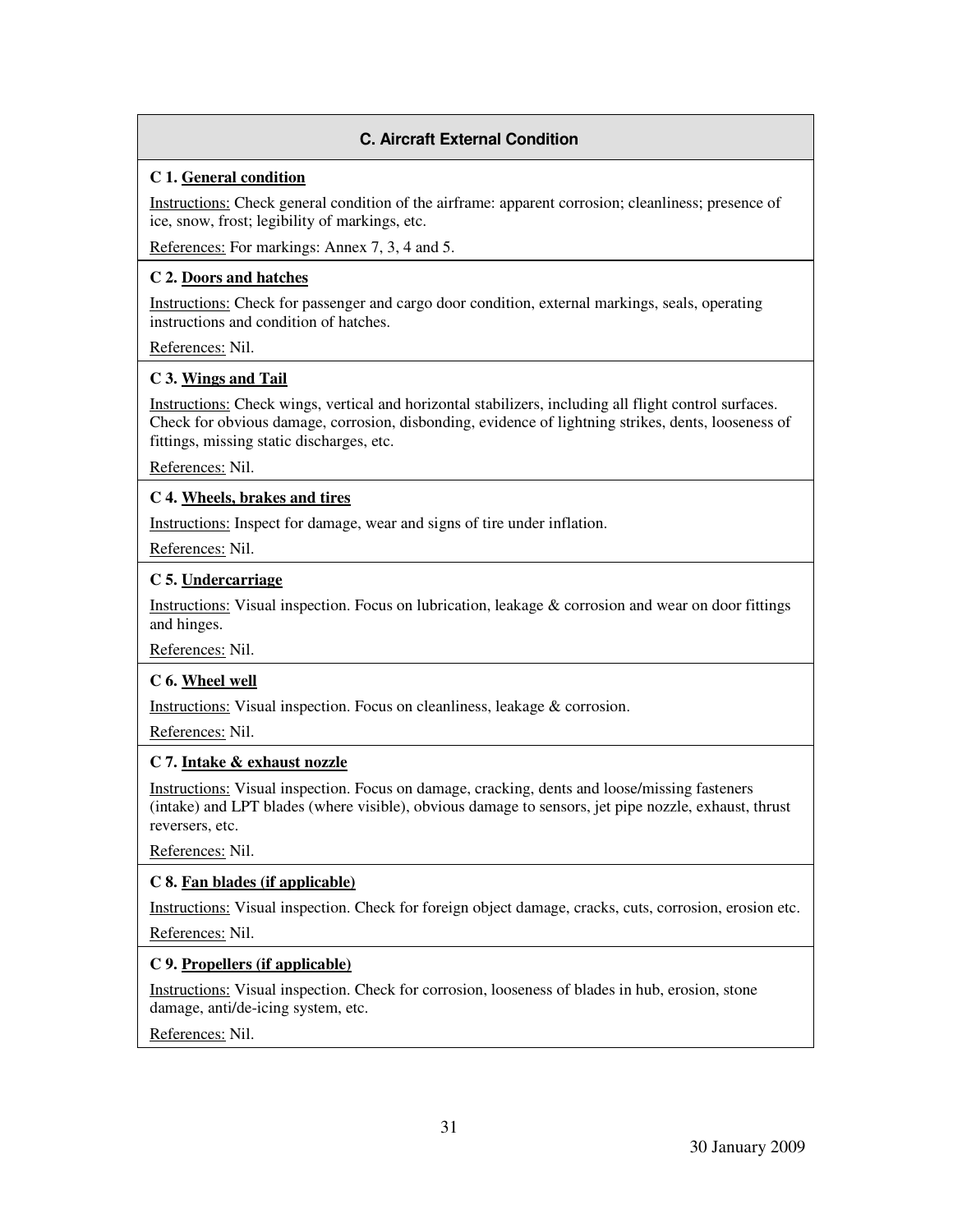## C. Aircraft External Condition

**C 1. General condition**

Instructions: Check general condition of the airframe: apparent corrosion; cleanliness; presence of ice, snow, frost; legibility of markings, etc.

References: For markings: Annex 7, 3, 4 and 5.

**C 2. Doors and hatches**

Instructions: Check for passenger and cargo door condition, external markings, seals, operating instructions and condition of hatches.

References: Nil.

**C 3. Wings and Tail**

Instructions: Check wings, vertical and horizontal stabilizers, including all flight control surfaces. Check for obvious damage, corrosion, disbonding, evidence of lightning strikes, dents, looseness of fittings, missing static discharges, etc.

References: Nil.

**C 4. Wheels, brakes and tires**

Instructions: Inspect for damage, wear and signs of tire under inflation.

References: Nil.

**C 5. Undercarriage**

Instructions: Visual inspection. Focus on lubrication, leakage & corrosion and wear on door fittings and hinges.

References: Nil.

**C 6. Wheel well**

Instructions: Visual inspection. Focus on cleanliness, leakage & corrosion.

References: Nil.

**C 7. Intake & exhaust nozzle**

Instructions: Visual inspection. Focus on damage, cracking, dents and loose/missing fasteners (intake) and LPT blades (where visible), obvious damage to sensors, jet pipe nozzle, exhaust, thrust reversers, etc.

References: Nil.

**C 8. Fan blades (if applicable)**

Instructions: Visual inspection. Check for foreign object damage, cracks, cuts, corrosion, erosion etc.

References: Nil.

**C 9. Propellers (if applicable)**

Instructions: Visual inspection. Check for corrosion, looseness of blades in hub, erosion, stone damage, anti/de-icing system, etc.

References: Nil.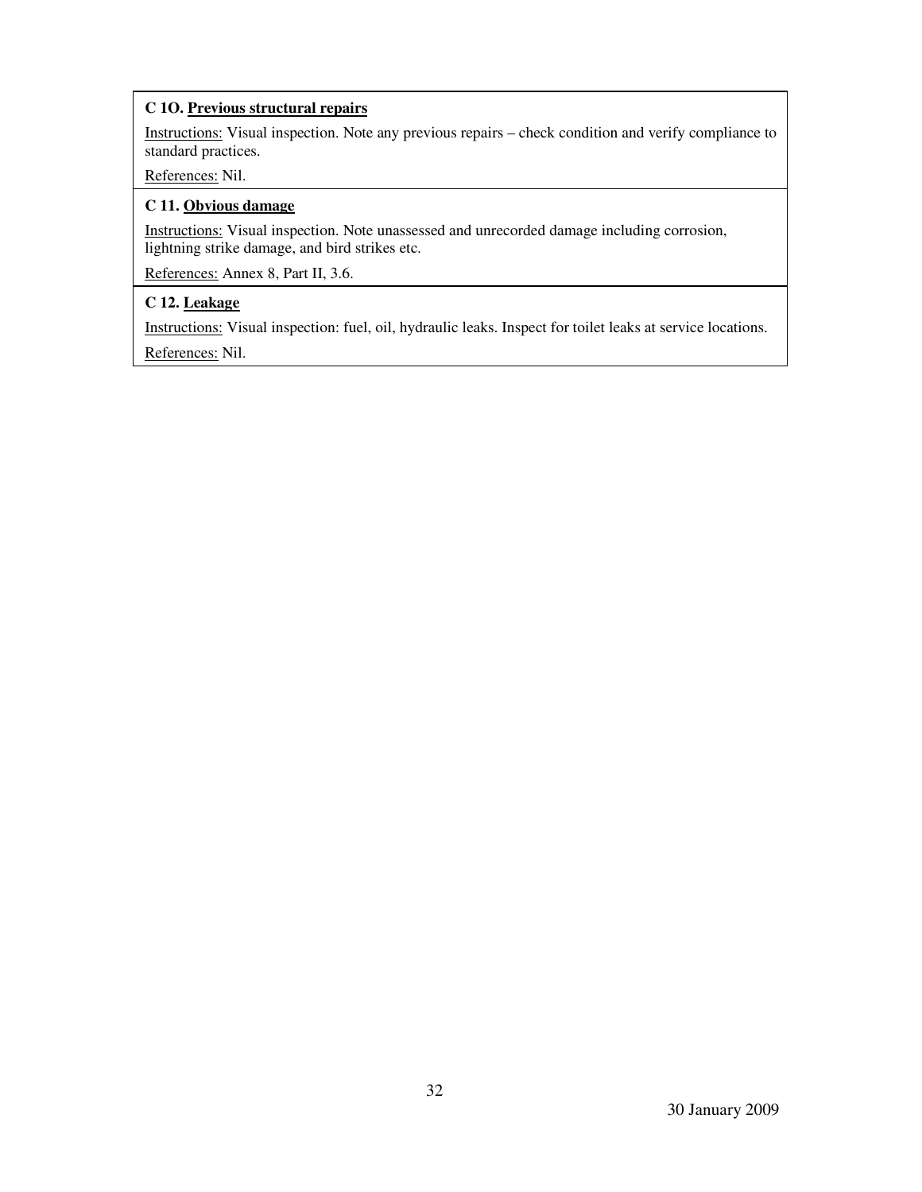**C 1O. <u>Previous structural repairs</u>**

<u>Instructions:</u> Visual inspection. Note any previous repairs – check condition and verify compliance to standard practices.

<u>References:</u> Nil.

**C 11. <u>Obvious damage</u>**

<u>Instructions:</u> Visual inspection. Note unassessed and unrecorded damage including corrosion, lightning strike damage, and bird strikes etc.

<u>References:</u> Annex 8, Part II, 3.6.

**C 12. <u>Leakage</u>**

<u>Instructions:</u> Visual inspection: fuel, oil, hydraulic leaks. Inspect for toilet leaks at service locations.

<u>References:</u> Nil.

30 January 2009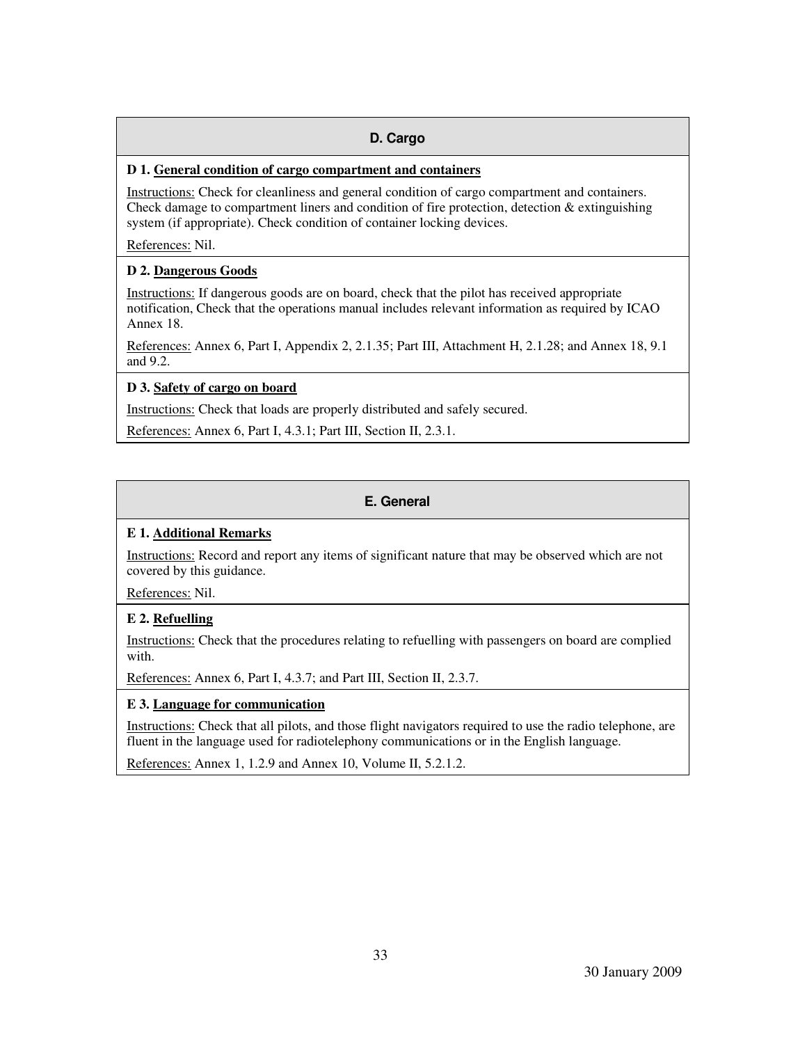## D. Cargo

**D 1. General condition of cargo compartment and containers**

Instructions: Check for cleanliness and general condition of cargo compartment and containers. Check damage to compartment liners and condition of fire protection, detection & extinguishing system (if appropriate). Check condition of container locking devices.

References: Nil.

**D 2. Dangerous Goods**

Instructions: If dangerous goods are on board, check that the pilot has received appropriate notification, Check that the operations manual includes relevant information as required by ICAO Annex 18.

References: Annex 6, Part I, Appendix 2, 2.1.35; Part III, Attachment H, 2.1.28; and Annex 18, 9.1 and 9.2.

**D 3. Safety of cargo on board**

Instructions: Check that loads are properly distributed and safely secured.

References: Annex 6, Part I, 4.3.1; Part III, Section II, 2.3.1.

## E. General

**E 1. Additional Remarks**

Instructions: Record and report any items of significant nature that may be observed which are not covered by this guidance.

References: Nil.

**E 2. Refuelling**

Instructions: Check that the procedures relating to refuelling with passengers on board are complied with.

References: Annex 6, Part I, 4.3.7; and Part III, Section II, 2.3.7.

**E 3. Language for communication**

Instructions: Check that all pilots, and those flight navigators required to use the radio telephone, are fluent in the language used for radiotelephony communications or in the English language.

References: Annex 1, 1.2.9 and Annex 10, Volume II, 5.2.1.2.

30 January 2009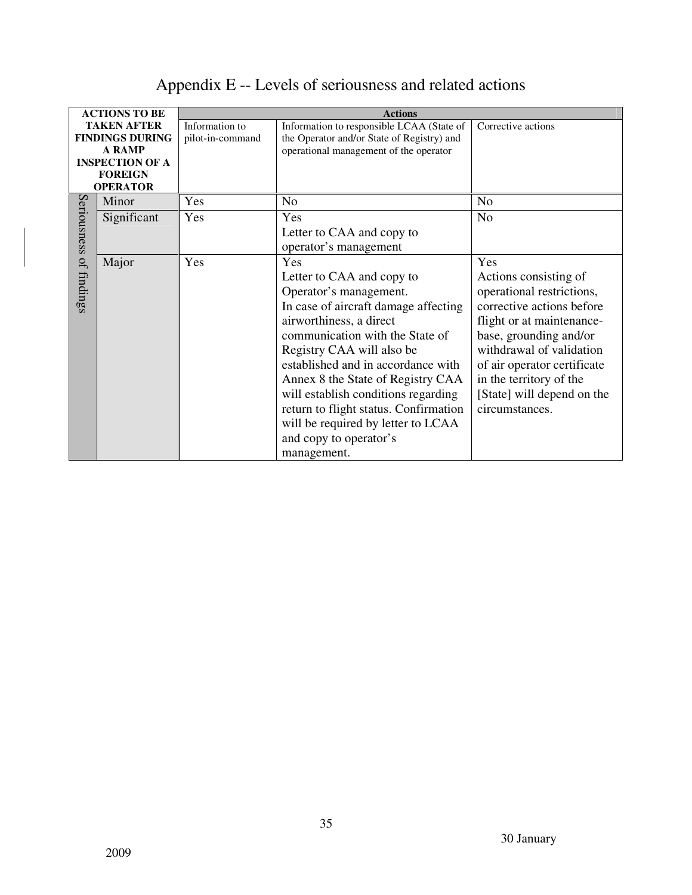# Appendix E -- Levels of seriousness and related actions

| ACTIONS TO BE TAKEN AFTER FINDINGS DURING A RAMP INSPECTION OF A FOREIGN OPERATOR | | Actions | | |
|---|---|---|---|---|
| | | Information to pilot-in-command | Information to responsible LCAA (State of the Operator and/or State of Registry) and operational management of the operator | Corrective actions |
| Seriousness of findings | Minor | Yes | No | No |
| | Significant | Yes | Yes<br>Letter to CAA and copy to operator's management | No |
| | Major | Yes | Yes<br>Letter to CAA and copy to Operator's management.<br>In case of aircraft damage affecting airworthiness, a direct communication with the State of Registry CAA will also be established and in accordance with Annex 8 the State of Registry CAA will establish conditions regarding return to flight status. Confirmation will be required by letter to LCAA and copy to operator's management. | Yes<br>Actions consisting of operational restrictions, corrective actions before flight or at maintenance-base, grounding and/or withdrawal of validation of air operator certificate in the territory of the [State] will depend on the circumstances. |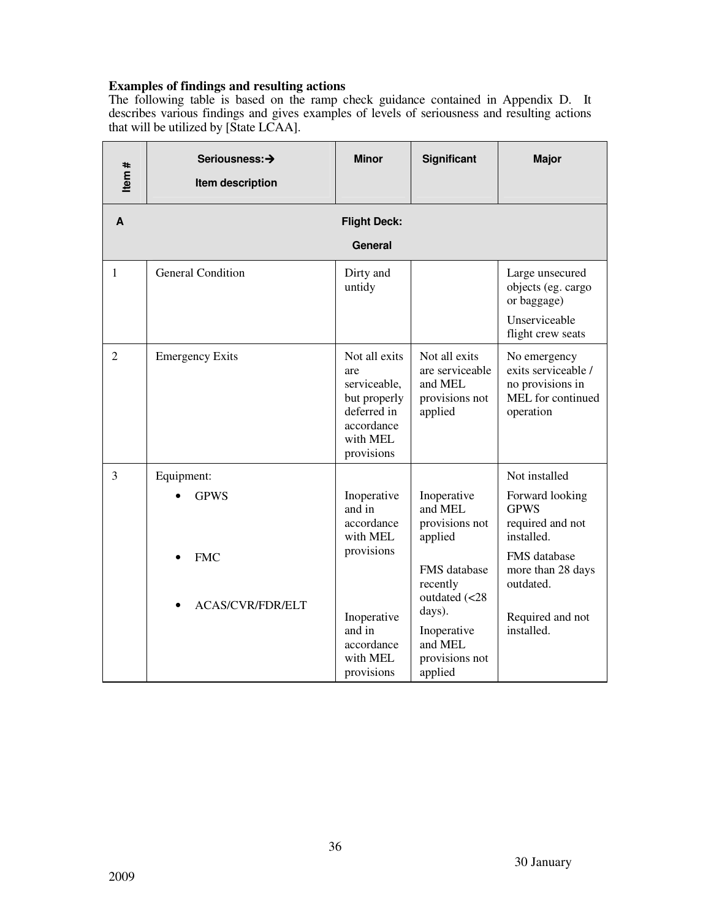**Examples of findings and resulting actions**

The following table is based on the ramp check guidance contained in Appendix D. It describes various findings and gives examples of levels of seriousness and resulting actions that will be utilized by [State LCAA].

| Item # | Seriousness:→ Item description | Minor | Significant | Major |
|---|---|---|---|---|
| **A** | | **Flight Deck: General** | | |
| 1 | General Condition | Dirty and untidy | | Large unsecured objects (eg. cargo or baggage)<br>Unserviceable flight crew seats |
| 2 | Emergency Exits | Not all exits are serviceable, but properly deferred in accordance with MEL provisions | Not all exits are serviceable and MEL provisions not applied | No emergency exits serviceable / no provisions in MEL for continued operation |
| 3 | Equipment: | | | Not installed |
| | • GPWS | Inoperative and in accordance with MEL provisions | Inoperative and MEL provisions not applied | Forward looking GPWS required and not installed. |
| | • FMC | | FMS database recently outdated (<28 days). | FMS database more than 28 days outdated. |
| | • ACAS/CVR/FDR/ELT | Inoperative and in accordance with MEL provisions | Inoperative and MEL provisions not applied | Required and not installed. |

30 January 2009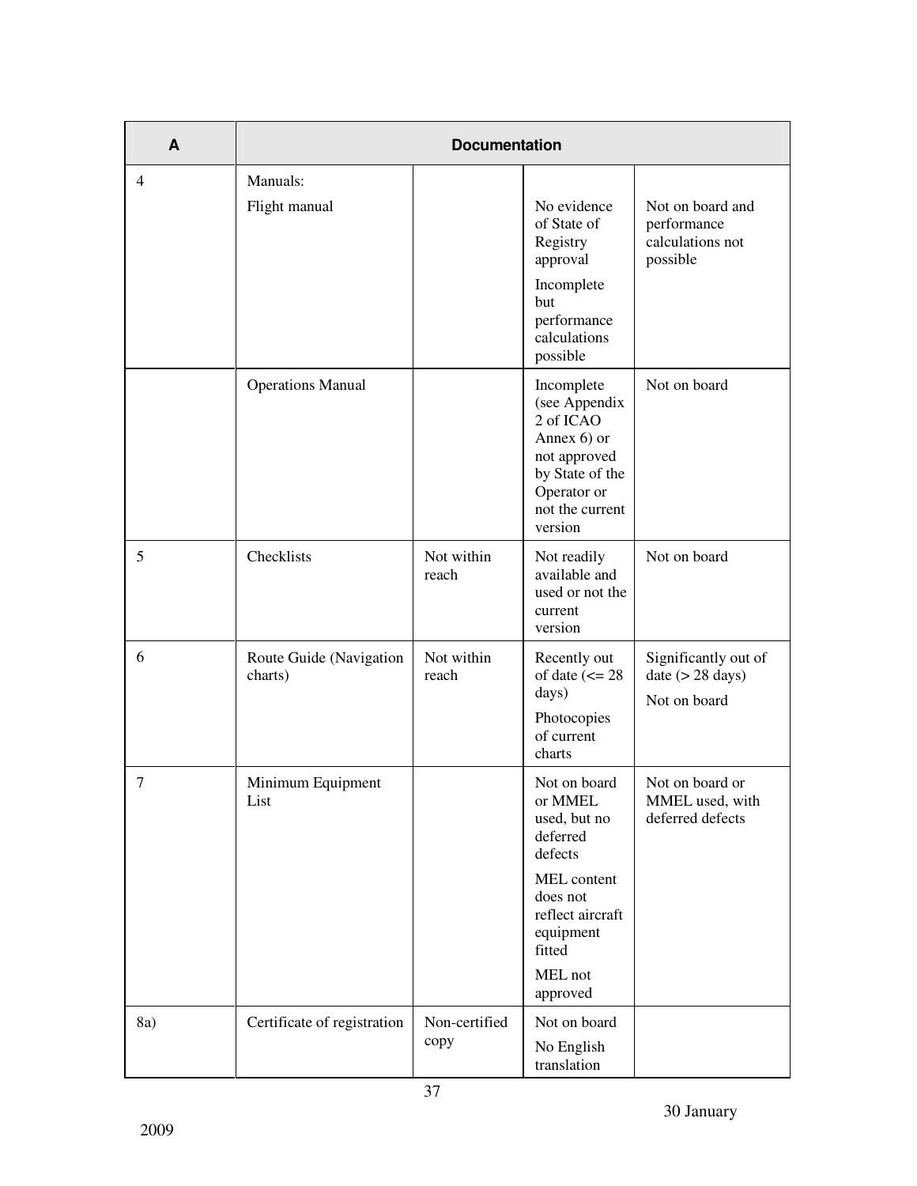| A | Documentation | | | |
|---|---|---|---|---|
| 4 | Manuals:<br>Flight manual | | No evidence of State of Registry approval<br>Incomplete but performance calculations possible | Not on board and performance calculations not possible |
| | Operations Manual | | Incomplete (see Appendix 2 of ICAO Annex 6) or not approved by State of the Operator or not the current version | Not on board |
| 5 | Checklists | Not within reach | Not readily available and used or not the current version | Not on board |
| 6 | Route Guide (Navigation charts) | Not within reach | Recently out of date (<= 28 days)<br>Photocopies of current charts | Significantly out of date (> 28 days)<br>Not on board |
| 7 | Minimum Equipment List | | Not on board or MMEL used, but no deferred defects<br>MEL content does not reflect aircraft equipment fitted<br>MEL not approved | Not on board or MMEL used, with deferred defects |
| 8a) | Certificate of registration | Non-certified copy | Not on board<br>No English translation | |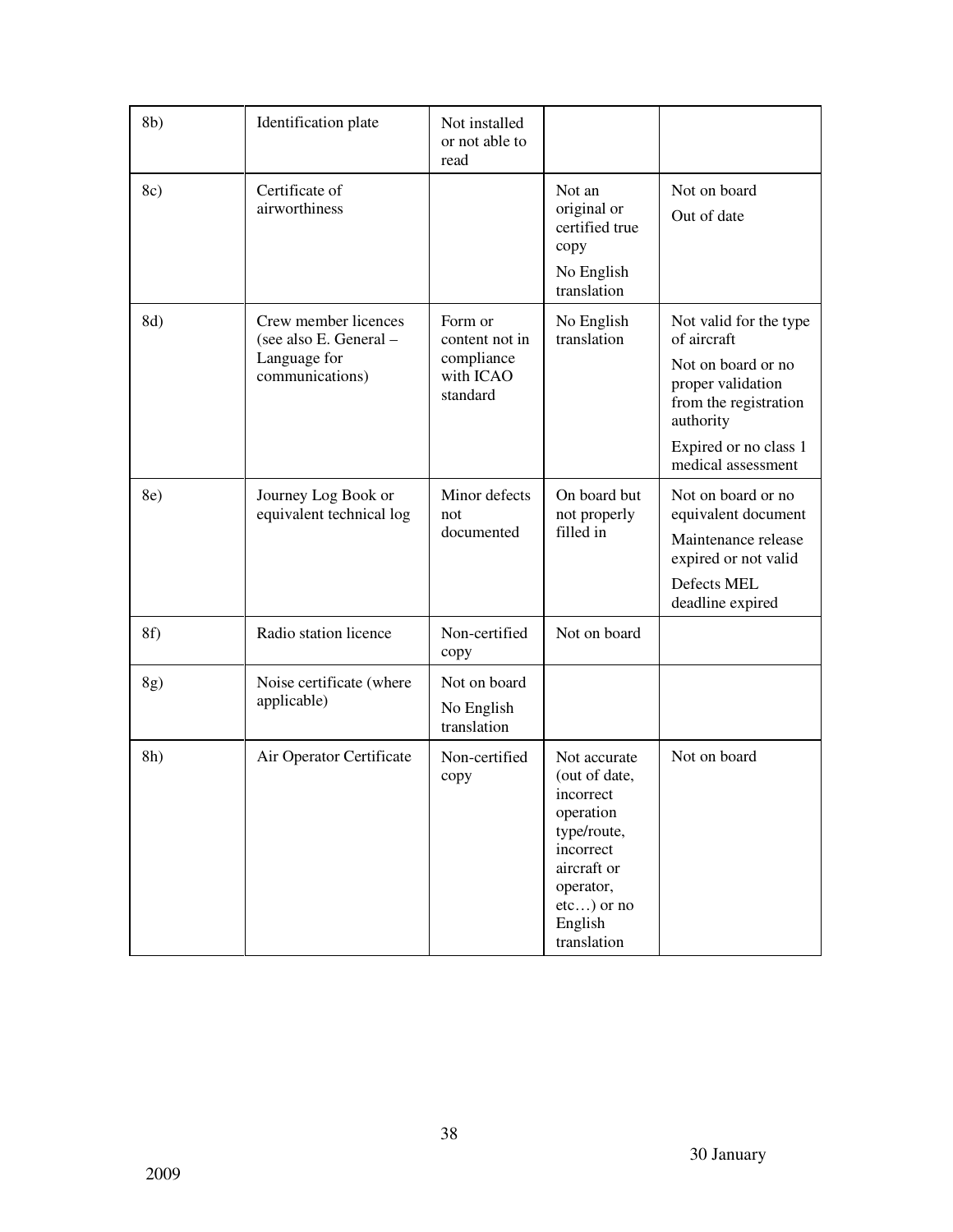| | | | | |
|---|---|---|---|---|
| 8b) | Identification plate | Not installed or not able to read | | |
| 8c) | Certificate of airworthiness | | Not an original or certified true copy<br>No English translation | Not on board<br>Out of date |
| 8d) | Crew member licences (see also E. General – Language for communications) | Form or content not in compliance with ICAO standard | No English translation | Not valid for the type of aircraft<br>Not on board or no proper validation from the registration authority<br>Expired or no class 1 medical assessment |
| 8e) | Journey Log Book or equivalent technical log | Minor defects not documented | On board but not properly filled in | Not on board or no equivalent document<br>Maintenance release expired or not valid<br>Defects MEL deadline expired |
| 8f) | Radio station licence | Non-certified copy | Not on board | |
| 8g) | Noise certificate (where applicable) | Not on board<br>No English translation | | |
| 8h) | Air Operator Certificate | Non-certified copy | Not accurate (out of date, incorrect operation type/route, incorrect aircraft or operator, etc…) or no English translation | Not on board |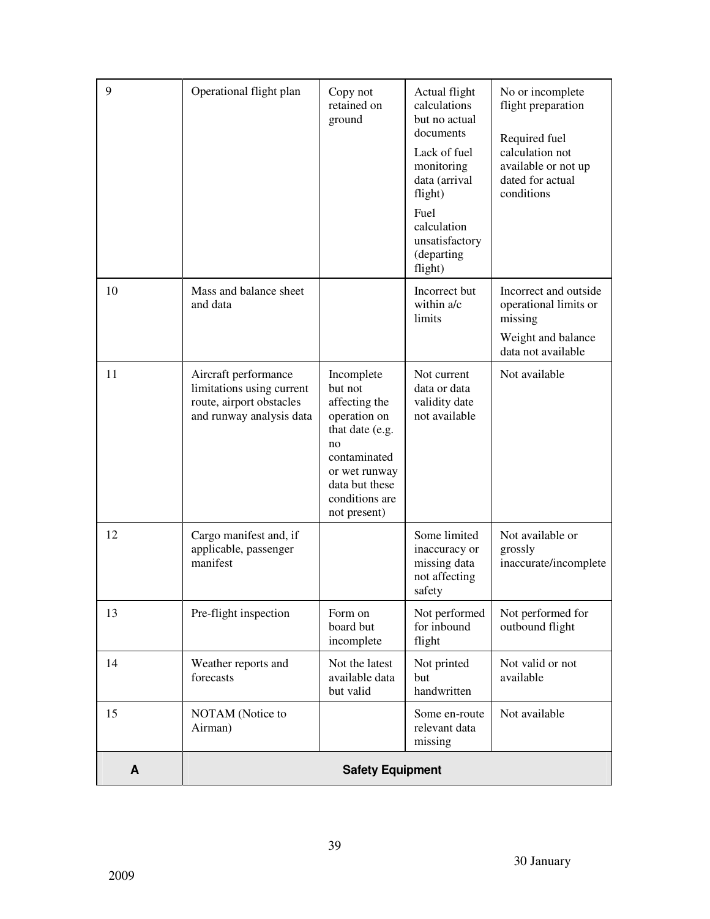| | | | | |
|---|---|---|---|---|
| 9 | Operational flight plan | Copy not retained on ground | Actual flight calculations but no actual documents<br><br>Lack of fuel monitoring data (arrival flight)<br><br>Fuel calculation unsatisfactory (departing flight) | No or incomplete flight preparation<br><br>Required fuel calculation not available or not up dated for actual conditions |
| 10 | Mass and balance sheet and data | | Incorrect but within a/c limits | Incorrect and outside operational limits or missing<br><br>Weight and balance data not available |
| 11 | Aircraft performance limitations using current route, airport obstacles and runway analysis data | Incomplete but not affecting the operation on that date (e.g. no contaminated or wet runway data but these conditions are not present) | Not current data or data validity date not available | Not available |
| 12 | Cargo manifest and, if applicable, passenger manifest | | Some limited inaccuracy or missing data not affecting safety | Not available or grossly inaccurate/incomplete |
| 13 | Pre-flight inspection | Form on board but incomplete | Not performed for inbound flight | Not performed for outbound flight |
| 14 | Weather reports and forecasts | Not the latest available data but valid | Not printed but handwritten | Not valid or not available |
| 15 | NOTAM (Notice to Airman) | | Some en-route relevant data missing | Not available |
| **A** | **Safety Equipment** | | | |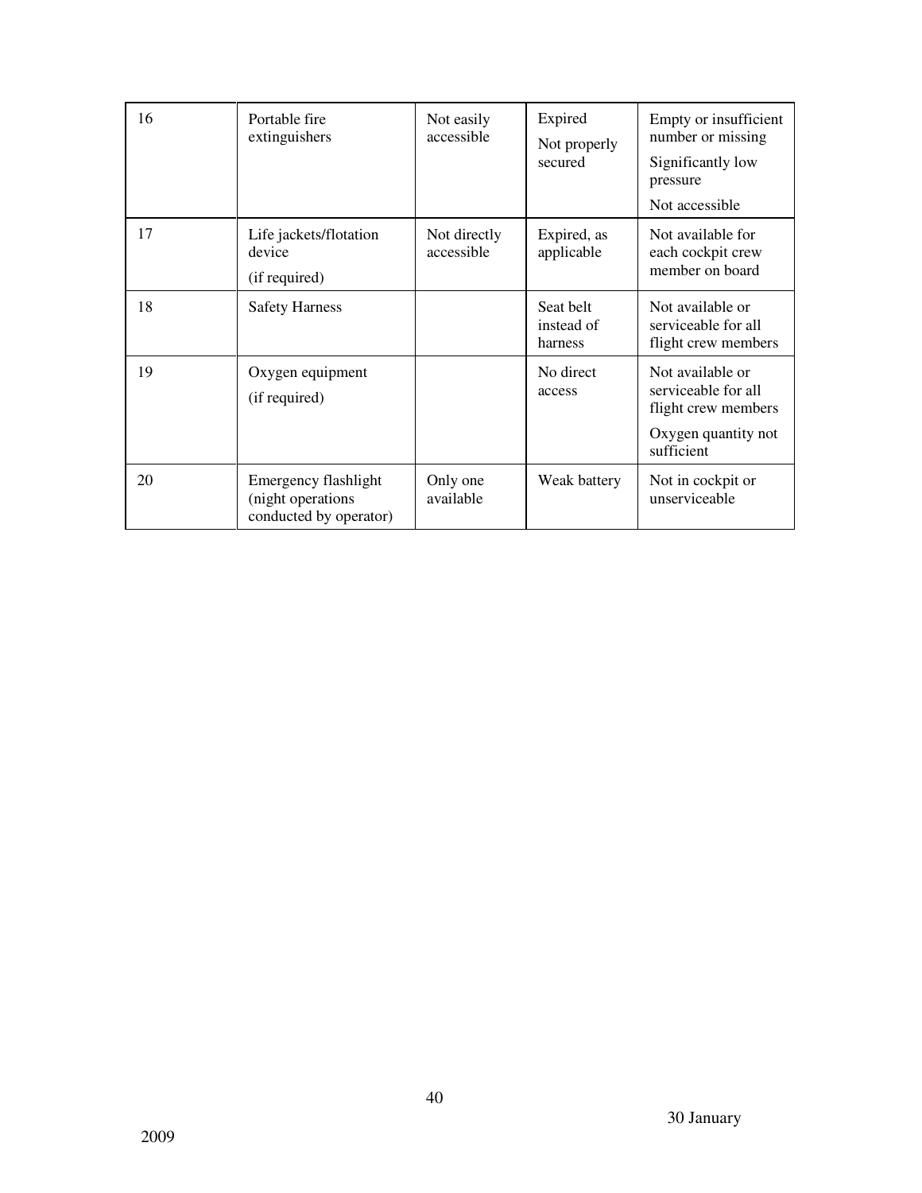| | | | | |
|---|---|---|---|---|
| 16 | Portable fire extinguishers | Not easily accessible | Expired<br>Not properly secured | Empty or insufficient number or missing<br>Significantly low pressure<br>Not accessible |
| 17 | Life jackets/flotation device<br>(if required) | Not directly accessible | Expired, as applicable | Not available for each cockpit crew member on board |
| 18 | Safety Harness | | Seat belt instead of harness | Not available or serviceable for all flight crew members |
| 19 | Oxygen equipment<br>(if required) | | No direct access | Not available or serviceable for all flight crew members<br>Oxygen quantity not sufficient |
| 20 | Emergency flashlight (night operations conducted by operator) | Only one available | Weak battery | Not in cockpit or unserviceable |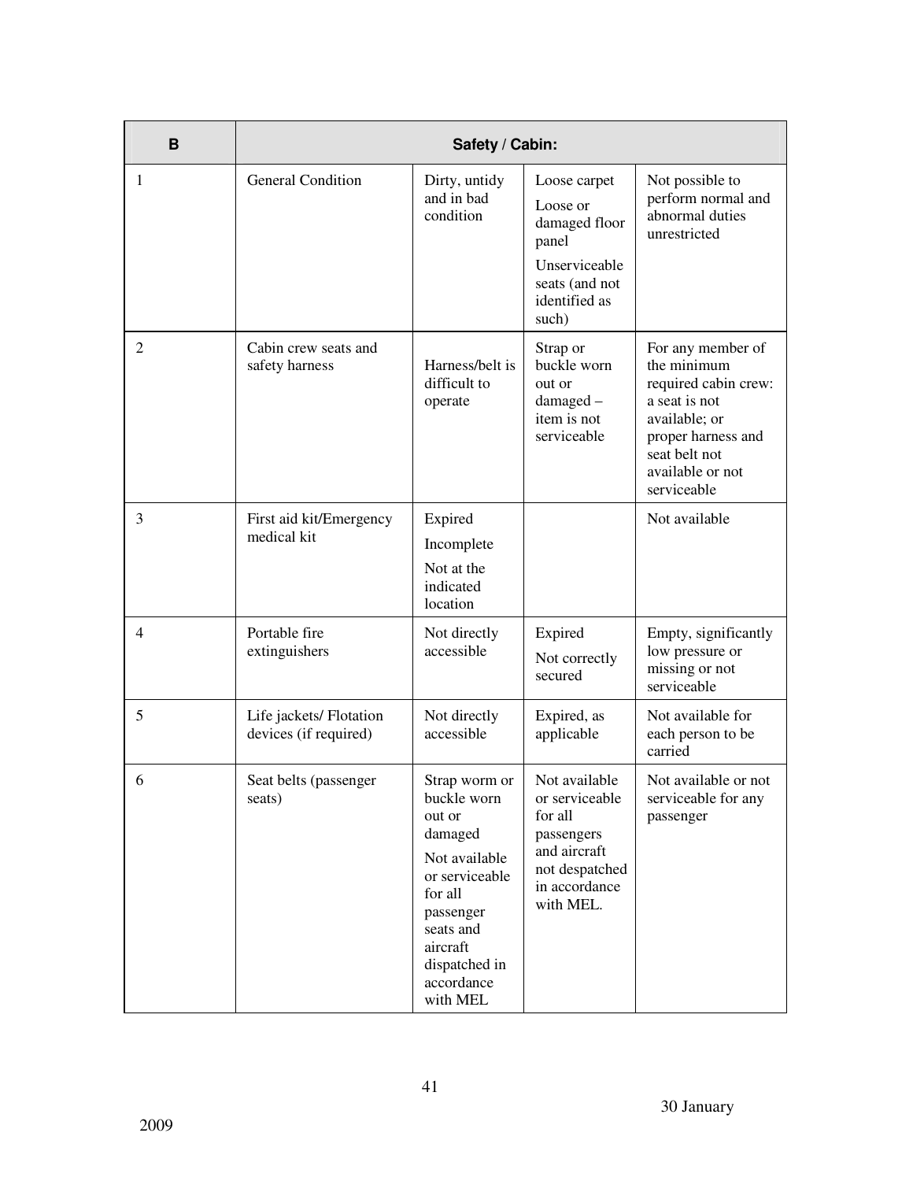| B | Safety / Cabin: | | | |
|---|---|---|---|---|
| 1 | General Condition | Dirty, untidy and in bad condition | Loose carpet<br>Loose or damaged floor panel<br>Unserviceable seats (and not identified as such) | Not possible to perform normal and abnormal duties unrestricted |
| 2 | Cabin crew seats and safety harness | Harness/belt is difficult to operate | Strap or buckle worn out or damaged – item is not serviceable | For any member of the minimum required cabin crew: a seat is not available; or proper harness and seat belt not available or not serviceable |
| 3 | First aid kit/Emergency medical kit | Expired<br>Incomplete<br>Not at the indicated location | | Not available |
| 4 | Portable fire extinguishers | Not directly accessible | Expired<br>Not correctly secured | Empty, significantly low pressure or missing or not serviceable |
| 5 | Life jackets/ Flotation devices (if required) | Not directly accessible | Expired, as applicable | Not available for each person to be carried |
| 6 | Seat belts (passenger seats) | Strap worn or buckle worn out or damaged<br>Not available or serviceable for all passenger seats and aircraft dispatched in accordance with MEL | Not available or serviceable for all passengers and aircraft not despatched in accordance with MEL. | Not available or not serviceable for any passenger |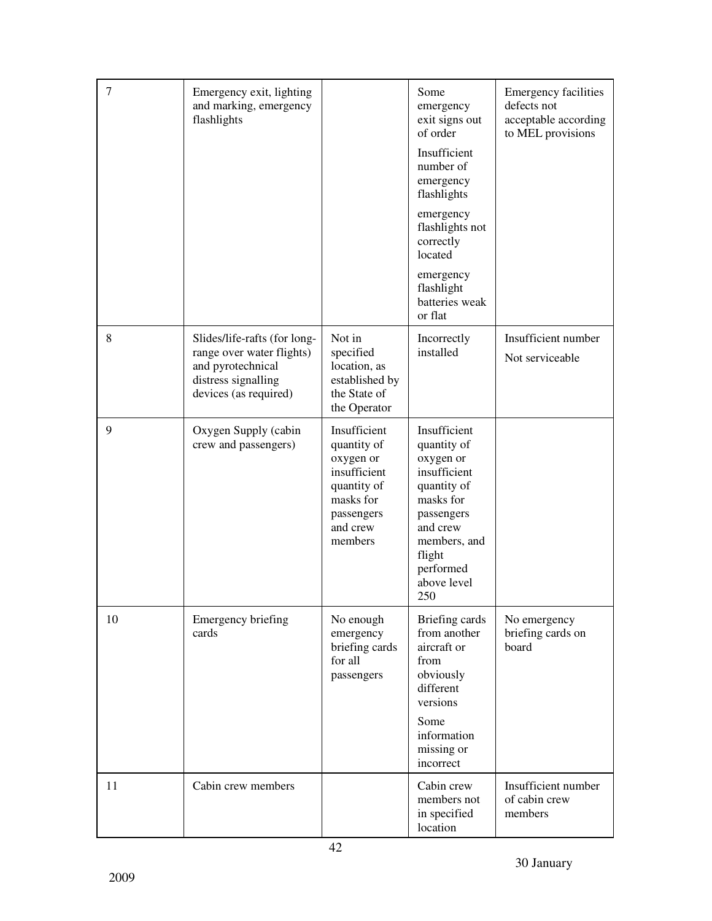| 7 | Emergency exit, lighting and marking, emergency flashlights | | Some emergency exit signs out of order<br><br>Insufficient number of emergency flashlights<br><br>emergency flashlights not correctly located<br><br>emergency flashlight batteries weak or flat | Emergency facilities defects not acceptable according to MEL provisions |
|---|---|---|---|---|
| 8 | Slides/life-rafts (for long-range over water flights) and pyrotechnical distress signalling devices (as required) | Not in specified location, as established by the State of the Operator | Incorrectly installed | Insufficient number<br><br>Not serviceable |
| 9 | Oxygen Supply (cabin crew and passengers) | Insufficient quantity of oxygen or insufficient quantity of masks for passengers and crew members | Insufficient quantity of oxygen or insufficient quantity of masks for passengers and crew members, and flight performed above level 250 | |
| 10 | Emergency briefing cards | No enough emergency briefing cards for all passengers | Briefing cards from another aircraft or from obviously different versions<br><br>Some information missing or incorrect | No emergency briefing cards on board |
| 11 | Cabin crew members | | Cabin crew members not in specified location | Insufficient number of cabin crew members |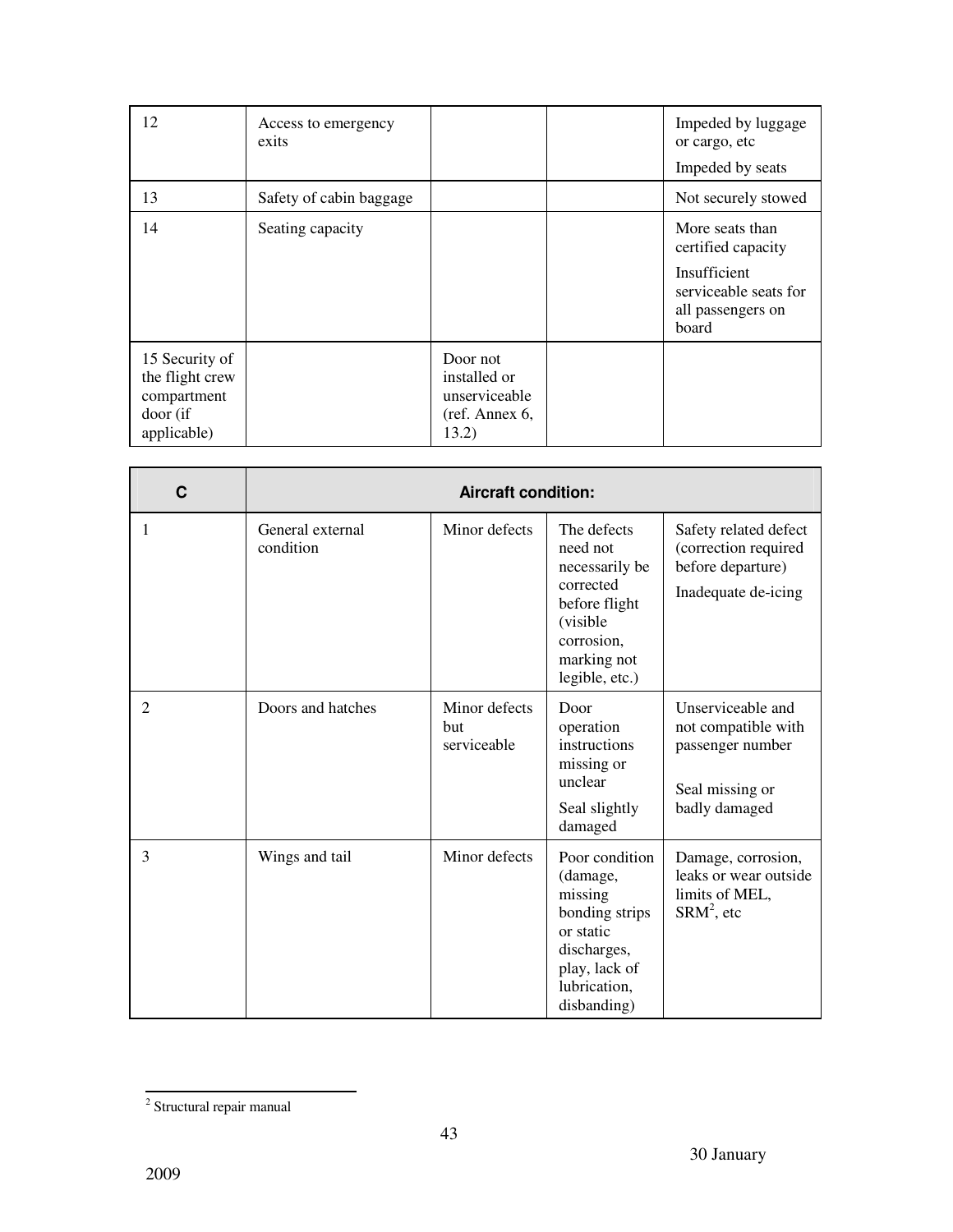| | | | | |
|---|---|---|---|---|
| 12 | Access to emergency exits | | | Impeded by luggage or cargo, etc<br><br>Impeded by seats |
| 13 | Safety of cabin baggage | | | Not securely stowed |
| 14 | Seating capacity | | | More seats than certified capacity<br><br>Insufficient serviceable seats for all passengers on board |
| 15 Security of the flight crew compartment door (if applicable) | | Door not installed or unserviceable (ref. Annex 6, 13.2) | | |

| **C** | **Aircraft condition:** | | | |
|---|---|---|---|---|
| 1 | General external condition | Minor defects | The defects need not necessarily be corrected before flight (visible corrosion, marking not legible, etc.) | Safety related defect (correction required before departure)<br><br>Inadequate de-icing |
| 2 | Doors and hatches | Minor defects but serviceable | Door operation instructions missing or unclear<br><br>Seal slightly damaged | Unserviceable and not compatible with passenger number<br><br>Seal missing or badly damaged |
| 3 | Wings and tail | Minor defects | Poor condition (damage, missing bonding strips or static discharges, play, lack of lubrication, disbanding) | Damage, corrosion, leaks or wear outside limits of MEL, SRM[2], etc |

[2] Structural repair manual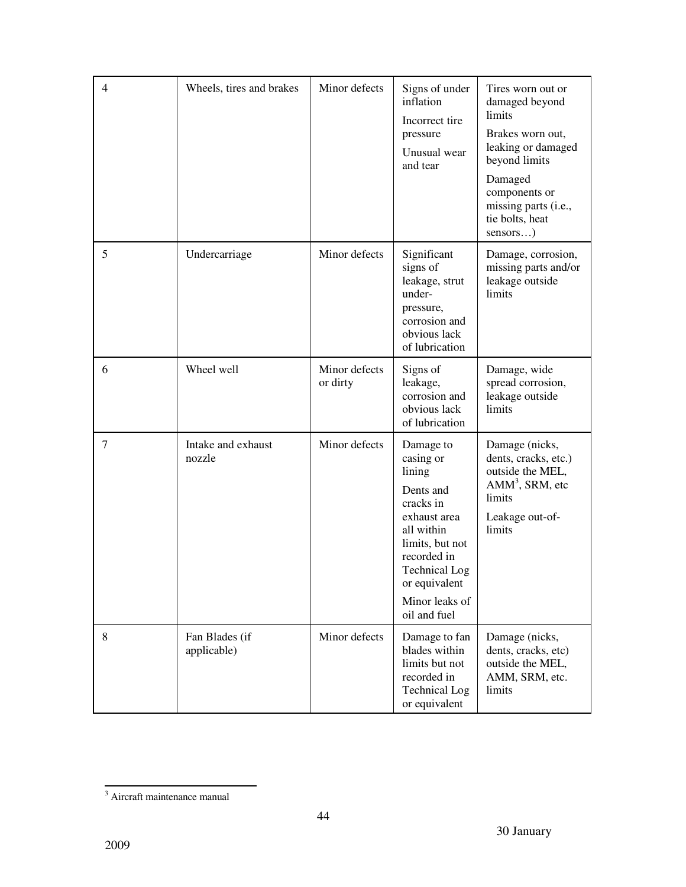| 4 | Wheels, tires and brakes | Minor defects | Signs of under inflation<br>Incorrect tire pressure<br>Unusual wear and tear | Tires worn out or damaged beyond limits<br>Brakes worn out, leaking or damaged beyond limits<br>Damaged components or missing parts (i.e., tie bolts, heat sensors…) |
|---|---|---|---|---|
| 5 | Undercarriage | Minor defects | Significant signs of leakage, strut under-pressure, corrosion and obvious lack of lubrication | Damage, corrosion, missing parts and/or leakage outside limits |
| 6 | Wheel well | Minor defects or dirty | Signs of leakage, corrosion and obvious lack of lubrication | Damage, wide spread corrosion, leakage outside limits |
| 7 | Intake and exhaust nozzle | Minor defects | Damage to casing or lining<br>Dents and cracks in exhaust area all within limits, but not recorded in Technical Log or equivalent<br>Minor leaks of oil and fuel | Damage (nicks, dents, cracks, etc.) outside the MEL, AMM[3], SRM, etc limits<br>Leakage out-of-limits |
| 8 | Fan Blades (if applicable) | Minor defects | Damage to fan blades within limits but not recorded in Technical Log or equivalent | Damage (nicks, dents, cracks, etc) outside the MEL, AMM, SRM, etc. limits |

[3] Aircraft maintenance manual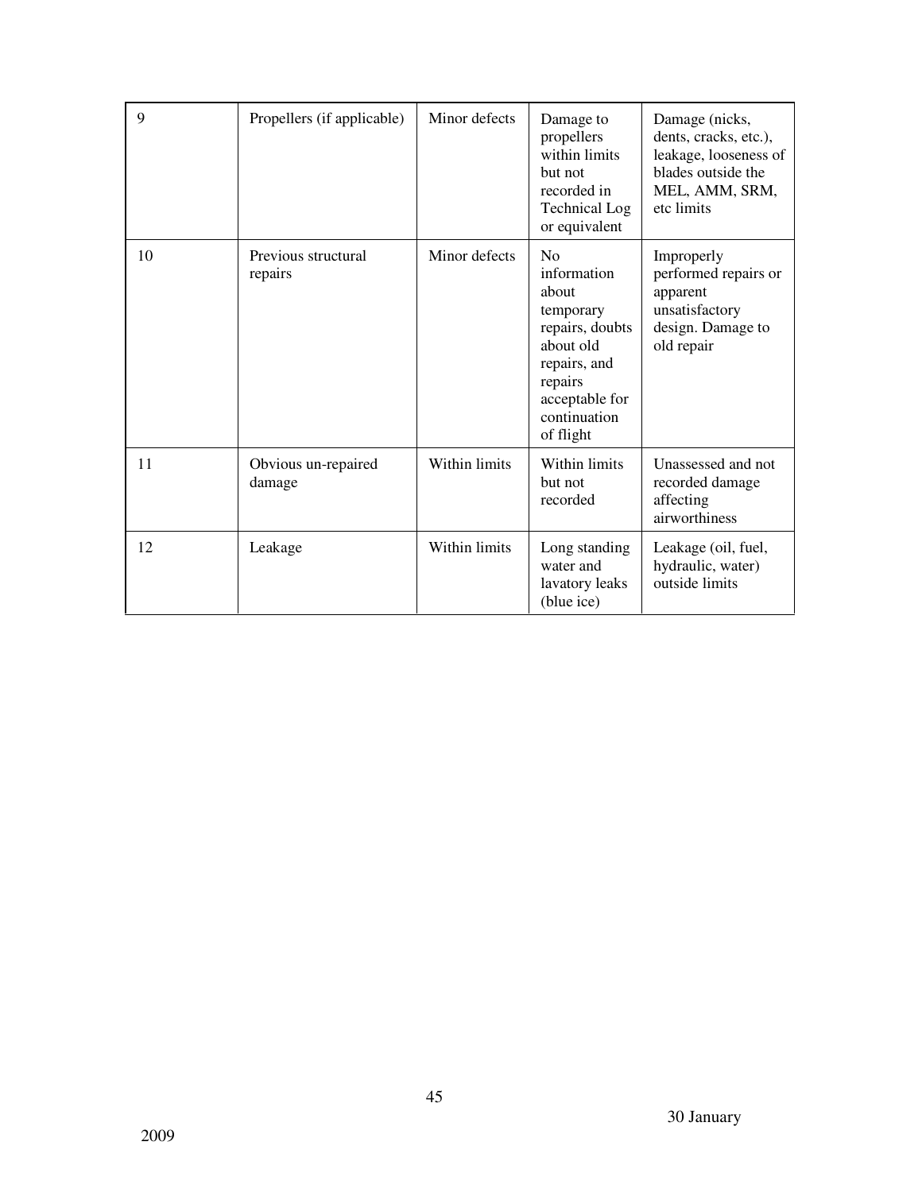| 9 | Propellers (if applicable) | Minor defects | Damage to propellers within limits but not recorded in Technical Log or equivalent | Damage (nicks, dents, cracks, etc.), leakage, looseness of blades outside the MEL, AMM, SRM, etc limits |
|---|---|---|---|---|
| 10 | Previous structural repairs | Minor defects | No information about temporary repairs, doubts about old repairs, and repairs acceptable for continuation of flight | Improperly performed repairs or apparent unsatisfactory design. Damage to old repair |
| 11 | Obvious un-repaired damage | Within limits | Within limits but not recorded | Unassessed and not recorded damage affecting airworthiness |
| 12 | Leakage | Within limits | Long standing water and lavatory leaks (blue ice) | Leakage (oil, fuel, hydraulic, water) outside limits |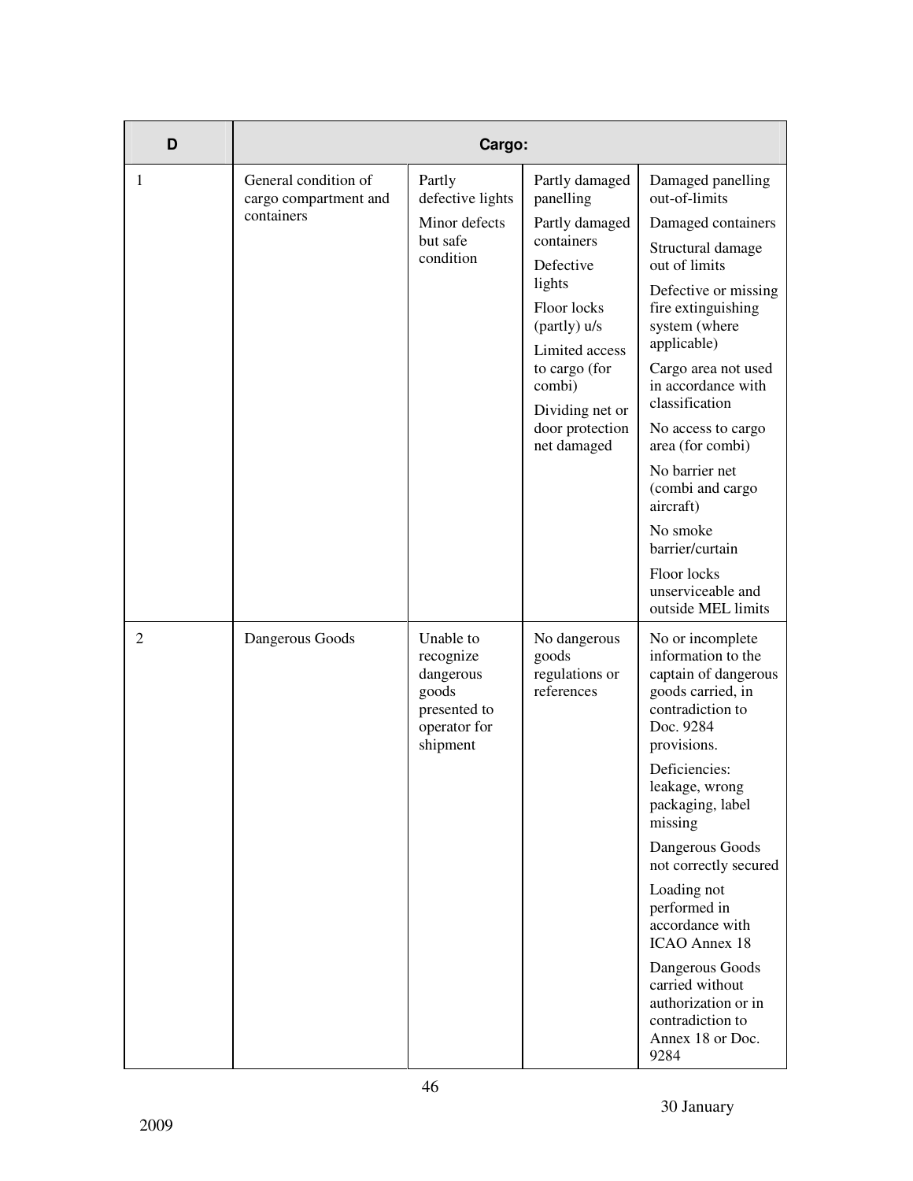| D | Cargo: | | | |
|---|---|---|---|---|
| 1 | General condition of cargo compartment and containers | Partly defective lights<br><br>Minor defects but safe condition | Partly damaged panelling<br><br>Partly damaged containers<br><br>Defective lights<br><br>Floor locks (partly) u/s<br><br>Limited access to cargo (for combi)<br><br>Dividing net or door protection net damaged | Damaged panelling out-of-limits<br><br>Damaged containers<br><br>Structural damage out of limits<br><br>Defective or missing fire extinguishing system (where applicable)<br><br>Cargo area not used in accordance with classification<br><br>No access to cargo area (for combi)<br><br>No barrier net (combi and cargo aircraft)<br><br>No smoke barrier/curtain<br><br>Floor locks unserviceable and outside MEL limits |
| 2 | Dangerous Goods | Unable to recognize dangerous goods presented to operator for shipment | No dangerous goods regulations or references | No or incomplete information to the captain of dangerous goods carried, in contradiction to Doc. 9284 provisions.<br><br>Deficiencies: leakage, wrong packaging, label missing<br><br>Dangerous Goods not correctly secured<br><br>Loading not performed in accordance with ICAO Annex 18<br><br>Dangerous Goods carried without authorization or in contradiction to Annex 18 or Doc. 9284 |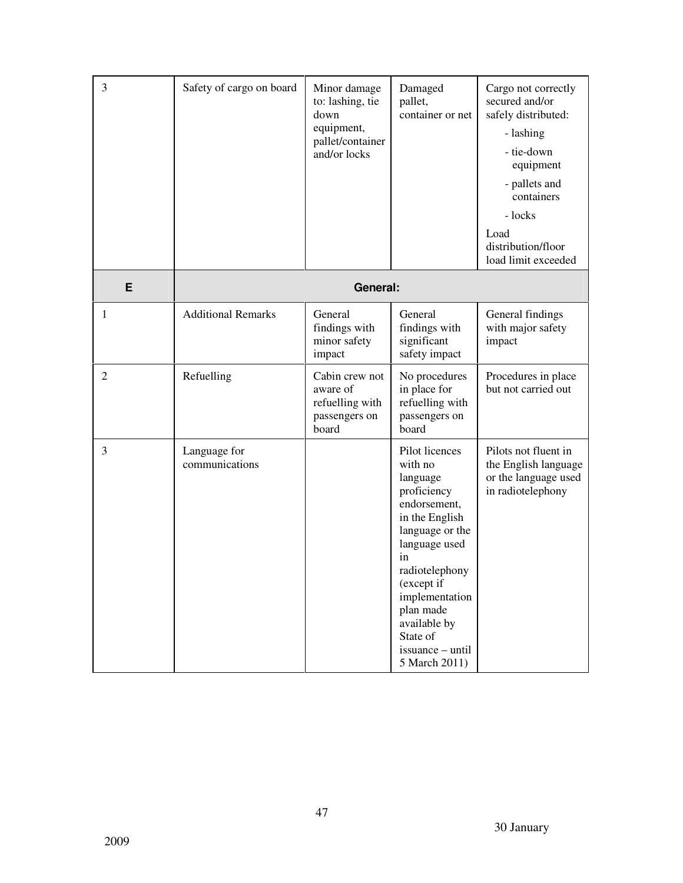| | | | | |
|---|---|---|---|---|
| 3 | Safety of cargo on board | Minor damage to: lashing, tie down equipment, pallet/container and/or locks | Damaged pallet, container or net | Cargo not correctly secured and/or safely distributed:<br>- lashing<br>- tie-down equipment<br>- pallets and containers<br>- locks<br>Load distribution/floor load limit exceeded |
| **E** | **General:** | | | |
| 1 | Additional Remarks | General findings with minor safety impact | General findings with significant safety impact | General findings with major safety impact |
| 2 | Refuelling | Cabin crew not aware of refuelling with passengers on board | No procedures in place for refuelling with passengers on board | Procedures in place but not carried out |
| 3 | Language for communications | | Pilot licences with no language proficiency endorsement, in the English language or the language used in radiotelephony (except if implementation plan made available by State of issuance – until 5 March 2011) | Pilots not fluent in the English language or the language used in radiotelephony |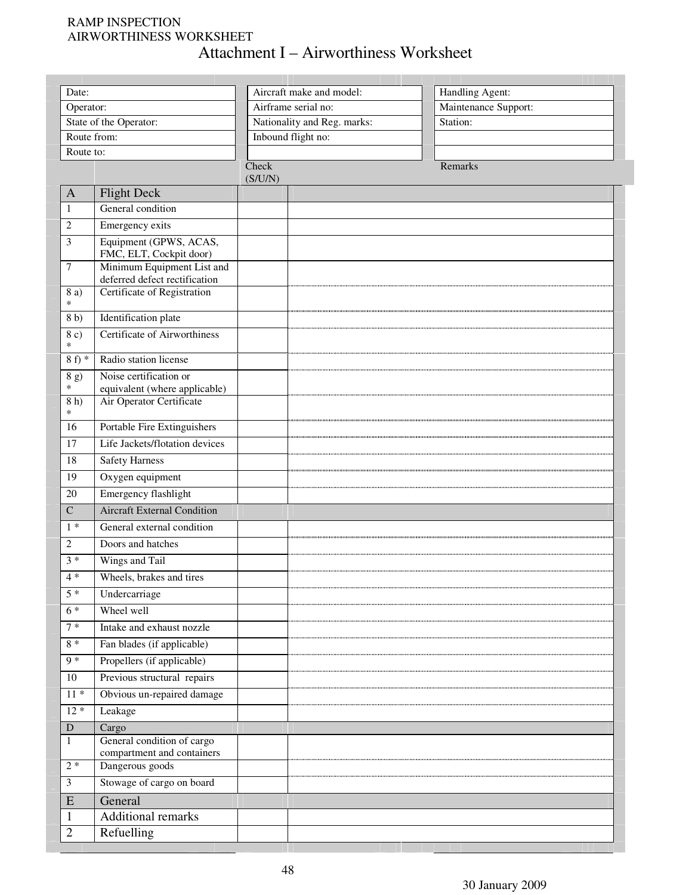RAMP INSPECTION
AIRWORTHINESS WORKSHEET

# Attachment I – Airworthiness Worksheet

| | | |
|---|---|---|
| Date: | Aircraft make and model: | Handling Agent: |
| Operator: | Airframe serial no: | Maintenance Support: |
| State of the Operator: | Nationality and Reg. marks: | Station: |
| Route from: | Inbound flight no: | |
| Route to: | | |

| | | Check (S/U/N) | Remarks |
|---|---|---|---|
| **A** | **Flight Deck** | | |
| 1 | General condition | | |
| 2 | Emergency exits | | |
| 3 | Equipment (GPWS, ACAS, FMC, ELT, Cockpit door) | | |
| 7 | Minimum Equipment List and deferred defect rectification | | |
| 8 a) * | Certificate of Registration | | |
| 8 b) | Identification plate | | |
| 8 c) * | Certificate of Airworthiness | | |
| 8 f) * | Radio station license | | |
| 8 g) * | Noise certification or equivalent (where applicable) | | |
| 8 h) * | Air Operator Certificate | | |
| 16 | Portable Fire Extinguishers | | |
| 17 | Life Jackets/flotation devices | | |
| 18 | Safety Harness | | |
| 19 | Oxygen equipment | | |
| 20 | Emergency flashlight | | |
| **C** | **Aircraft External Condition** | | |
| 1 * | General external condition | | |
| 2 | Doors and hatches | | |
| 3 * | Wings and Tail | | |
| 4 * | Wheels, brakes and tires | | |
| 5 * | Undercarriage | | |
| 6 * | Wheel well | | |
| 7 * | Intake and exhaust nozzle | | |
| 8 * | Fan blades (if applicable) | | |
| 9 * | Propellers (if applicable) | | |
| 10 | Previous structural repairs | | |
| 11 * | Obvious un-repaired damage | | |
| 12 * | Leakage | | |
| **D** | **Cargo** | | |
| 1 | General condition of cargo compartment and containers | | |
| 2 * | Dangerous goods | | |
| 3 | Stowage of cargo on board | | |
| **E** | **General** | | |
| 1 | Additional remarks | | |
| 2 | Refuelling | | |

30 January 2009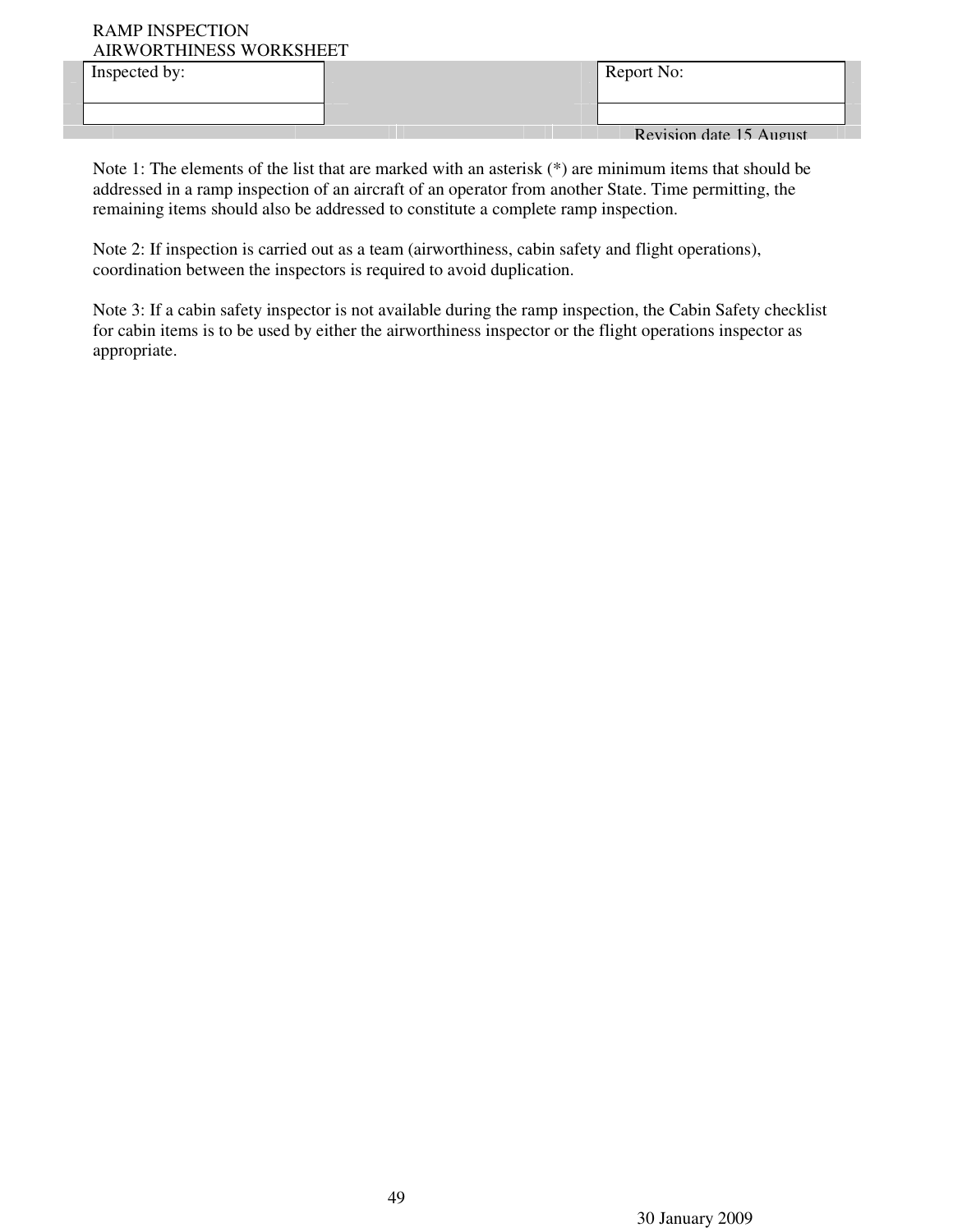RAMP INSPECTION
AIRWORTHINESS WORKSHEET

| Inspected by: | | Report No: |
|---|---|---|
| | | |
| | | Revision date 15 August |

Note 1: The elements of the list that are marked with an asterisk (*) are minimum items that should be addressed in a ramp inspection of an aircraft of an operator from another State. Time permitting, the remaining items should also be addressed to constitute a complete ramp inspection.

Note 2: If inspection is carried out as a team (airworthiness, cabin safety and flight operations), coordination between the inspectors is required to avoid duplication.

Note 3: If a cabin safety inspector is not available during the ramp inspection, the Cabin Safety checklist for cabin items is to be used by either the airworthiness inspector or the flight operations inspector as appropriate.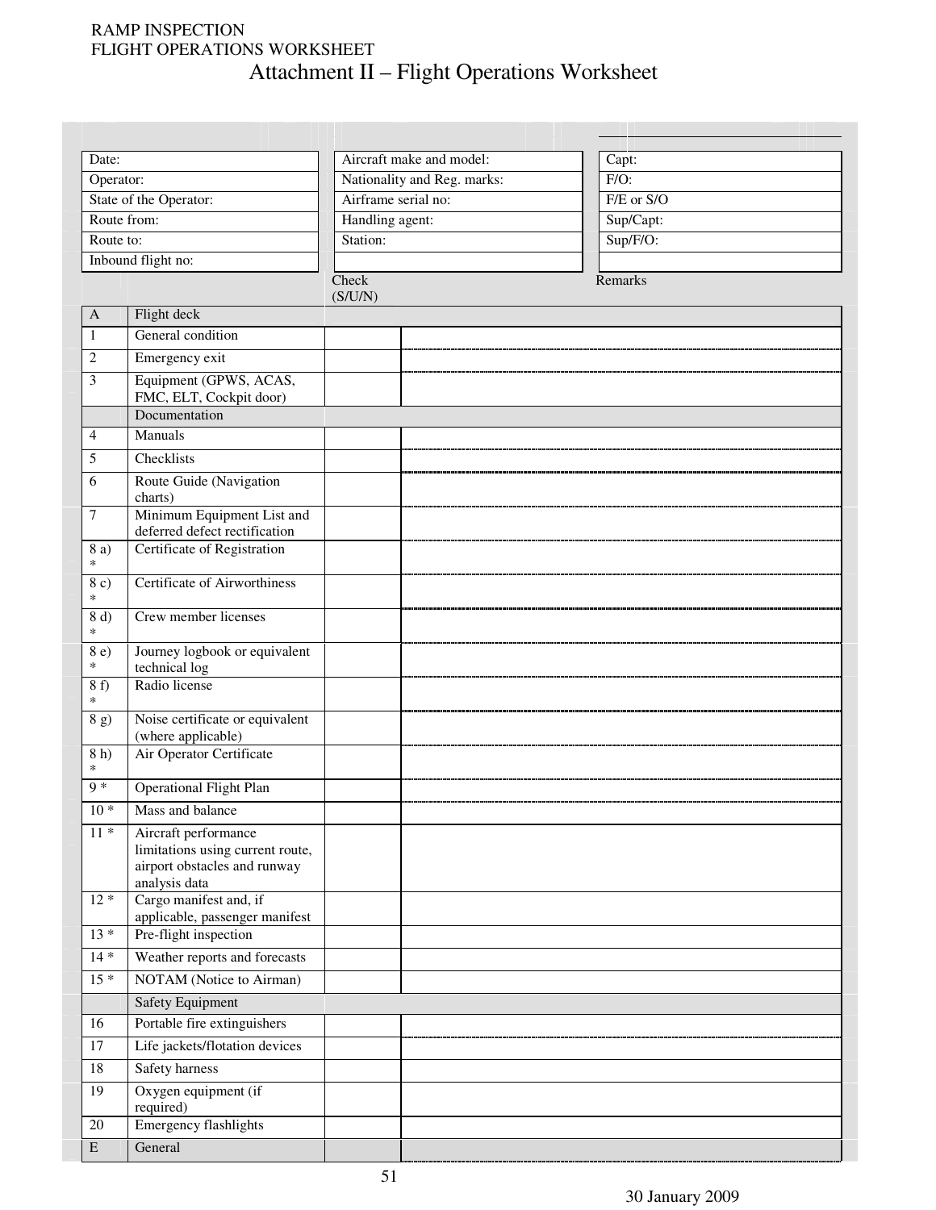# Attachment II – Flight Operations Worksheet

| | | |
|---|---|---|
| Date: | Aircraft make and model: | Capt: |
| Operator: | Nationality and Reg. marks: | F/O: |
| State of the Operator: | Airframe serial no: | F/E or S/O |
| Route from: | Handling agent: | Sup/Capt: |
| Route to: | Station: | Sup/F/O: |
| Inbound flight no: | | |

| | | Check (S/U/N) | Remarks |
|---|---|---|---|
| A | Flight deck | | |
| 1 | General condition | | |
| 2 | Emergency exit | | |
| 3 | Equipment (GPWS, ACAS, FMC, ELT, Cockpit door) | | |
| | Documentation | | |
| 4 | Manuals | | |
| 5 | Checklists | | |
| 6 | Route Guide (Navigation charts) | | |
| 7 | Minimum Equipment List and deferred defect rectification | | |
| 8 a) * | Certificate of Registration | | |
| 8 c) * | Certificate of Airworthiness | | |
| 8 d) * | Crew member licenses | | |
| 8 e) * | Journey logbook or equivalent technical log | | |
| 8 f) * | Radio license | | |
| 8 g) | Noise certificate or equivalent (where applicable) | | |
| 8 h) * | Air Operator Certificate | | |
| 9 * | Operational Flight Plan | | |
| 10 * | Mass and balance | | |
| 11 * | Aircraft performance limitations using current route, airport obstacles and runway analysis data | | |
| 12 * | Cargo manifest and, if applicable, passenger manifest | | |
| 13 * | Pre-flight inspection | | |
| 14 * | Weather reports and forecasts | | |
| 15 * | NOTAM (Notice to Airman) | | |
| | Safety Equipment | | |
| 16 | Portable fire extinguishers | | |
| 17 | Life jackets/flotation devices | | |
| 18 | Safety harness | | |
| 19 | Oxygen equipment (if required) | | |
| 20 | Emergency flashlights | | |
| E | General | | |

30 January 2009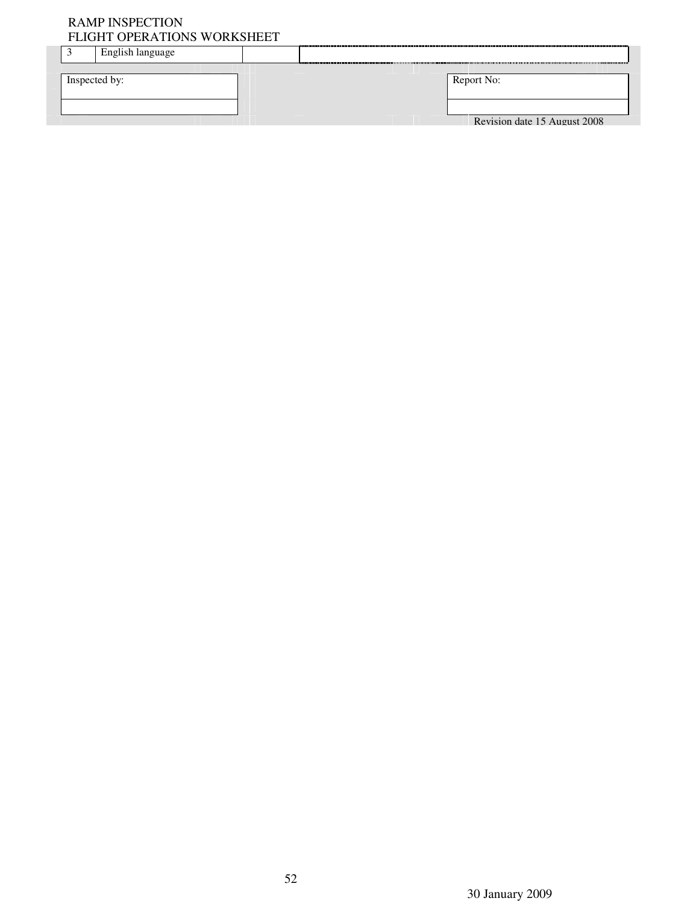RAMP INSPECTION
FLIGHT OPERATIONS WORKSHEET

| 3 | English language | | |
|---|---|---|---|

| Inspected by: | Report No: |
|---|---|
| | |

Revision date 15 August 2008

30 January 2009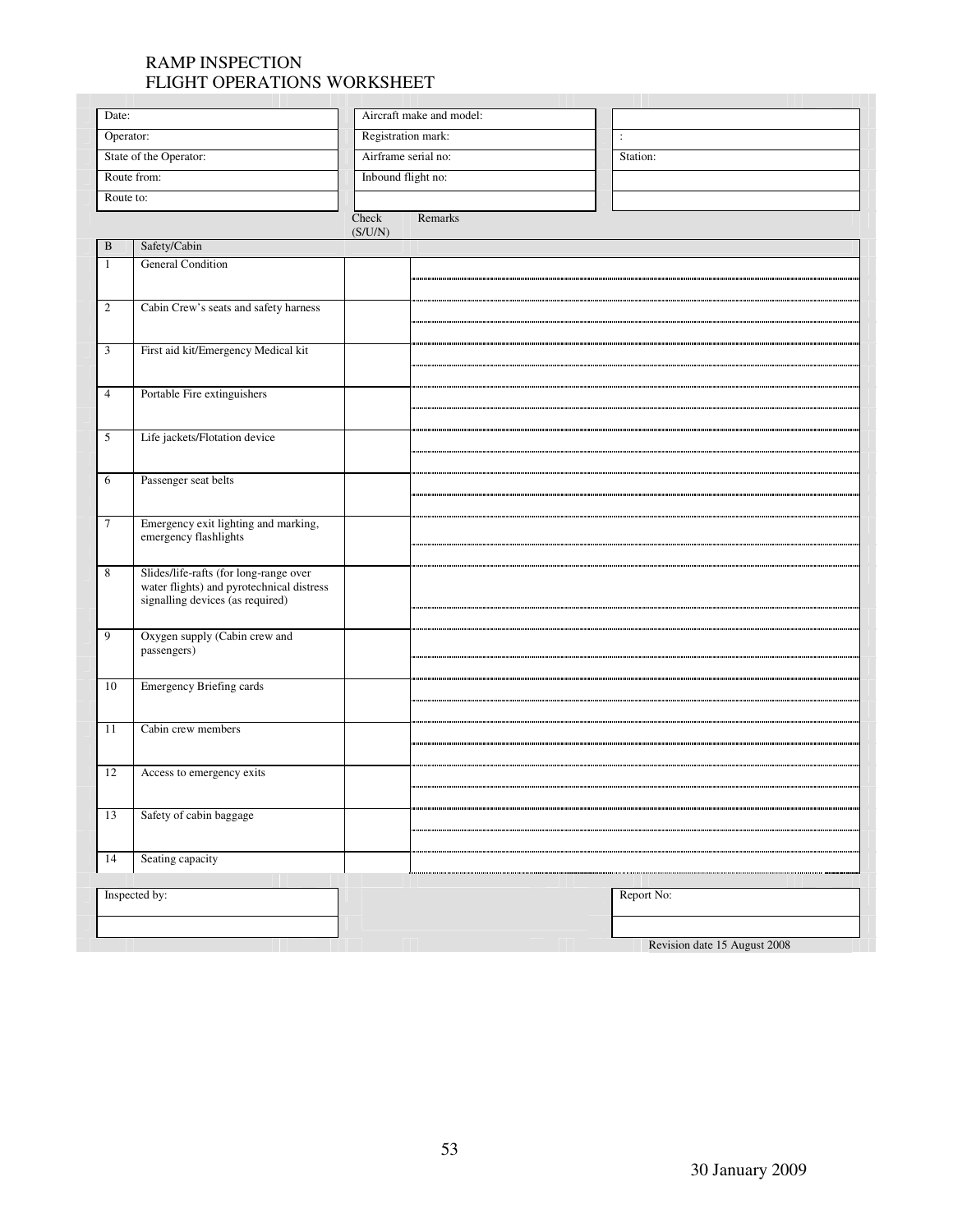RAMP INSPECTION
FLIGHT OPERATIONS WORKSHEET

| | | |
|---|---|---|
| Date: | Aircraft make and model: | |
| Operator: | Registration mark: | : |
| State of the Operator: | Airframe serial no: | Station: |
| Route from: | Inbound flight no: | |
| Route to: | | |

| B | Safety/Cabin | Check (S/U/N) | Remarks |
|---|---|---|---|
| 1 | General Condition | | |
| 2 | Cabin Crew's seats and safety harness | | |
| 3 | First aid kit/Emergency Medical kit | | |
| 4 | Portable Fire extinguishers | | |
| 5 | Life jackets/Flotation device | | |
| 6 | Passenger seat belts | | |
| 7 | Emergency exit lighting and marking, emergency flashlights | | |
| 8 | Slides/life-rafts (for long-range over water flights) and pyrotechnical distress signalling devices (as required) | | |
| 9 | Oxygen supply (Cabin crew and passengers) | | |
| 10 | Emergency Briefing cards | | |
| 11 | Cabin crew members | | |
| 12 | Access to emergency exits | | |
| 13 | Safety of cabin baggage | | |
| 14 | Seating capacity | | |

| | |
|---|---|
| Inspected by: | Report No: |
| | |

Revision date 15 August 2008

30 January 2009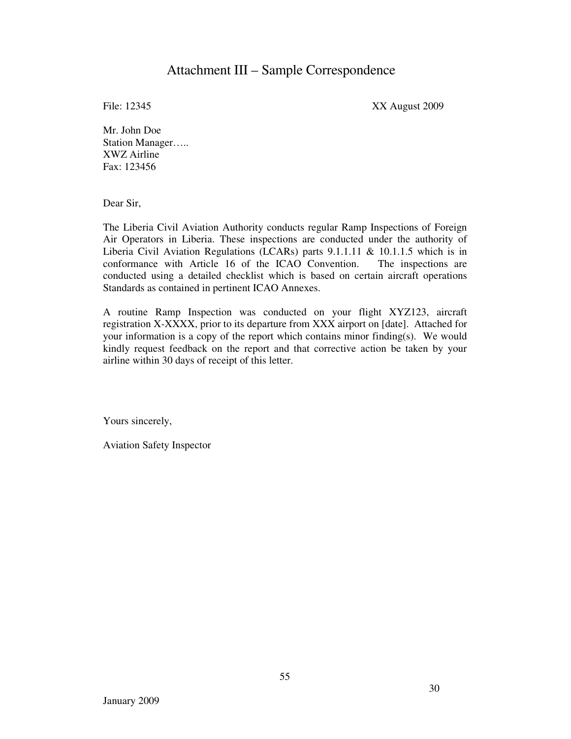# Attachment III – Sample Correspondence

File: 12345 XX August 2009

Mr. John Doe
Station Manager…..
XWZ Airline
Fax: 123456

Dear Sir,

The Liberia Civil Aviation Authority conducts regular Ramp Inspections of Foreign Air Operators in Liberia. These inspections are conducted under the authority of Liberia Civil Aviation Regulations (LCARs) parts 9.1.1.11 & 10.1.1.5 which is in conformance with Article 16 of the ICAO Convention. The inspections are conducted using a detailed checklist which is based on certain aircraft operations Standards as contained in pertinent ICAO Annexes.

A routine Ramp Inspection was conducted on your flight XYZ123, aircraft registration X-XXXX, prior to its departure from XXX airport on [date]. Attached for your information is a copy of the report which contains minor finding(s). We would kindly request feedback on the report and that corrective action be taken by your airline within 30 days of receipt of this letter.

Yours sincerely,

Aviation Safety Inspector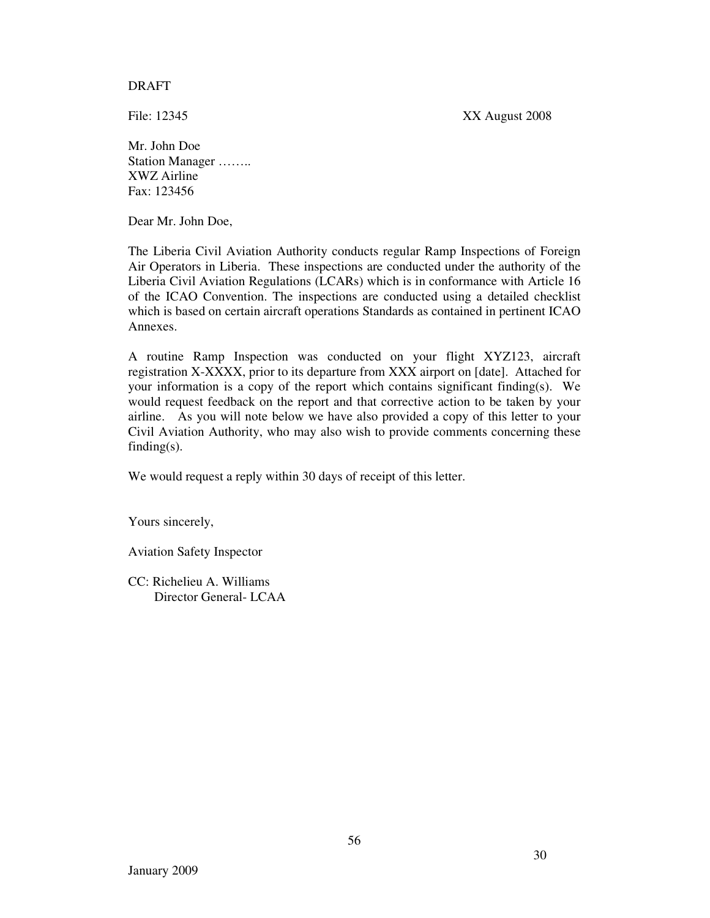DRAFT

File: 12345 XX August 2008

Mr. John Doe  
Station Manager ……..  
XWZ Airline  
Fax: 123456

Dear Mr. John Doe,

The Liberia Civil Aviation Authority conducts regular Ramp Inspections of Foreign Air Operators in Liberia. These inspections are conducted under the authority of the Liberia Civil Aviation Regulations (LCARs) which is in conformance with Article 16 of the ICAO Convention. The inspections are conducted using a detailed checklist which is based on certain aircraft operations Standards as contained in pertinent ICAO Annexes.

A routine Ramp Inspection was conducted on your flight XYZ123, aircraft registration X-XXXX, prior to its departure from XXX airport on [date]. Attached for your information is a copy of the report which contains significant finding(s). We would request feedback on the report and that corrective action to be taken by your airline. As you will note below we have also provided a copy of this letter to your Civil Aviation Authority, who may also wish to provide comments concerning these finding(s).

We would request a reply within 30 days of receipt of this letter.

Yours sincerely,

Aviation Safety Inspector

CC: Richelieu A. Williams  
Director General- LCAA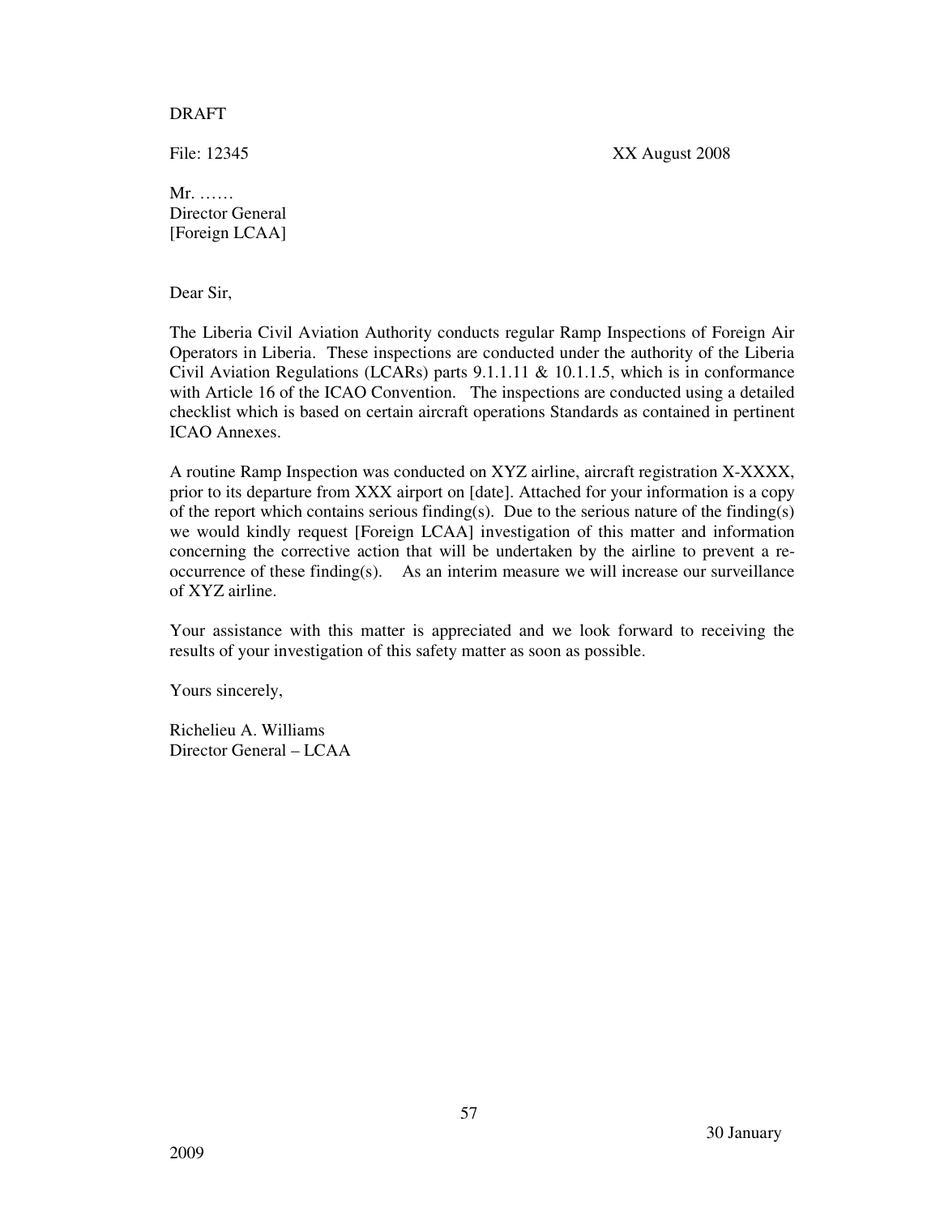DRAFT

File: 12345 XX August 2008

Mr. ……
Director General
[Foreign LCAA]

Dear Sir,

The Liberia Civil Aviation Authority conducts regular Ramp Inspections of Foreign Air Operators in Liberia. These inspections are conducted under the authority of the Liberia Civil Aviation Regulations (LCARs) parts 9.1.1.11 & 10.1.1.5, which is in conformance with Article 16 of the ICAO Convention. The inspections are conducted using a detailed checklist which is based on certain aircraft operations Standards as contained in pertinent ICAO Annexes.

A routine Ramp Inspection was conducted on XYZ airline, aircraft registration X-XXXX, prior to its departure from XXX airport on [date]. Attached for your information is a copy of the report which contains serious finding(s). Due to the serious nature of the finding(s) we would kindly request [Foreign LCAA] investigation of this matter and information concerning the corrective action that will be undertaken by the airline to prevent a re-occurrence of these finding(s). As an interim measure we will increase our surveillance of XYZ airline.

Your assistance with this matter is appreciated and we look forward to receiving the results of your investigation of this safety matter as soon as possible.

Yours sincerely,

Richelieu A. Williams
Director General – LCAA